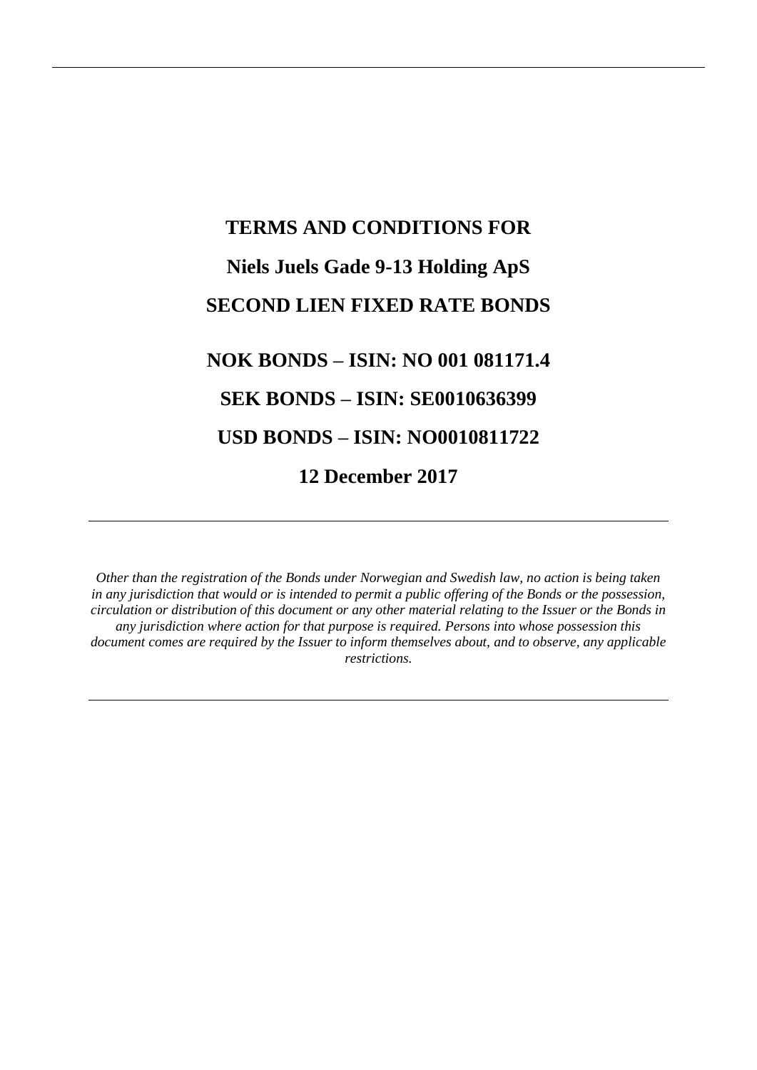# TERMS AND CONDITIONS FOR

# Niels Juels Gade 9-13 Holding ApS

# SECOND LIEN FIXED RATE BONDS

## NOK BONDS – ISIN: NO 001 081171.4

## SEK BONDS – ISIN: SE0010636399

## USD BONDS – ISIN: NO0010811722

## 12 December 2017

---

*Other than the registration of the Bonds under Norwegian and Swedish law, no action is being taken in any jurisdiction that would or is intended to permit a public offering of the Bonds or the possession, circulation or distribution of this document or any other material relating to the Issuer or the Bonds in any jurisdiction where action for that purpose is required. Persons into whose possession this document comes are required by the Issuer to inform themselves about, and to observe, any applicable restrictions.*

---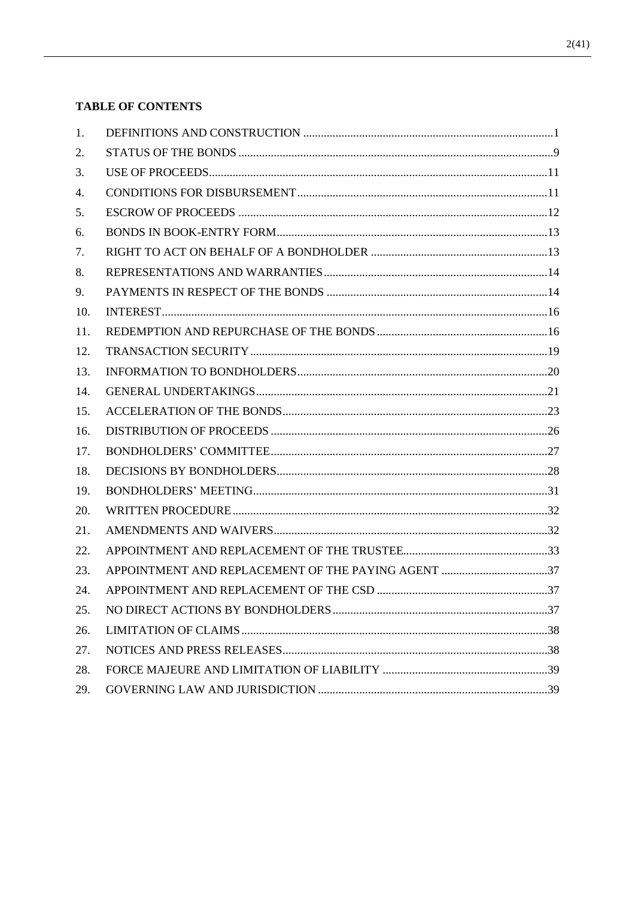**TABLE OF CONTENTS**

| | | |
|---|---|---|
| 1. | DEFINITIONS AND CONSTRUCTION | 1 |
| 2. | STATUS OF THE BONDS | 9 |
| 3. | USE OF PROCEEDS | 11 |
| 4. | CONDITIONS FOR DISBURSEMENT | 11 |
| 5. | ESCROW OF PROCEEDS | 12 |
| 6. | BONDS IN BOOK-ENTRY FORM | 13 |
| 7. | RIGHT TO ACT ON BEHALF OF A BONDHOLDER | 13 |
| 8. | REPRESENTATIONS AND WARRANTIES | 14 |
| 9. | PAYMENTS IN RESPECT OF THE BONDS | 14 |
| 10. | INTEREST | 16 |
| 11. | REDEMPTION AND REPURCHASE OF THE BONDS | 16 |
| 12. | TRANSACTION SECURITY | 19 |
| 13. | INFORMATION TO BONDHOLDERS | 20 |
| 14. | GENERAL UNDERTAKINGS | 21 |
| 15. | ACCELERATION OF THE BONDS | 23 |
| 16. | DISTRIBUTION OF PROCEEDS | 26 |
| 17. | BONDHOLDERS' COMMITTEE | 27 |
| 18. | DECISIONS BY BONDHOLDERS | 28 |
| 19. | BONDHOLDERS' MEETING | 31 |
| 20. | WRITTEN PROCEDURE | 32 |
| 21. | AMENDMENTS AND WAIVERS | 32 |
| 22. | APPOINTMENT AND REPLACEMENT OF THE TRUSTEE | 33 |
| 23. | APPOINTMENT AND REPLACEMENT OF THE PAYING AGENT | 37 |
| 24. | APPOINTMENT AND REPLACEMENT OF THE CSD | 37 |
| 25. | NO DIRECT ACTIONS BY BONDHOLDERS | 37 |
| 26. | LIMITATION OF CLAIMS | 38 |
| 27. | NOTICES AND PRESS RELEASES | 38 |
| 28. | FORCE MAJEURE AND LIMITATION OF LIABILITY | 39 |
| 29. | GOVERNING LAW AND JURISDICTION | 39 |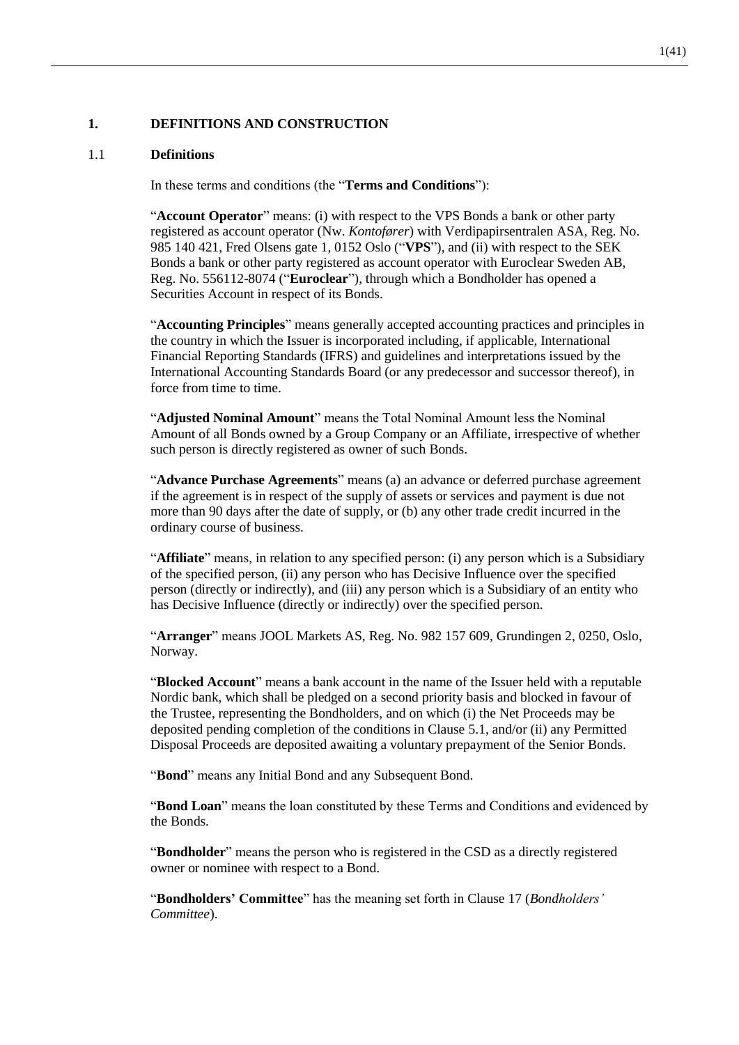## 1. DEFINITIONS AND CONSTRUCTION

### 1.1 Definitions

In these terms and conditions (the "**Terms and Conditions**"):

"**Account Operator**" means: (i) with respect to the VPS Bonds a bank or other party registered as account operator (Nw. *Kontofører*) with Verdipapirsentralen ASA, Reg. No. 985 140 421, Fred Olsens gate 1, 0152 Oslo ("**VPS**"), and (ii) with respect to the SEK Bonds a bank or other party registered as account operator with Euroclear Sweden AB, Reg. No. 556112-8074 ("**Euroclear**"), through which a Bondholder has opened a Securities Account in respect of its Bonds.

"**Accounting Principles**" means generally accepted accounting practices and principles in the country in which the Issuer is incorporated including, if applicable, International Financial Reporting Standards (IFRS) and guidelines and interpretations issued by the International Accounting Standards Board (or any predecessor and successor thereof), in force from time to time.

"**Adjusted Nominal Amount**" means the Total Nominal Amount less the Nominal Amount of all Bonds owned by a Group Company or an Affiliate, irrespective of whether such person is directly registered as owner of such Bonds.

"**Advance Purchase Agreements**" means (a) an advance or deferred purchase agreement if the agreement is in respect of the supply of assets or services and payment is due not more than 90 days after the date of supply, or (b) any other trade credit incurred in the ordinary course of business.

"**Affiliate**" means, in relation to any specified person: (i) any person which is a Subsidiary of the specified person, (ii) any person who has Decisive Influence over the specified person (directly or indirectly), and (iii) any person which is a Subsidiary of an entity who has Decisive Influence (directly or indirectly) over the specified person.

"**Arranger**" means JOOL Markets AS, Reg. No. 982 157 609, Grundingen 2, 0250, Oslo, Norway.

"**Blocked Account**" means a bank account in the name of the Issuer held with a reputable Nordic bank, which shall be pledged on a second priority basis and blocked in favour of the Trustee, representing the Bondholders, and on which (i) the Net Proceeds may be deposited pending completion of the conditions in Clause 5.1, and/or (ii) any Permitted Disposal Proceeds are deposited awaiting a voluntary prepayment of the Senior Bonds.

"**Bond**" means any Initial Bond and any Subsequent Bond.

"**Bond Loan**" means the loan constituted by these Terms and Conditions and evidenced by the Bonds.

"**Bondholder**" means the person who is registered in the CSD as a directly registered owner or nominee with respect to a Bond.

"**Bondholders' Committee**" has the meaning set forth in Clause 17 (*Bondholders' Committee*).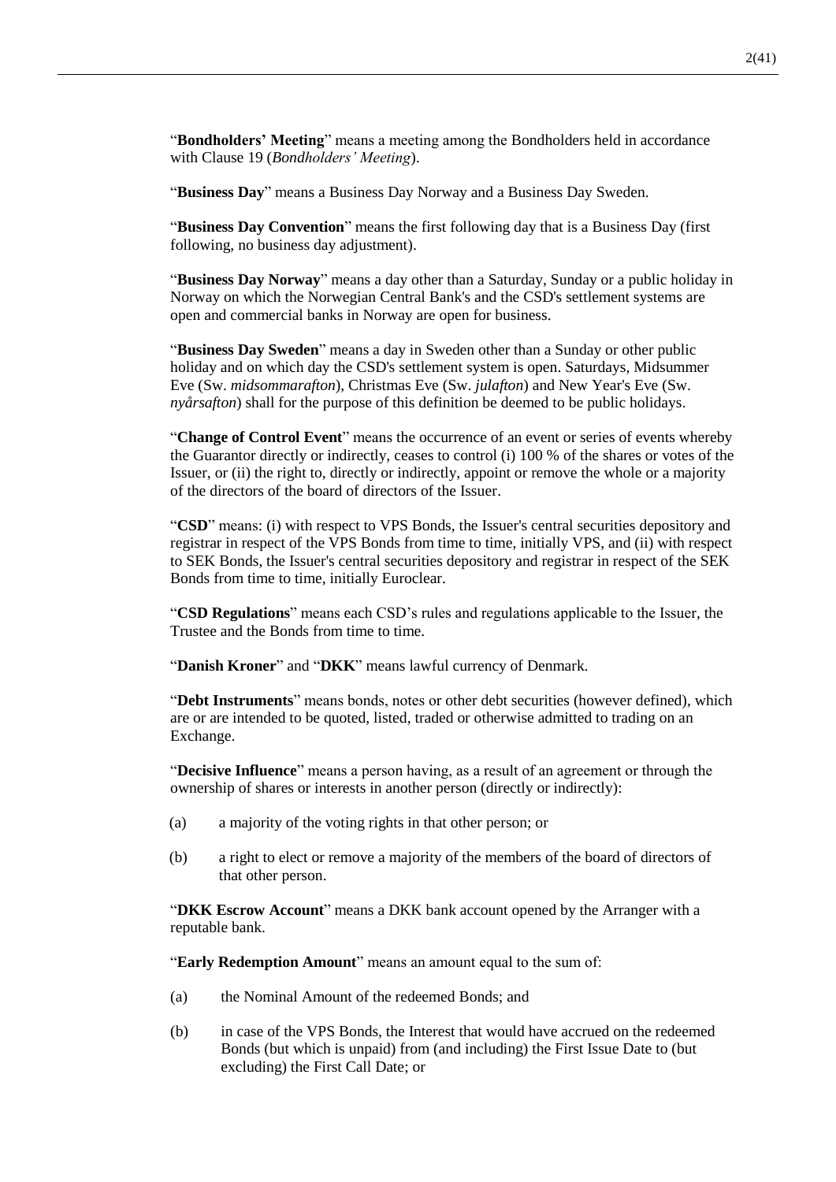"**Bondholders' Meeting**" means a meeting among the Bondholders held in accordance with Clause 19 (*Bondholders' Meeting*).

"**Business Day**" means a Business Day Norway and a Business Day Sweden.

"**Business Day Convention**" means the first following day that is a Business Day (first following, no business day adjustment).

"**Business Day Norway**" means a day other than a Saturday, Sunday or a public holiday in Norway on which the Norwegian Central Bank's and the CSD's settlement systems are open and commercial banks in Norway are open for business.

"**Business Day Sweden**" means a day in Sweden other than a Sunday or other public holiday and on which day the CSD's settlement system is open. Saturdays, Midsummer Eve (Sw. *midsommarafton*), Christmas Eve (Sw. *julafton*) and New Year's Eve (Sw. *nyårsafton*) shall for the purpose of this definition be deemed to be public holidays.

"**Change of Control Event**" means the occurrence of an event or series of events whereby the Guarantor directly or indirectly, ceases to control (i) 100 % of the shares or votes of the Issuer, or (ii) the right to, directly or indirectly, appoint or remove the whole or a majority of the directors of the board of directors of the Issuer.

"**CSD**" means: (i) with respect to VPS Bonds, the Issuer's central securities depository and registrar in respect of the VPS Bonds from time to time, initially VPS, and (ii) with respect to SEK Bonds, the Issuer's central securities depository and registrar in respect of the SEK Bonds from time to time, initially Euroclear.

"**CSD Regulations**" means each CSD's rules and regulations applicable to the Issuer, the Trustee and the Bonds from time to time.

"**Danish Kroner**" and "**DKK**" means lawful currency of Denmark.

"**Debt Instruments**" means bonds, notes or other debt securities (however defined), which are or are intended to be quoted, listed, traded or otherwise admitted to trading on an Exchange.

"**Decisive Influence**" means a person having, as a result of an agreement or through the ownership of shares or interests in another person (directly or indirectly):

(a) a majority of the voting rights in that other person; or

(b) a right to elect or remove a majority of the members of the board of directors of that other person.

"**DKK Escrow Account**" means a DKK bank account opened by the Arranger with a reputable bank.

"**Early Redemption Amount**" means an amount equal to the sum of:

(a) the Nominal Amount of the redeemed Bonds; and

(b) in case of the VPS Bonds, the Interest that would have accrued on the redeemed Bonds (but which is unpaid) from (and including) the First Issue Date to (but excluding) the First Call Date; or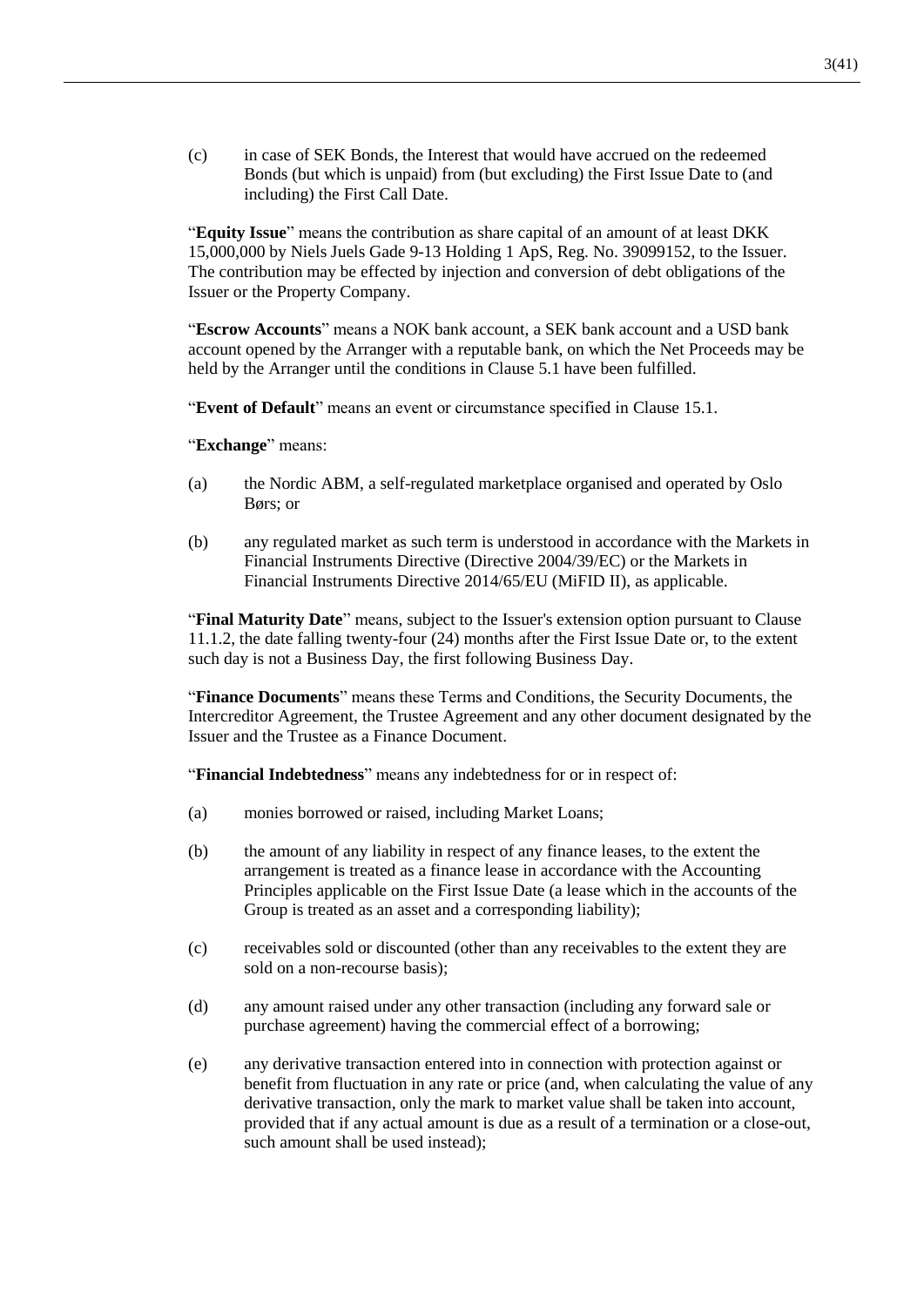(c) in case of SEK Bonds, the Interest that would have accrued on the redeemed Bonds (but which is unpaid) from (but excluding) the First Issue Date to (and including) the First Call Date.

"**Equity Issue**" means the contribution as share capital of an amount of at least DKK 15,000,000 by Niels Juels Gade 9-13 Holding 1 ApS, Reg. No. 39099152, to the Issuer. The contribution may be effected by injection and conversion of debt obligations of the Issuer or the Property Company.

"**Escrow Accounts**" means a NOK bank account, a SEK bank account and a USD bank account opened by the Arranger with a reputable bank, on which the Net Proceeds may be held by the Arranger until the conditions in Clause 5.1 have been fulfilled.

"**Event of Default**" means an event or circumstance specified in Clause 15.1.

"**Exchange**" means:

(a) the Nordic ABM, a self-regulated marketplace organised and operated by Oslo Børs; or

(b) any regulated market as such term is understood in accordance with the Markets in Financial Instruments Directive (Directive 2004/39/EC) or the Markets in Financial Instruments Directive 2014/65/EU (MiFID II), as applicable.

"**Final Maturity Date**" means, subject to the Issuer's extension option pursuant to Clause 11.1.2, the date falling twenty-four (24) months after the First Issue Date or, to the extent such day is not a Business Day, the first following Business Day.

"**Finance Documents**" means these Terms and Conditions, the Security Documents, the Intercreditor Agreement, the Trustee Agreement and any other document designated by the Issuer and the Trustee as a Finance Document.

"**Financial Indebtedness**" means any indebtedness for or in respect of:

(a) monies borrowed or raised, including Market Loans;

(b) the amount of any liability in respect of any finance leases, to the extent the arrangement is treated as a finance lease in accordance with the Accounting Principles applicable on the First Issue Date (a lease which in the accounts of the Group is treated as an asset and a corresponding liability);

(c) receivables sold or discounted (other than any receivables to the extent they are sold on a non-recourse basis);

(d) any amount raised under any other transaction (including any forward sale or purchase agreement) having the commercial effect of a borrowing;

(e) any derivative transaction entered into in connection with protection against or benefit from fluctuation in any rate or price (and, when calculating the value of any derivative transaction, only the mark to market value shall be taken into account, provided that if any actual amount is due as a result of a termination or a close-out, such amount shall be used instead);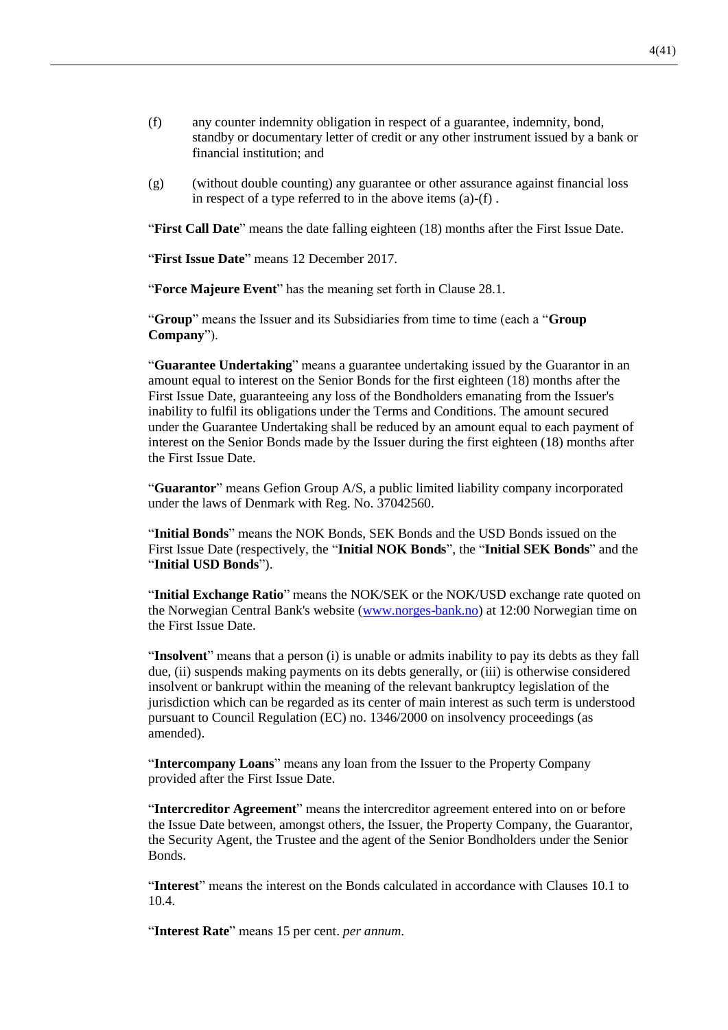(f) any counter indemnity obligation in respect of a guarantee, indemnity, bond, standby or documentary letter of credit or any other instrument issued by a bank or financial institution; and

(g) (without double counting) any guarantee or other assurance against financial loss in respect of a type referred to in the above items (a)-(f) .

"**First Call Date**" means the date falling eighteen (18) months after the First Issue Date.

"**First Issue Date**" means 12 December 2017.

"**Force Majeure Event**" has the meaning set forth in Clause 28.1.

"**Group**" means the Issuer and its Subsidiaries from time to time (each a "**Group Company**").

"**Guarantee Undertaking**" means a guarantee undertaking issued by the Guarantor in an amount equal to interest on the Senior Bonds for the first eighteen (18) months after the First Issue Date, guaranteeing any loss of the Bondholders emanating from the Issuer's inability to fulfil its obligations under the Terms and Conditions. The amount secured under the Guarantee Undertaking shall be reduced by an amount equal to each payment of interest on the Senior Bonds made by the Issuer during the first eighteen (18) months after the First Issue Date.

"**Guarantor**" means Gefion Group A/S, a public limited liability company incorporated under the laws of Denmark with Reg. No. 37042560.

"**Initial Bonds**" means the NOK Bonds, SEK Bonds and the USD Bonds issued on the First Issue Date (respectively, the "**Initial NOK Bonds**", the "**Initial SEK Bonds**" and the "**Initial USD Bonds**").

"**Initial Exchange Ratio**" means the NOK/SEK or the NOK/USD exchange rate quoted on the Norwegian Central Bank's website (www.norges-bank.no) at 12:00 Norwegian time on the First Issue Date.

"**Insolvent**" means that a person (i) is unable or admits inability to pay its debts as they fall due, (ii) suspends making payments on its debts generally, or (iii) is otherwise considered insolvent or bankrupt within the meaning of the relevant bankruptcy legislation of the jurisdiction which can be regarded as its center of main interest as such term is understood pursuant to Council Regulation (EC) no. 1346/2000 on insolvency proceedings (as amended).

"**Intercompany Loans**" means any loan from the Issuer to the Property Company provided after the First Issue Date.

"**Intercreditor Agreement**" means the intercreditor agreement entered into on or before the Issue Date between, amongst others, the Issuer, the Property Company, the Guarantor, the Security Agent, the Trustee and the agent of the Senior Bondholders under the Senior Bonds.

"**Interest**" means the interest on the Bonds calculated in accordance with Clauses 10.1 to 10.4.

"**Interest Rate**" means 15 per cent. *per annum*.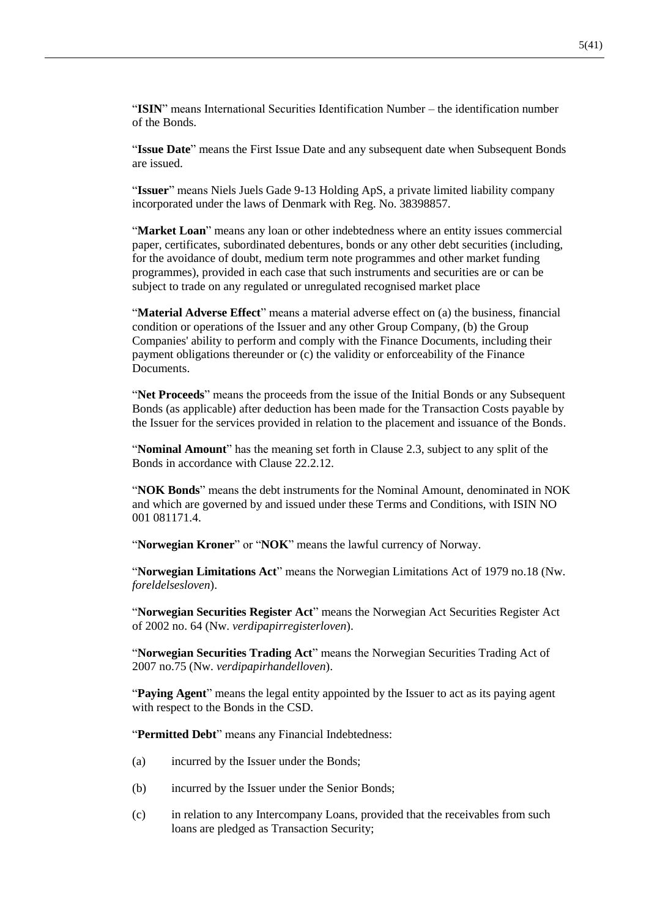"**ISIN**" means International Securities Identification Number – the identification number of the Bonds.

"**Issue Date**" means the First Issue Date and any subsequent date when Subsequent Bonds are issued.

"**Issuer**" means Niels Juels Gade 9-13 Holding ApS, a private limited liability company incorporated under the laws of Denmark with Reg. No. 38398857.

"**Market Loan**" means any loan or other indebtedness where an entity issues commercial paper, certificates, subordinated debentures, bonds or any other debt securities (including, for the avoidance of doubt, medium term note programmes and other market funding programmes), provided in each case that such instruments and securities are or can be subject to trade on any regulated or unregulated recognised market place

"**Material Adverse Effect**" means a material adverse effect on (a) the business, financial condition or operations of the Issuer and any other Group Company, (b) the Group Companies' ability to perform and comply with the Finance Documents, including their payment obligations thereunder or (c) the validity or enforceability of the Finance Documents.

"**Net Proceeds**" means the proceeds from the issue of the Initial Bonds or any Subsequent Bonds (as applicable) after deduction has been made for the Transaction Costs payable by the Issuer for the services provided in relation to the placement and issuance of the Bonds.

"**Nominal Amount**" has the meaning set forth in Clause 2.3, subject to any split of the Bonds in accordance with Clause 22.2.12.

"**NOK Bonds**" means the debt instruments for the Nominal Amount, denominated in NOK and which are governed by and issued under these Terms and Conditions, with ISIN NO 001 081171.4.

"**Norwegian Kroner**" or "**NOK**" means the lawful currency of Norway.

"**Norwegian Limitations Act**" means the Norwegian Limitations Act of 1979 no.18 (Nw. *foreldelsesloven*).

"**Norwegian Securities Register Act**" means the Norwegian Act Securities Register Act of 2002 no. 64 (Nw. *verdipapirregisterloven*).

"**Norwegian Securities Trading Act**" means the Norwegian Securities Trading Act of 2007 no.75 (Nw. *verdipapirhandelloven*).

"**Paying Agent**" means the legal entity appointed by the Issuer to act as its paying agent with respect to the Bonds in the CSD.

"**Permitted Debt**" means any Financial Indebtedness:

(a) incurred by the Issuer under the Bonds;

(b) incurred by the Issuer under the Senior Bonds;

(c) in relation to any Intercompany Loans, provided that the receivables from such loans are pledged as Transaction Security;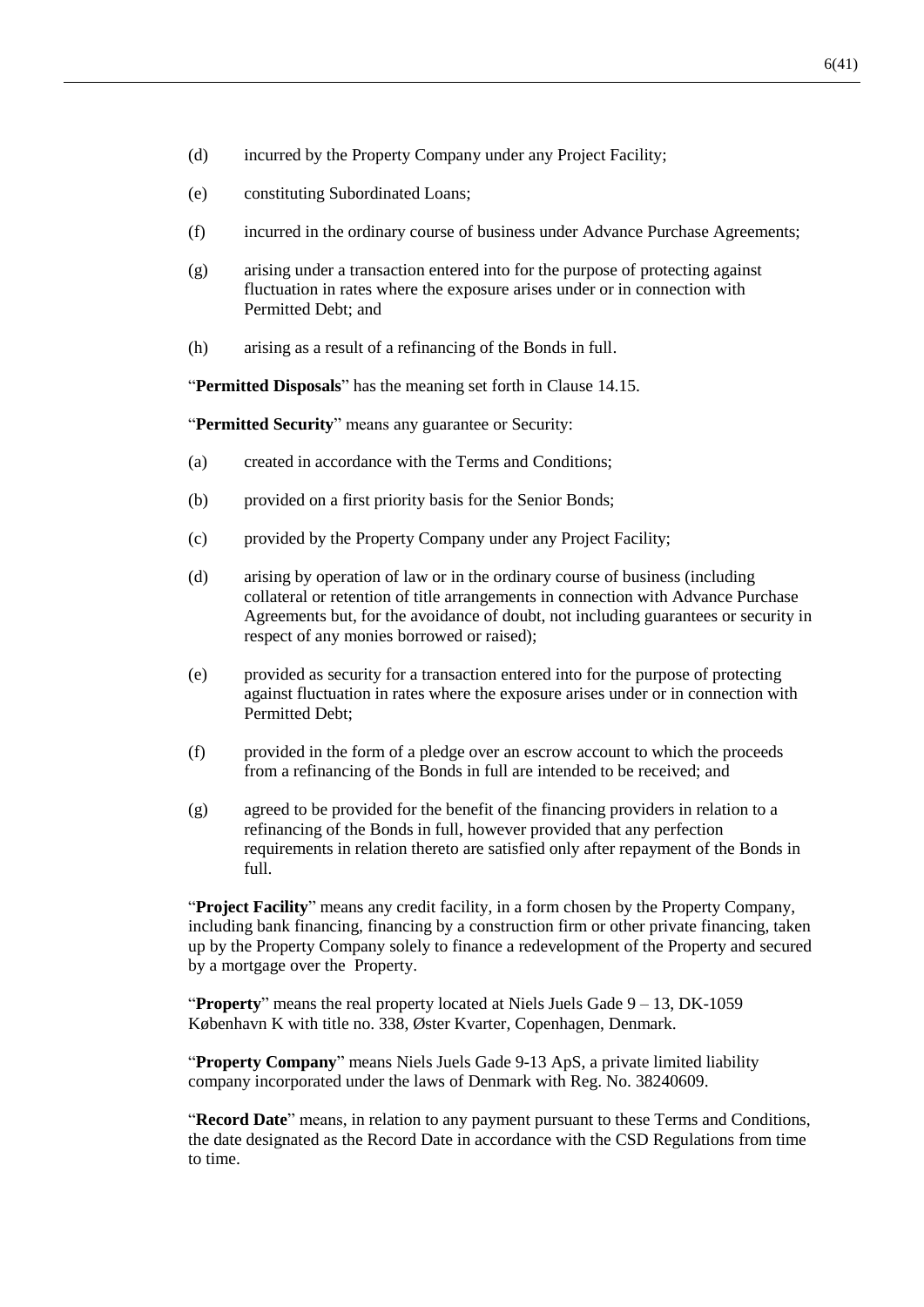(d) incurred by the Property Company under any Project Facility;

(e) constituting Subordinated Loans;

(f) incurred in the ordinary course of business under Advance Purchase Agreements;

(g) arising under a transaction entered into for the purpose of protecting against fluctuation in rates where the exposure arises under or in connection with Permitted Debt; and

(h) arising as a result of a refinancing of the Bonds in full.

"**Permitted Disposals**" has the meaning set forth in Clause 14.15.

"**Permitted Security**" means any guarantee or Security:

(a) created in accordance with the Terms and Conditions;

(b) provided on a first priority basis for the Senior Bonds;

(c) provided by the Property Company under any Project Facility;

(d) arising by operation of law or in the ordinary course of business (including collateral or retention of title arrangements in connection with Advance Purchase Agreements but, for the avoidance of doubt, not including guarantees or security in respect of any monies borrowed or raised);

(e) provided as security for a transaction entered into for the purpose of protecting against fluctuation in rates where the exposure arises under or in connection with Permitted Debt;

(f) provided in the form of a pledge over an escrow account to which the proceeds from a refinancing of the Bonds in full are intended to be received; and

(g) agreed to be provided for the benefit of the financing providers in relation to a refinancing of the Bonds in full, however provided that any perfection requirements in relation thereto are satisfied only after repayment of the Bonds in full.

"**Project Facility**" means any credit facility, in a form chosen by the Property Company, including bank financing, financing by a construction firm or other private financing, taken up by the Property Company solely to finance a redevelopment of the Property and secured by a mortgage over the Property.

"**Property**" means the real property located at Niels Juels Gade 9 – 13, DK-1059 København K with title no. 338, Øster Kvarter, Copenhagen, Denmark.

"**Property Company**" means Niels Juels Gade 9-13 ApS, a private limited liability company incorporated under the laws of Denmark with Reg. No. 38240609.

"**Record Date**" means, in relation to any payment pursuant to these Terms and Conditions, the date designated as the Record Date in accordance with the CSD Regulations from time to time.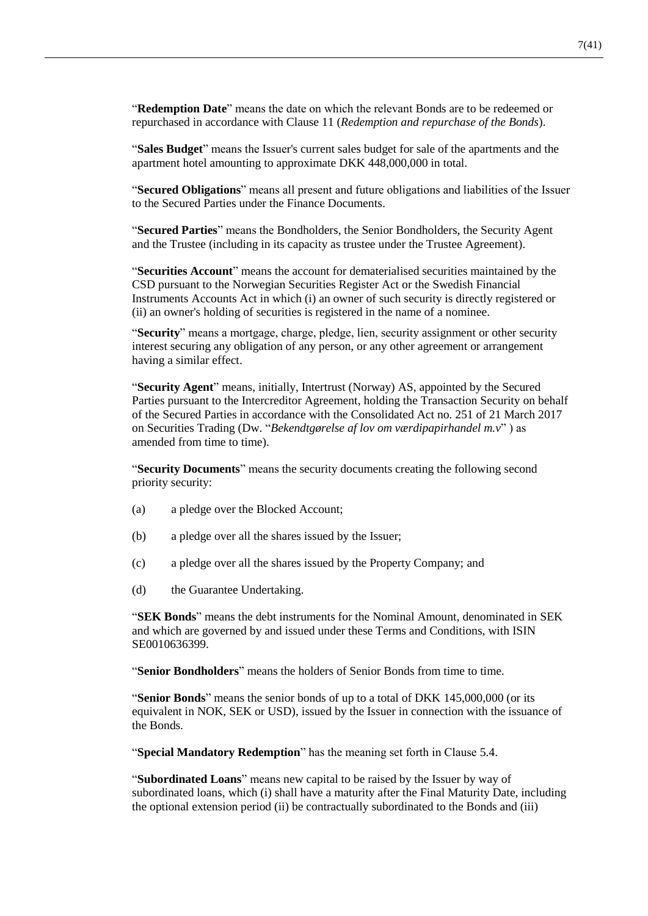"**Redemption Date**" means the date on which the relevant Bonds are to be redeemed or repurchased in accordance with Clause 11 (*Redemption and repurchase of the Bonds*).

"**Sales Budget**" means the Issuer's current sales budget for sale of the apartments and the apartment hotel amounting to approximate DKK 448,000,000 in total.

"**Secured Obligations**" means all present and future obligations and liabilities of the Issuer to the Secured Parties under the Finance Documents.

"**Secured Parties**" means the Bondholders, the Senior Bondholders, the Security Agent and the Trustee (including in its capacity as trustee under the Trustee Agreement).

"**Securities Account**" means the account for dematerialised securities maintained by the CSD pursuant to the Norwegian Securities Register Act or the Swedish Financial Instruments Accounts Act in which (i) an owner of such security is directly registered or (ii) an owner's holding of securities is registered in the name of a nominee.

"**Security**" means a mortgage, charge, pledge, lien, security assignment or other security interest securing any obligation of any person, or any other agreement or arrangement having a similar effect.

"**Security Agent**" means, initially, Intertrust (Norway) AS, appointed by the Secured Parties pursuant to the Intercreditor Agreement, holding the Transaction Security on behalf of the Secured Parties in accordance with the Consolidated Act no. 251 of 21 March 2017 on Securities Trading (Dw. "*Bekendtgørelse af lov om værdipapirhandel m.v*" ) as amended from time to time).

"**Security Documents**" means the security documents creating the following second priority security:

(a) a pledge over the Blocked Account;

(b) a pledge over all the shares issued by the Issuer;

(c) a pledge over all the shares issued by the Property Company; and

(d) the Guarantee Undertaking.

"**SEK Bonds**" means the debt instruments for the Nominal Amount, denominated in SEK and which are governed by and issued under these Terms and Conditions, with ISIN SE0010636399.

"**Senior Bondholders**" means the holders of Senior Bonds from time to time.

"**Senior Bonds**" means the senior bonds of up to a total of DKK 145,000,000 (or its equivalent in NOK, SEK or USD), issued by the Issuer in connection with the issuance of the Bonds.

"**Special Mandatory Redemption**" has the meaning set forth in Clause 5.4.

"**Subordinated Loans**" means new capital to be raised by the Issuer by way of subordinated loans, which (i) shall have a maturity after the Final Maturity Date, including the optional extension period (ii) be contractually subordinated to the Bonds and (iii)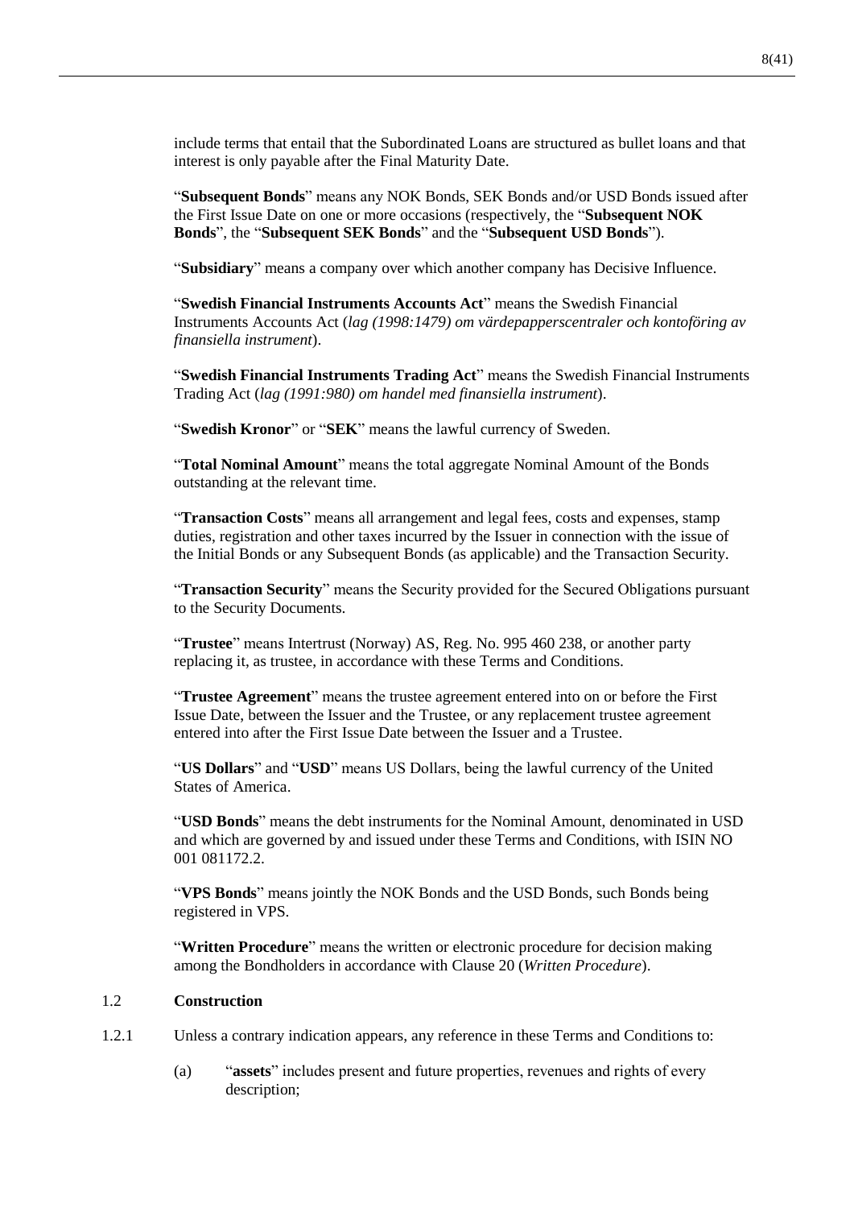include terms that entail that the Subordinated Loans are structured as bullet loans and that interest is only payable after the Final Maturity Date.

"**Subsequent Bonds**" means any NOK Bonds, SEK Bonds and/or USD Bonds issued after the First Issue Date on one or more occasions (respectively, the "**Subsequent NOK Bonds**", the "**Subsequent SEK Bonds**" and the "**Subsequent USD Bonds**").

"**Subsidiary**" means a company over which another company has Decisive Influence.

"**Swedish Financial Instruments Accounts Act**" means the Swedish Financial Instruments Accounts Act (*lag (1998:1479) om värdepapperscentraler och kontoföring av finansiella instrument*).

"**Swedish Financial Instruments Trading Act**" means the Swedish Financial Instruments Trading Act (*lag (1991:980) om handel med finansiella instrument*).

"**Swedish Kronor**" or "**SEK**" means the lawful currency of Sweden.

"**Total Nominal Amount**" means the total aggregate Nominal Amount of the Bonds outstanding at the relevant time.

"**Transaction Costs**" means all arrangement and legal fees, costs and expenses, stamp duties, registration and other taxes incurred by the Issuer in connection with the issue of the Initial Bonds or any Subsequent Bonds (as applicable) and the Transaction Security.

"**Transaction Security**" means the Security provided for the Secured Obligations pursuant to the Security Documents.

"**Trustee**" means Intertrust (Norway) AS, Reg. No. 995 460 238, or another party replacing it, as trustee, in accordance with these Terms and Conditions.

"**Trustee Agreement**" means the trustee agreement entered into on or before the First Issue Date, between the Issuer and the Trustee, or any replacement trustee agreement entered into after the First Issue Date between the Issuer and a Trustee.

"**US Dollars**" and "**USD**" means US Dollars, being the lawful currency of the United States of America.

"**USD Bonds**" means the debt instruments for the Nominal Amount, denominated in USD and which are governed by and issued under these Terms and Conditions, with ISIN NO 001 081172.2.

"**VPS Bonds**" means jointly the NOK Bonds and the USD Bonds, such Bonds being registered in VPS.

"**Written Procedure**" means the written or electronic procedure for decision making among the Bondholders in accordance with Clause 20 (*Written Procedure*).

### 1.2 Construction

1.2.1 Unless a contrary indication appears, any reference in these Terms and Conditions to:

(a) "**assets**" includes present and future properties, revenues and rights of every description;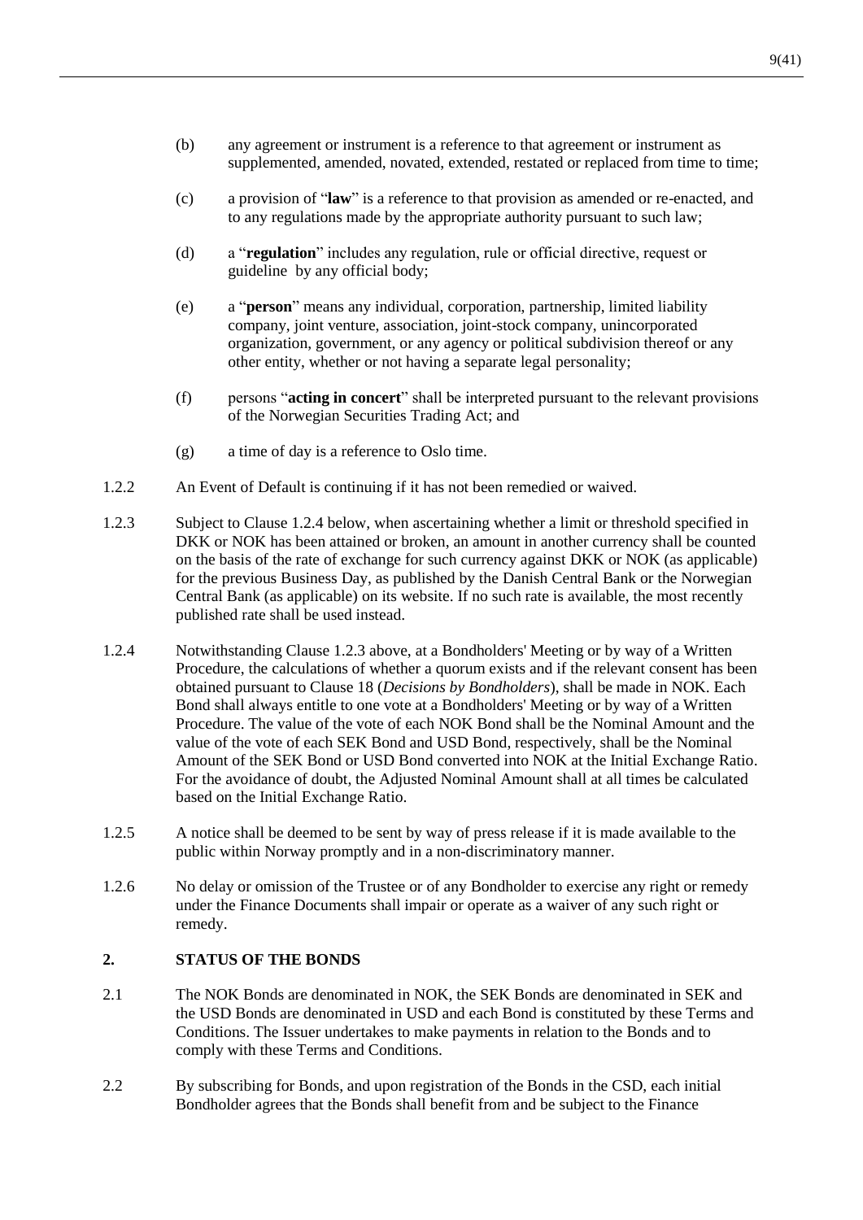(b) any agreement or instrument is a reference to that agreement or instrument as supplemented, amended, novated, extended, restated or replaced from time to time;

(c) a provision of "**law**" is a reference to that provision as amended or re-enacted, and to any regulations made by the appropriate authority pursuant to such law;

(d) a "**regulation**" includes any regulation, rule or official directive, request or guideline by any official body;

(e) a "**person**" means any individual, corporation, partnership, limited liability company, joint venture, association, joint-stock company, unincorporated organization, government, or any agency or political subdivision thereof or any other entity, whether or not having a separate legal personality;

(f) persons "**acting in concert**" shall be interpreted pursuant to the relevant provisions of the Norwegian Securities Trading Act; and

(g) a time of day is a reference to Oslo time.

1.2.2 An Event of Default is continuing if it has not been remedied or waived.

1.2.3 Subject to Clause 1.2.4 below, when ascertaining whether a limit or threshold specified in DKK or NOK has been attained or broken, an amount in another currency shall be counted on the basis of the rate of exchange for such currency against DKK or NOK (as applicable) for the previous Business Day, as published by the Danish Central Bank or the Norwegian Central Bank (as applicable) on its website. If no such rate is available, the most recently published rate shall be used instead.

1.2.4 Notwithstanding Clause 1.2.3 above, at a Bondholders' Meeting or by way of a Written Procedure, the calculations of whether a quorum exists and if the relevant consent has been obtained pursuant to Clause 18 (*Decisions by Bondholders*), shall be made in NOK. Each Bond shall always entitle to one vote at a Bondholders' Meeting or by way of a Written Procedure. The value of the vote of each NOK Bond shall be the Nominal Amount and the value of the vote of each SEK Bond and USD Bond, respectively, shall be the Nominal Amount of the SEK Bond or USD Bond converted into NOK at the Initial Exchange Ratio. For the avoidance of doubt, the Adjusted Nominal Amount shall at all times be calculated based on the Initial Exchange Ratio.

1.2.5 A notice shall be deemed to be sent by way of press release if it is made available to the public within Norway promptly and in a non-discriminatory manner.

1.2.6 No delay or omission of the Trustee or of any Bondholder to exercise any right or remedy under the Finance Documents shall impair or operate as a waiver of any such right or remedy.

## 2. STATUS OF THE BONDS

2.1 The NOK Bonds are denominated in NOK, the SEK Bonds are denominated in SEK and the USD Bonds are denominated in USD and each Bond is constituted by these Terms and Conditions. The Issuer undertakes to make payments in relation to the Bonds and to comply with these Terms and Conditions.

2.2 By subscribing for Bonds, and upon registration of the Bonds in the CSD, each initial Bondholder agrees that the Bonds shall benefit from and be subject to the Finance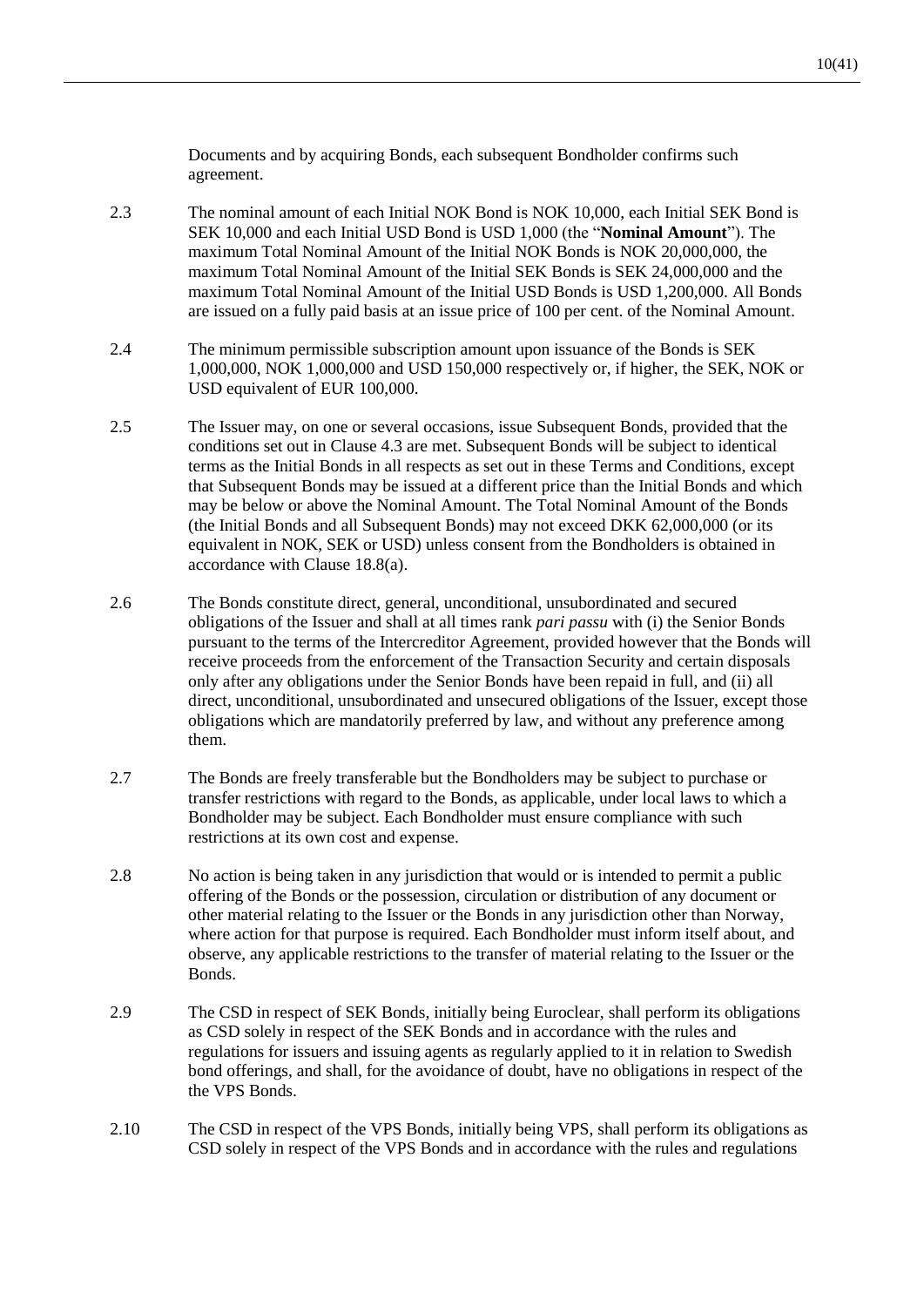Documents and by acquiring Bonds, each subsequent Bondholder confirms such agreement.

2.3 The nominal amount of each Initial NOK Bond is NOK 10,000, each Initial SEK Bond is SEK 10,000 and each Initial USD Bond is USD 1,000 (the "**Nominal Amount**"). The maximum Total Nominal Amount of the Initial NOK Bonds is NOK 20,000,000, the maximum Total Nominal Amount of the Initial SEK Bonds is SEK 24,000,000 and the maximum Total Nominal Amount of the Initial USD Bonds is USD 1,200,000. All Bonds are issued on a fully paid basis at an issue price of 100 per cent. of the Nominal Amount.

2.4 The minimum permissible subscription amount upon issuance of the Bonds is SEK 1,000,000, NOK 1,000,000 and USD 150,000 respectively or, if higher, the SEK, NOK or USD equivalent of EUR 100,000.

2.5 The Issuer may, on one or several occasions, issue Subsequent Bonds, provided that the conditions set out in Clause 4.3 are met. Subsequent Bonds will be subject to identical terms as the Initial Bonds in all respects as set out in these Terms and Conditions, except that Subsequent Bonds may be issued at a different price than the Initial Bonds and which may be below or above the Nominal Amount. The Total Nominal Amount of the Bonds (the Initial Bonds and all Subsequent Bonds) may not exceed DKK 62,000,000 (or its equivalent in NOK, SEK or USD) unless consent from the Bondholders is obtained in accordance with Clause 18.8(a).

2.6 The Bonds constitute direct, general, unconditional, unsubordinated and secured obligations of the Issuer and shall at all times rank *pari passu* with (i) the Senior Bonds pursuant to the terms of the Intercreditor Agreement, provided however that the Bonds will receive proceeds from the enforcement of the Transaction Security and certain disposals only after any obligations under the Senior Bonds have been repaid in full, and (ii) all direct, unconditional, unsubordinated and unsecured obligations of the Issuer, except those obligations which are mandatorily preferred by law, and without any preference among them.

2.7 The Bonds are freely transferable but the Bondholders may be subject to purchase or transfer restrictions with regard to the Bonds, as applicable, under local laws to which a Bondholder may be subject. Each Bondholder must ensure compliance with such restrictions at its own cost and expense.

2.8 No action is being taken in any jurisdiction that would or is intended to permit a public offering of the Bonds or the possession, circulation or distribution of any document or other material relating to the Issuer or the Bonds in any jurisdiction other than Norway, where action for that purpose is required. Each Bondholder must inform itself about, and observe, any applicable restrictions to the transfer of material relating to the Issuer or the Bonds.

2.9 The CSD in respect of SEK Bonds, initially being Euroclear, shall perform its obligations as CSD solely in respect of the SEK Bonds and in accordance with the rules and regulations for issuers and issuing agents as regularly applied to it in relation to Swedish bond offerings, and shall, for the avoidance of doubt, have no obligations in respect of the the VPS Bonds.

2.10 The CSD in respect of the VPS Bonds, initially being VPS, shall perform its obligations as CSD solely in respect of the VPS Bonds and in accordance with the rules and regulations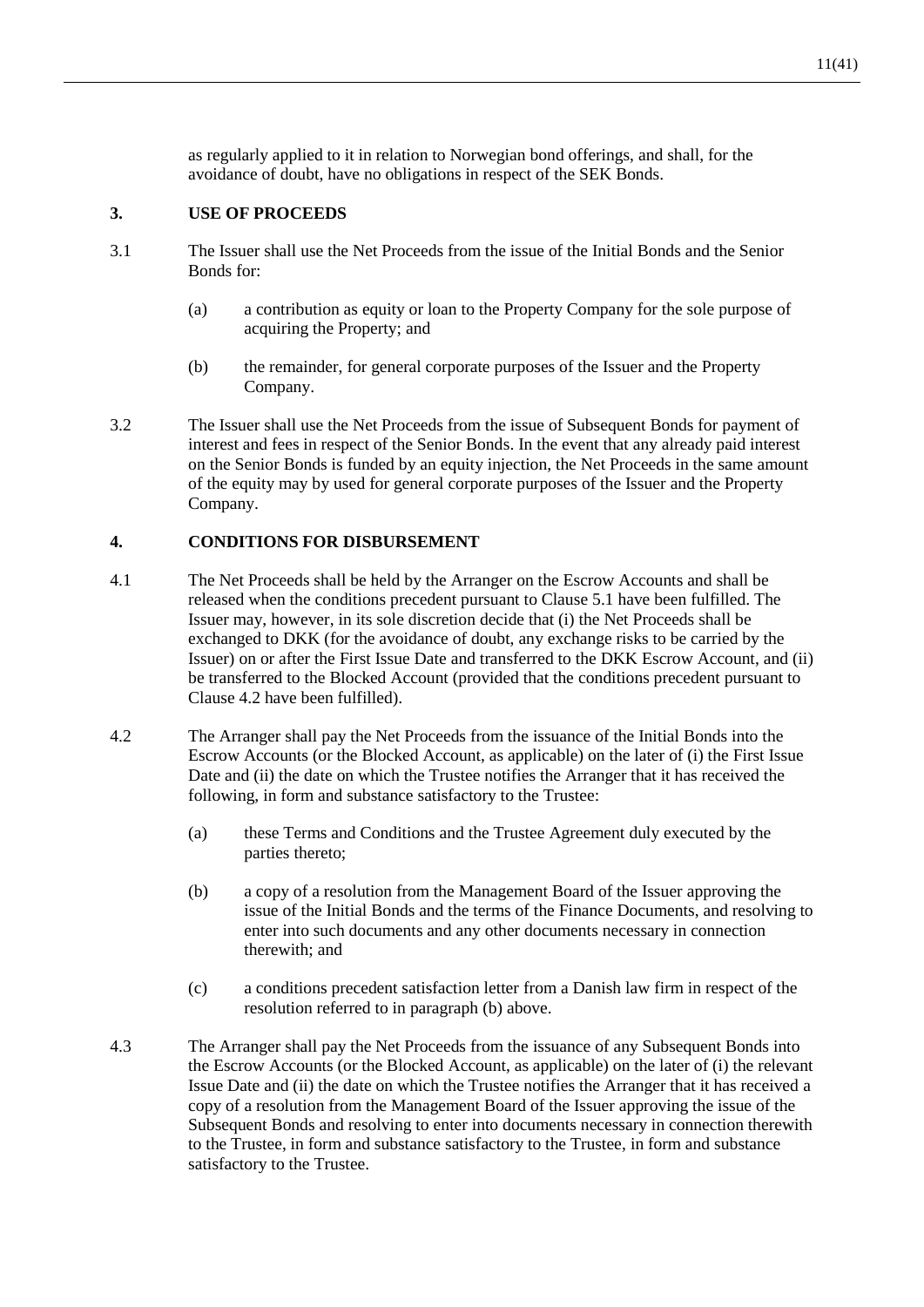as regularly applied to it in relation to Norwegian bond offerings, and shall, for the avoidance of doubt, have no obligations in respect of the SEK Bonds.

## 3. USE OF PROCEEDS

3.1 The Issuer shall use the Net Proceeds from the issue of the Initial Bonds and the Senior Bonds for:

(a) a contribution as equity or loan to the Property Company for the sole purpose of acquiring the Property; and

(b) the remainder, for general corporate purposes of the Issuer and the Property Company.

3.2 The Issuer shall use the Net Proceeds from the issue of Subsequent Bonds for payment of interest and fees in respect of the Senior Bonds. In the event that any already paid interest on the Senior Bonds is funded by an equity injection, the Net Proceeds in the same amount of the equity may by used for general corporate purposes of the Issuer and the Property Company.

## 4. CONDITIONS FOR DISBURSEMENT

4.1 The Net Proceeds shall be held by the Arranger on the Escrow Accounts and shall be released when the conditions precedent pursuant to Clause 5.1 have been fulfilled. The Issuer may, however, in its sole discretion decide that (i) the Net Proceeds shall be exchanged to DKK (for the avoidance of doubt, any exchange risks to be carried by the Issuer) on or after the First Issue Date and transferred to the DKK Escrow Account, and (ii) be transferred to the Blocked Account (provided that the conditions precedent pursuant to Clause 4.2 have been fulfilled).

4.2 The Arranger shall pay the Net Proceeds from the issuance of the Initial Bonds into the Escrow Accounts (or the Blocked Account, as applicable) on the later of (i) the First Issue Date and (ii) the date on which the Trustee notifies the Arranger that it has received the following, in form and substance satisfactory to the Trustee:

(a) these Terms and Conditions and the Trustee Agreement duly executed by the parties thereto;

(b) a copy of a resolution from the Management Board of the Issuer approving the issue of the Initial Bonds and the terms of the Finance Documents, and resolving to enter into such documents and any other documents necessary in connection therewith; and

(c) a conditions precedent satisfaction letter from a Danish law firm in respect of the resolution referred to in paragraph (b) above.

4.3 The Arranger shall pay the Net Proceeds from the issuance of any Subsequent Bonds into the Escrow Accounts (or the Blocked Account, as applicable) on the later of (i) the relevant Issue Date and (ii) the date on which the Trustee notifies the Arranger that it has received a copy of a resolution from the Management Board of the Issuer approving the issue of the Subsequent Bonds and resolving to enter into documents necessary in connection therewith to the Trustee, in form and substance satisfactory to the Trustee, in form and substance satisfactory to the Trustee.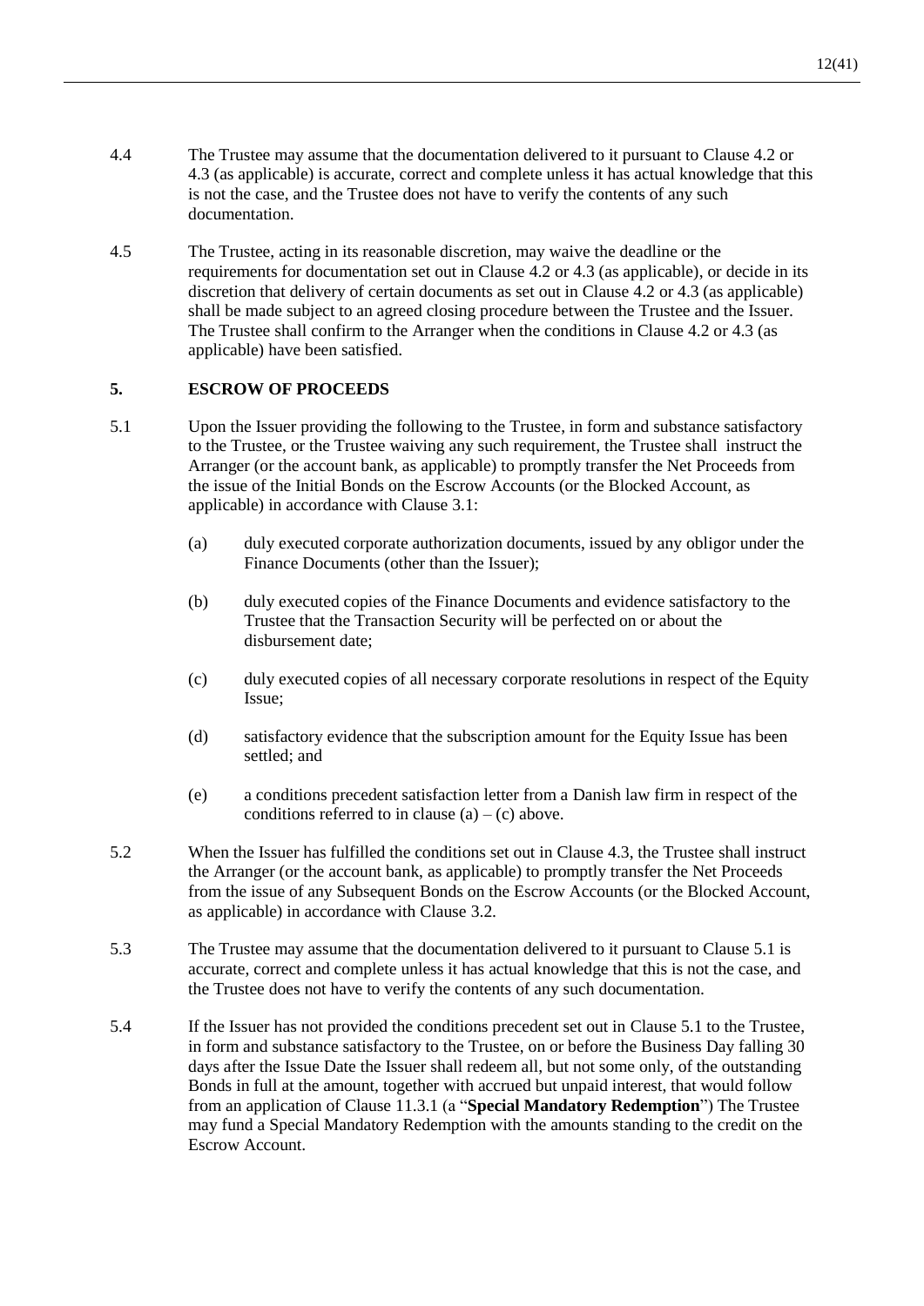4.4 The Trustee may assume that the documentation delivered to it pursuant to Clause 4.2 or 4.3 (as applicable) is accurate, correct and complete unless it has actual knowledge that this is not the case, and the Trustee does not have to verify the contents of any such documentation.

4.5 The Trustee, acting in its reasonable discretion, may waive the deadline or the requirements for documentation set out in Clause 4.2 or 4.3 (as applicable), or decide in its discretion that delivery of certain documents as set out in Clause 4.2 or 4.3 (as applicable) shall be made subject to an agreed closing procedure between the Trustee and the Issuer. The Trustee shall confirm to the Arranger when the conditions in Clause 4.2 or 4.3 (as applicable) have been satisfied.

## 5. ESCROW OF PROCEEDS

5.1 Upon the Issuer providing the following to the Trustee, in form and substance satisfactory to the Trustee, or the Trustee waiving any such requirement, the Trustee shall instruct the Arranger (or the account bank, as applicable) to promptly transfer the Net Proceeds from the issue of the Initial Bonds on the Escrow Accounts (or the Blocked Account, as applicable) in accordance with Clause 3.1:

(a) duly executed corporate authorization documents, issued by any obligor under the Finance Documents (other than the Issuer);

(b) duly executed copies of the Finance Documents and evidence satisfactory to the Trustee that the Transaction Security will be perfected on or about the disbursement date;

(c) duly executed copies of all necessary corporate resolutions in respect of the Equity Issue;

(d) satisfactory evidence that the subscription amount for the Equity Issue has been settled; and

(e) a conditions precedent satisfaction letter from a Danish law firm in respect of the conditions referred to in clause (a) – (c) above.

5.2 When the Issuer has fulfilled the conditions set out in Clause 4.3, the Trustee shall instruct the Arranger (or the account bank, as applicable) to promptly transfer the Net Proceeds from the issue of any Subsequent Bonds on the Escrow Accounts (or the Blocked Account, as applicable) in accordance with Clause 3.2.

5.3 The Trustee may assume that the documentation delivered to it pursuant to Clause 5.1 is accurate, correct and complete unless it has actual knowledge that this is not the case, and the Trustee does not have to verify the contents of any such documentation.

5.4 If the Issuer has not provided the conditions precedent set out in Clause 5.1 to the Trustee, in form and substance satisfactory to the Trustee, on or before the Business Day falling 30 days after the Issue Date the Issuer shall redeem all, but not some only, of the outstanding Bonds in full at the amount, together with accrued but unpaid interest, that would follow from an application of Clause 11.3.1 (a "**Special Mandatory Redemption**") The Trustee may fund a Special Mandatory Redemption with the amounts standing to the credit on the Escrow Account.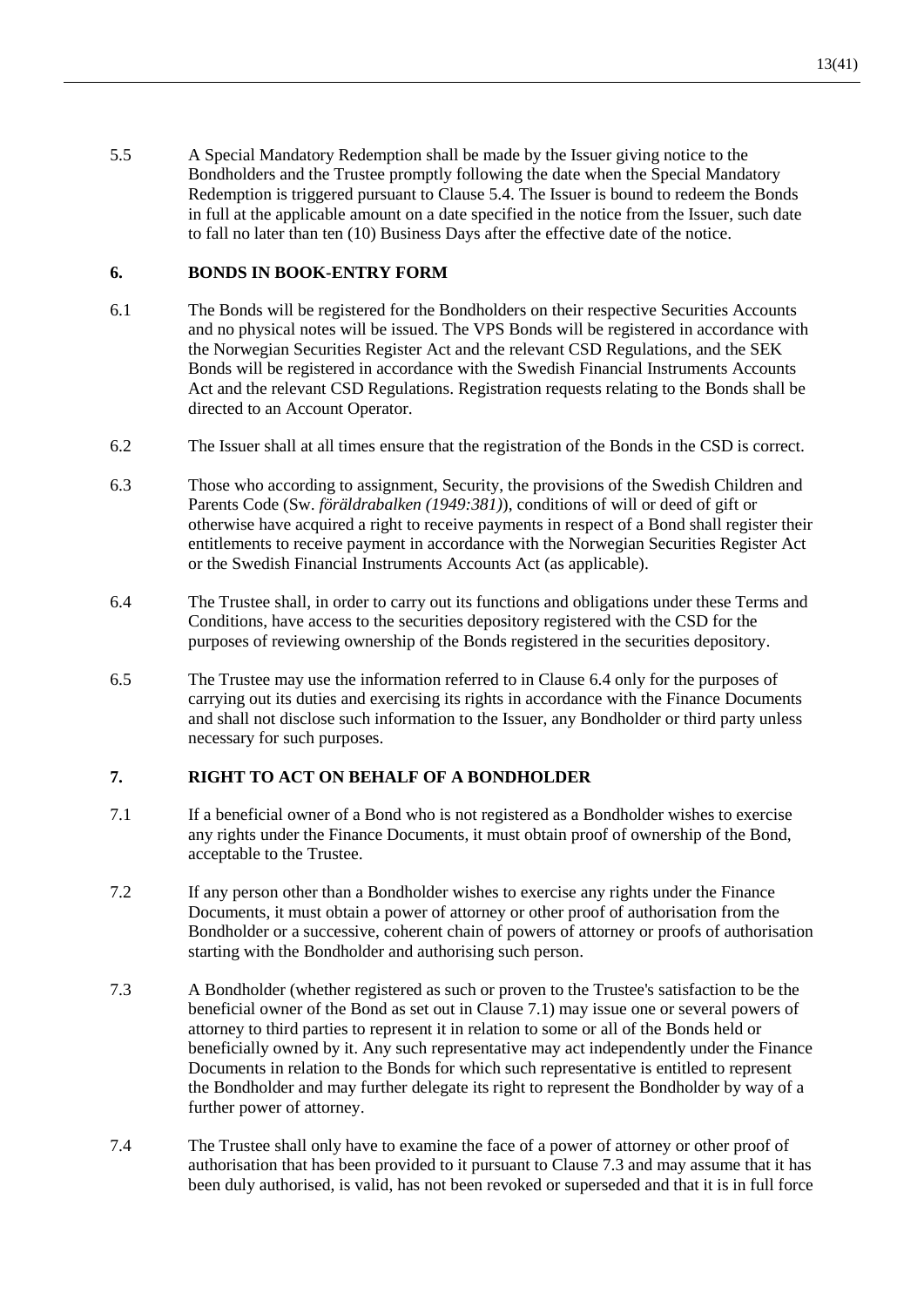5.5 A Special Mandatory Redemption shall be made by the Issuer giving notice to the Bondholders and the Trustee promptly following the date when the Special Mandatory Redemption is triggered pursuant to Clause 5.4. The Issuer is bound to redeem the Bonds in full at the applicable amount on a date specified in the notice from the Issuer, such date to fall no later than ten (10) Business Days after the effective date of the notice.

## 6. BONDS IN BOOK-ENTRY FORM

6.1 The Bonds will be registered for the Bondholders on their respective Securities Accounts and no physical notes will be issued. The VPS Bonds will be registered in accordance with the Norwegian Securities Register Act and the relevant CSD Regulations, and the SEK Bonds will be registered in accordance with the Swedish Financial Instruments Accounts Act and the relevant CSD Regulations. Registration requests relating to the Bonds shall be directed to an Account Operator.

6.2 The Issuer shall at all times ensure that the registration of the Bonds in the CSD is correct.

6.3 Those who according to assignment, Security, the provisions of the Swedish Children and Parents Code (Sw. *föräldrabalken (1949:381)*), conditions of will or deed of gift or otherwise have acquired a right to receive payments in respect of a Bond shall register their entitlements to receive payment in accordance with the Norwegian Securities Register Act or the Swedish Financial Instruments Accounts Act (as applicable).

6.4 The Trustee shall, in order to carry out its functions and obligations under these Terms and Conditions, have access to the securities depository registered with the CSD for the purposes of reviewing ownership of the Bonds registered in the securities depository.

6.5 The Trustee may use the information referred to in Clause 6.4 only for the purposes of carrying out its duties and exercising its rights in accordance with the Finance Documents and shall not disclose such information to the Issuer, any Bondholder or third party unless necessary for such purposes.

## 7. RIGHT TO ACT ON BEHALF OF A BONDHOLDER

7.1 If a beneficial owner of a Bond who is not registered as a Bondholder wishes to exercise any rights under the Finance Documents, it must obtain proof of ownership of the Bond, acceptable to the Trustee.

7.2 If any person other than a Bondholder wishes to exercise any rights under the Finance Documents, it must obtain a power of attorney or other proof of authorisation from the Bondholder or a successive, coherent chain of powers of attorney or proofs of authorisation starting with the Bondholder and authorising such person.

7.3 A Bondholder (whether registered as such or proven to the Trustee's satisfaction to be the beneficial owner of the Bond as set out in Clause 7.1) may issue one or several powers of attorney to third parties to represent it in relation to some or all of the Bonds held or beneficially owned by it. Any such representative may act independently under the Finance Documents in relation to the Bonds for which such representative is entitled to represent the Bondholder and may further delegate its right to represent the Bondholder by way of a further power of attorney.

7.4 The Trustee shall only have to examine the face of a power of attorney or other proof of authorisation that has been provided to it pursuant to Clause 7.3 and may assume that it has been duly authorised, is valid, has not been revoked or superseded and that it is in full force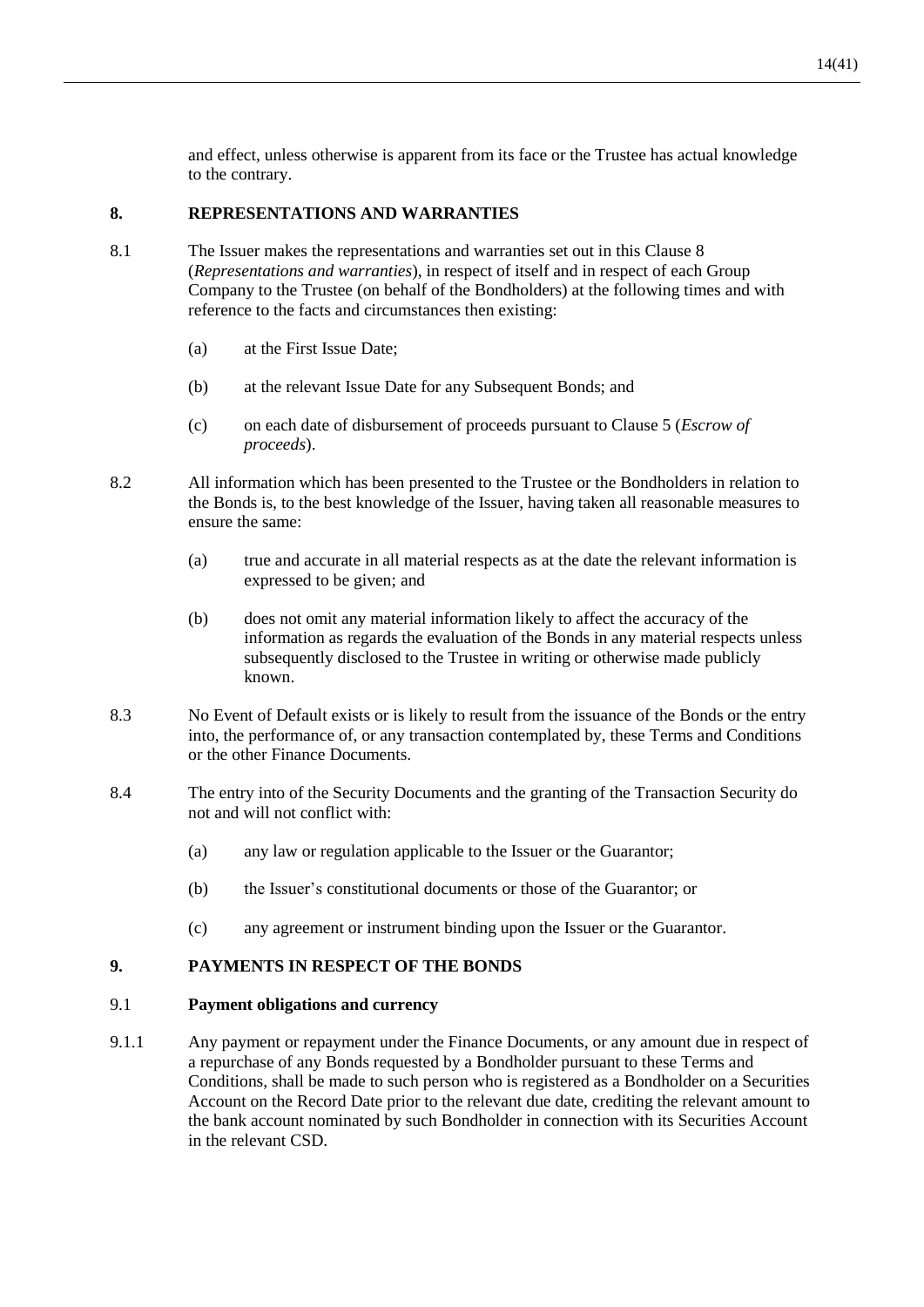and effect, unless otherwise is apparent from its face or the Trustee has actual knowledge to the contrary.

## 8. REPRESENTATIONS AND WARRANTIES

8.1 The Issuer makes the representations and warranties set out in this Clause 8 (*Representations and warranties*), in respect of itself and in respect of each Group Company to the Trustee (on behalf of the Bondholders) at the following times and with reference to the facts and circumstances then existing:

(a) at the First Issue Date;

(b) at the relevant Issue Date for any Subsequent Bonds; and

(c) on each date of disbursement of proceeds pursuant to Clause 5 (*Escrow of proceeds*).

8.2 All information which has been presented to the Trustee or the Bondholders in relation to the Bonds is, to the best knowledge of the Issuer, having taken all reasonable measures to ensure the same:

(a) true and accurate in all material respects as at the date the relevant information is expressed to be given; and

(b) does not omit any material information likely to affect the accuracy of the information as regards the evaluation of the Bonds in any material respects unless subsequently disclosed to the Trustee in writing or otherwise made publicly known.

8.3 No Event of Default exists or is likely to result from the issuance of the Bonds or the entry into, the performance of, or any transaction contemplated by, these Terms and Conditions or the other Finance Documents.

8.4 The entry into of the Security Documents and the granting of the Transaction Security do not and will not conflict with:

(a) any law or regulation applicable to the Issuer or the Guarantor;

(b) the Issuer's constitutional documents or those of the Guarantor; or

(c) any agreement or instrument binding upon the Issuer or the Guarantor.

## 9. PAYMENTS IN RESPECT OF THE BONDS

### 9.1 Payment obligations and currency

9.1.1 Any payment or repayment under the Finance Documents, or any amount due in respect of a repurchase of any Bonds requested by a Bondholder pursuant to these Terms and Conditions, shall be made to such person who is registered as a Bondholder on a Securities Account on the Record Date prior to the relevant due date, crediting the relevant amount to the bank account nominated by such Bondholder in connection with its Securities Account in the relevant CSD.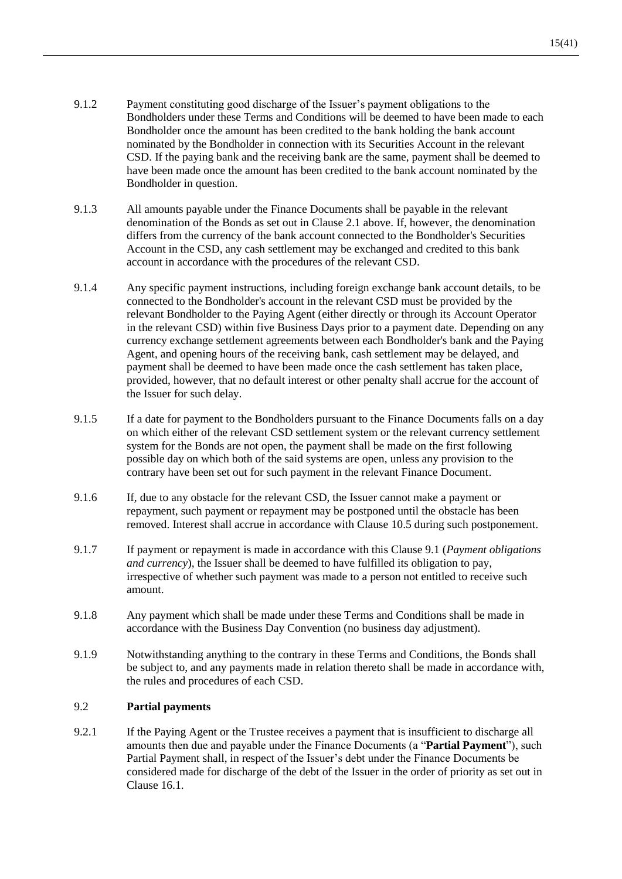9.1.2 Payment constituting good discharge of the Issuer's payment obligations to the Bondholders under these Terms and Conditions will be deemed to have been made to each Bondholder once the amount has been credited to the bank holding the bank account nominated by the Bondholder in connection with its Securities Account in the relevant CSD. If the paying bank and the receiving bank are the same, payment shall be deemed to have been made once the amount has been credited to the bank account nominated by the Bondholder in question.

9.1.3 All amounts payable under the Finance Documents shall be payable in the relevant denomination of the Bonds as set out in Clause 2.1 above. If, however, the denomination differs from the currency of the bank account connected to the Bondholder's Securities Account in the CSD, any cash settlement may be exchanged and credited to this bank account in accordance with the procedures of the relevant CSD.

9.1.4 Any specific payment instructions, including foreign exchange bank account details, to be connected to the Bondholder's account in the relevant CSD must be provided by the relevant Bondholder to the Paying Agent (either directly or through its Account Operator in the relevant CSD) within five Business Days prior to a payment date. Depending on any currency exchange settlement agreements between each Bondholder's bank and the Paying Agent, and opening hours of the receiving bank, cash settlement may be delayed, and payment shall be deemed to have been made once the cash settlement has taken place, provided, however, that no default interest or other penalty shall accrue for the account of the Issuer for such delay.

9.1.5 If a date for payment to the Bondholders pursuant to the Finance Documents falls on a day on which either of the relevant CSD settlement system or the relevant currency settlement system for the Bonds are not open, the payment shall be made on the first following possible day on which both of the said systems are open, unless any provision to the contrary have been set out for such payment in the relevant Finance Document.

9.1.6 If, due to any obstacle for the relevant CSD, the Issuer cannot make a payment or repayment, such payment or repayment may be postponed until the obstacle has been removed. Interest shall accrue in accordance with Clause 10.5 during such postponement.

9.1.7 If payment or repayment is made in accordance with this Clause 9.1 (*Payment obligations and currency*), the Issuer shall be deemed to have fulfilled its obligation to pay, irrespective of whether such payment was made to a person not entitled to receive such amount.

9.1.8 Any payment which shall be made under these Terms and Conditions shall be made in accordance with the Business Day Convention (no business day adjustment).

9.1.9 Notwithstanding anything to the contrary in these Terms and Conditions, the Bonds shall be subject to, and any payments made in relation thereto shall be made in accordance with, the rules and procedures of each CSD.

### 9.2 Partial payments

9.2.1 If the Paying Agent or the Trustee receives a payment that is insufficient to discharge all amounts then due and payable under the Finance Documents (a "**Partial Payment**"), such Partial Payment shall, in respect of the Issuer's debt under the Finance Documents be considered made for discharge of the debt of the Issuer in the order of priority as set out in Clause 16.1.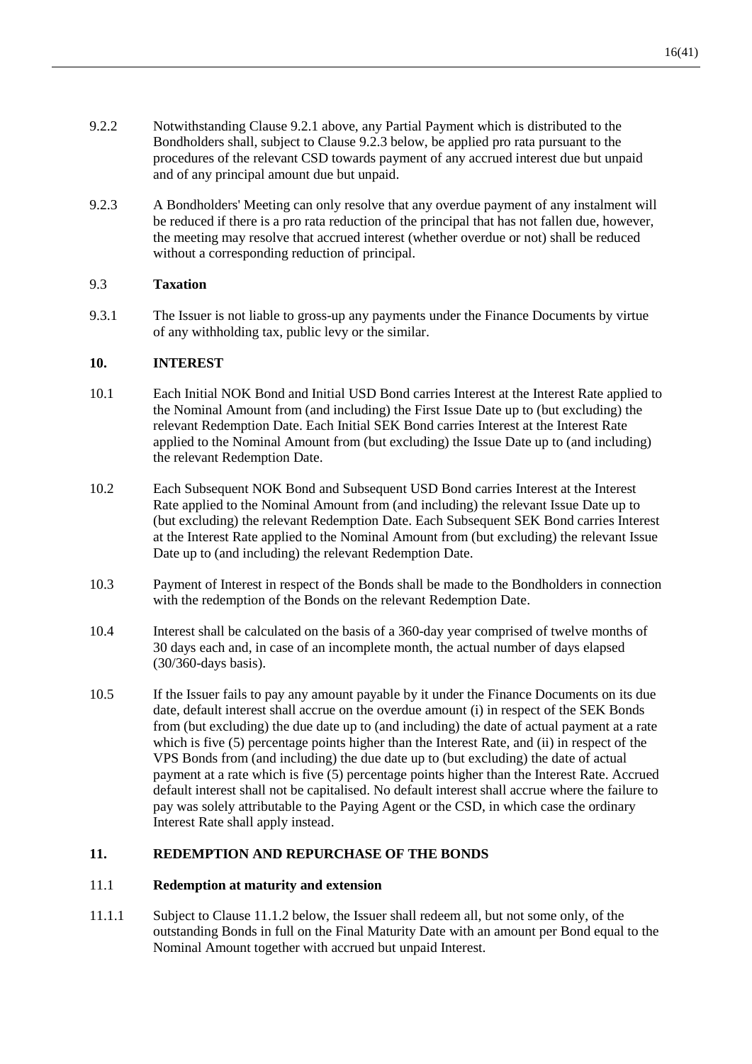9.2.2 Notwithstanding Clause 9.2.1 above, any Partial Payment which is distributed to the Bondholders shall, subject to Clause 9.2.3 below, be applied pro rata pursuant to the procedures of the relevant CSD towards payment of any accrued interest due but unpaid and of any principal amount due but unpaid.

9.2.3 A Bondholders' Meeting can only resolve that any overdue payment of any instalment will be reduced if there is a pro rata reduction of the principal that has not fallen due, however, the meeting may resolve that accrued interest (whether overdue or not) shall be reduced without a corresponding reduction of principal.

### 9.3 **Taxation**

9.3.1 The Issuer is not liable to gross-up any payments under the Finance Documents by virtue of any withholding tax, public levy or the similar.

## 10. **INTEREST**

10.1 Each Initial NOK Bond and Initial USD Bond carries Interest at the Interest Rate applied to the Nominal Amount from (and including) the First Issue Date up to (but excluding) the relevant Redemption Date. Each Initial SEK Bond carries Interest at the Interest Rate applied to the Nominal Amount from (but excluding) the Issue Date up to (and including) the relevant Redemption Date.

10.2 Each Subsequent NOK Bond and Subsequent USD Bond carries Interest at the Interest Rate applied to the Nominal Amount from (and including) the relevant Issue Date up to (but excluding) the relevant Redemption Date. Each Subsequent SEK Bond carries Interest at the Interest Rate applied to the Nominal Amount from (but excluding) the relevant Issue Date up to (and including) the relevant Redemption Date.

10.3 Payment of Interest in respect of the Bonds shall be made to the Bondholders in connection with the redemption of the Bonds on the relevant Redemption Date.

10.4 Interest shall be calculated on the basis of a 360-day year comprised of twelve months of 30 days each and, in case of an incomplete month, the actual number of days elapsed (30/360-days basis).

10.5 If the Issuer fails to pay any amount payable by it under the Finance Documents on its due date, default interest shall accrue on the overdue amount (i) in respect of the SEK Bonds from (but excluding) the due date up to (and including) the date of actual payment at a rate which is five (5) percentage points higher than the Interest Rate, and (ii) in respect of the VPS Bonds from (and including) the due date up to (but excluding) the date of actual payment at a rate which is five (5) percentage points higher than the Interest Rate. Accrued default interest shall not be capitalised. No default interest shall accrue where the failure to pay was solely attributable to the Paying Agent or the CSD, in which case the ordinary Interest Rate shall apply instead.

## 11. **REDEMPTION AND REPURCHASE OF THE BONDS**

### 11.1 **Redemption at maturity and extension**

11.1.1 Subject to Clause 11.1.2 below, the Issuer shall redeem all, but not some only, of the outstanding Bonds in full on the Final Maturity Date with an amount per Bond equal to the Nominal Amount together with accrued but unpaid Interest.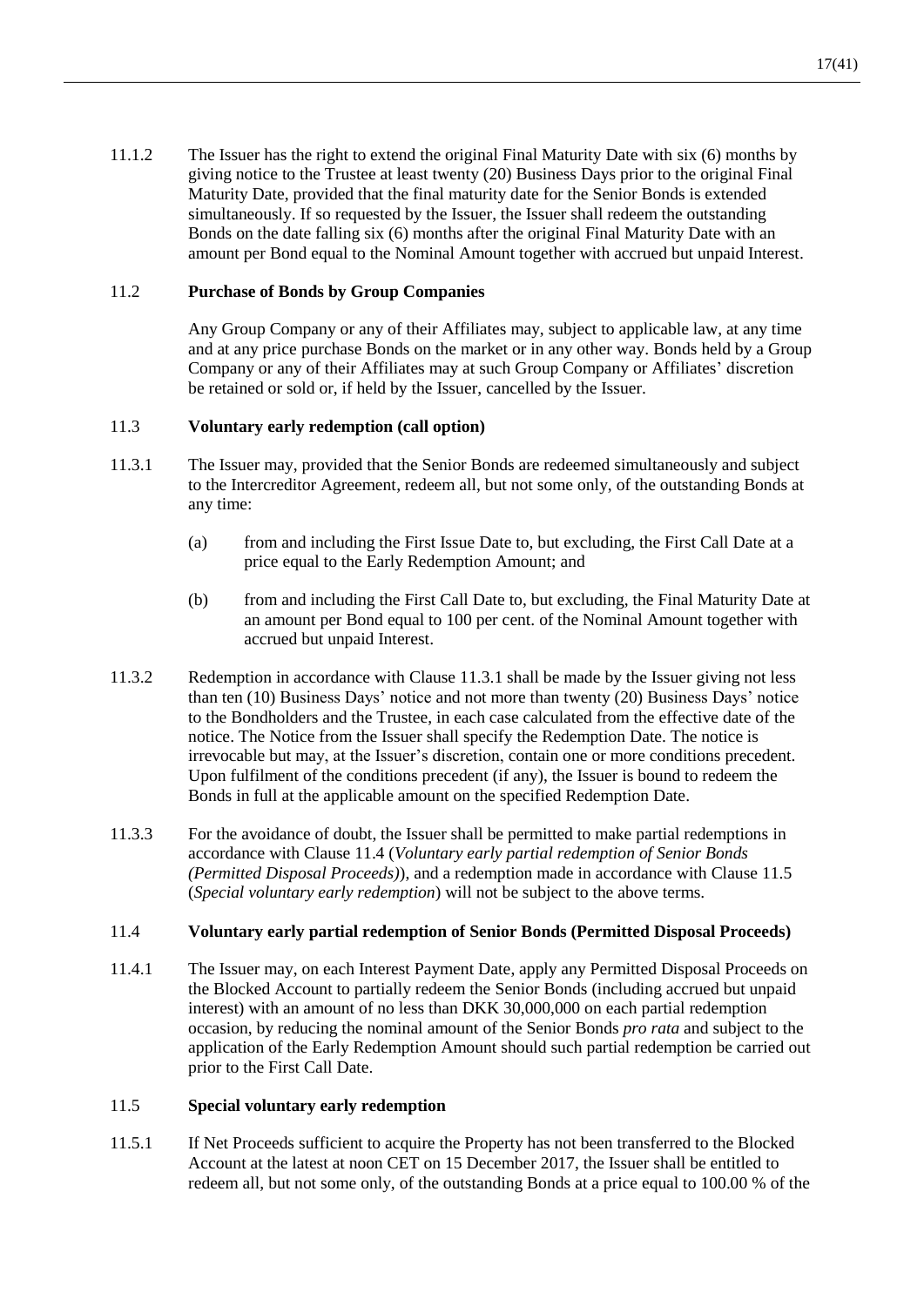11.1.2 The Issuer has the right to extend the original Final Maturity Date with six (6) months by giving notice to the Trustee at least twenty (20) Business Days prior to the original Final Maturity Date, provided that the final maturity date for the Senior Bonds is extended simultaneously. If so requested by the Issuer, the Issuer shall redeem the outstanding Bonds on the date falling six (6) months after the original Final Maturity Date with an amount per Bond equal to the Nominal Amount together with accrued but unpaid Interest.

### 11.2 Purchase of Bonds by Group Companies

Any Group Company or any of their Affiliates may, subject to applicable law, at any time and at any price purchase Bonds on the market or in any other way. Bonds held by a Group Company or any of their Affiliates may at such Group Company or Affiliates' discretion be retained or sold or, if held by the Issuer, cancelled by the Issuer.

### 11.3 Voluntary early redemption (call option)

11.3.1 The Issuer may, provided that the Senior Bonds are redeemed simultaneously and subject to the Intercreditor Agreement, redeem all, but not some only, of the outstanding Bonds at any time:

(a) from and including the First Issue Date to, but excluding, the First Call Date at a price equal to the Early Redemption Amount; and

(b) from and including the First Call Date to, but excluding, the Final Maturity Date at an amount per Bond equal to 100 per cent. of the Nominal Amount together with accrued but unpaid Interest.

11.3.2 Redemption in accordance with Clause 11.3.1 shall be made by the Issuer giving not less than ten (10) Business Days' notice and not more than twenty (20) Business Days' notice to the Bondholders and the Trustee, in each case calculated from the effective date of the notice. The Notice from the Issuer shall specify the Redemption Date. The notice is irrevocable but may, at the Issuer's discretion, contain one or more conditions precedent. Upon fulfilment of the conditions precedent (if any), the Issuer is bound to redeem the Bonds in full at the applicable amount on the specified Redemption Date.

11.3.3 For the avoidance of doubt, the Issuer shall be permitted to make partial redemptions in accordance with Clause 11.4 (*Voluntary early partial redemption of Senior Bonds (Permitted Disposal Proceeds)*), and a redemption made in accordance with Clause 11.5 (*Special voluntary early redemption*) will not be subject to the above terms.

### 11.4 Voluntary early partial redemption of Senior Bonds (Permitted Disposal Proceeds)

11.4.1 The Issuer may, on each Interest Payment Date, apply any Permitted Disposal Proceeds on the Blocked Account to partially redeem the Senior Bonds (including accrued but unpaid interest) with an amount of no less than DKK 30,000,000 on each partial redemption occasion, by reducing the nominal amount of the Senior Bonds *pro rata* and subject to the application of the Early Redemption Amount should such partial redemption be carried out prior to the First Call Date.

### 11.5 Special voluntary early redemption

11.5.1 If Net Proceeds sufficient to acquire the Property has not been transferred to the Blocked Account at the latest at noon CET on 15 December 2017, the Issuer shall be entitled to redeem all, but not some only, of the outstanding Bonds at a price equal to 100.00 % of the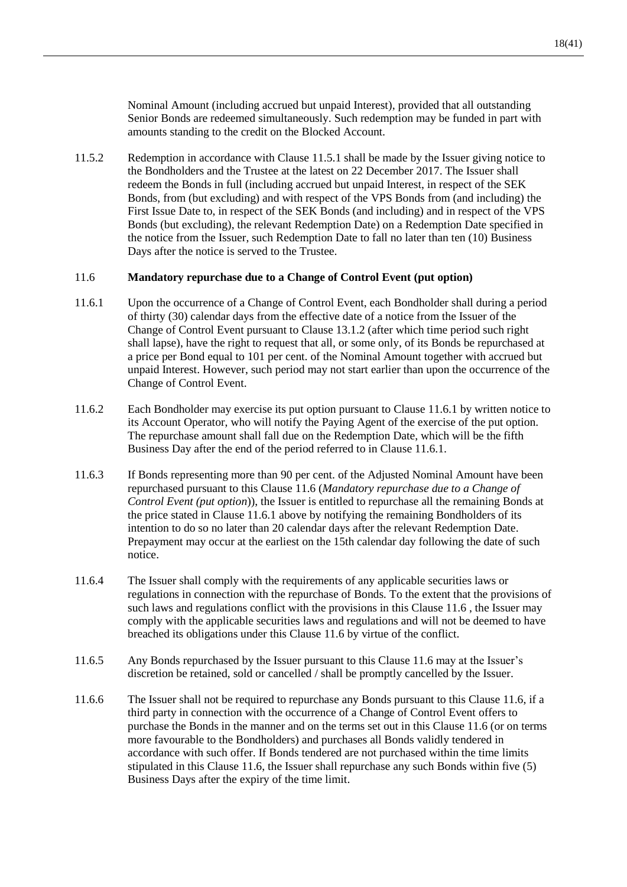Nominal Amount (including accrued but unpaid Interest), provided that all outstanding Senior Bonds are redeemed simultaneously. Such redemption may be funded in part with amounts standing to the credit on the Blocked Account.

11.5.2 Redemption in accordance with Clause 11.5.1 shall be made by the Issuer giving notice to the Bondholders and the Trustee at the latest on 22 December 2017. The Issuer shall redeem the Bonds in full (including accrued but unpaid Interest, in respect of the SEK Bonds, from (but excluding) and with respect of the VPS Bonds from (and including) the First Issue Date to, in respect of the SEK Bonds (and including) and in respect of the VPS Bonds (but excluding), the relevant Redemption Date) on a Redemption Date specified in the notice from the Issuer, such Redemption Date to fall no later than ten (10) Business Days after the notice is served to the Trustee.

### 11.6 Mandatory repurchase due to a Change of Control Event (put option)

11.6.1 Upon the occurrence of a Change of Control Event, each Bondholder shall during a period of thirty (30) calendar days from the effective date of a notice from the Issuer of the Change of Control Event pursuant to Clause 13.1.2 (after which time period such right shall lapse), have the right to request that all, or some only, of its Bonds be repurchased at a price per Bond equal to 101 per cent. of the Nominal Amount together with accrued but unpaid Interest. However, such period may not start earlier than upon the occurrence of the Change of Control Event.

11.6.2 Each Bondholder may exercise its put option pursuant to Clause 11.6.1 by written notice to its Account Operator, who will notify the Paying Agent of the exercise of the put option. The repurchase amount shall fall due on the Redemption Date, which will be the fifth Business Day after the end of the period referred to in Clause 11.6.1.

11.6.3 If Bonds representing more than 90 per cent. of the Adjusted Nominal Amount have been repurchased pursuant to this Clause 11.6 (*Mandatory repurchase due to a Change of Control Event (put option*)), the Issuer is entitled to repurchase all the remaining Bonds at the price stated in Clause 11.6.1 above by notifying the remaining Bondholders of its intention to do so no later than 20 calendar days after the relevant Redemption Date. Prepayment may occur at the earliest on the 15th calendar day following the date of such notice.

11.6.4 The Issuer shall comply with the requirements of any applicable securities laws or regulations in connection with the repurchase of Bonds. To the extent that the provisions of such laws and regulations conflict with the provisions in this Clause 11.6 , the Issuer may comply with the applicable securities laws and regulations and will not be deemed to have breached its obligations under this Clause 11.6 by virtue of the conflict.

11.6.5 Any Bonds repurchased by the Issuer pursuant to this Clause 11.6 may at the Issuer's discretion be retained, sold or cancelled / shall be promptly cancelled by the Issuer.

11.6.6 The Issuer shall not be required to repurchase any Bonds pursuant to this Clause 11.6, if a third party in connection with the occurrence of a Change of Control Event offers to purchase the Bonds in the manner and on the terms set out in this Clause 11.6 (or on terms more favourable to the Bondholders) and purchases all Bonds validly tendered in accordance with such offer. If Bonds tendered are not purchased within the time limits stipulated in this Clause 11.6, the Issuer shall repurchase any such Bonds within five (5) Business Days after the expiry of the time limit.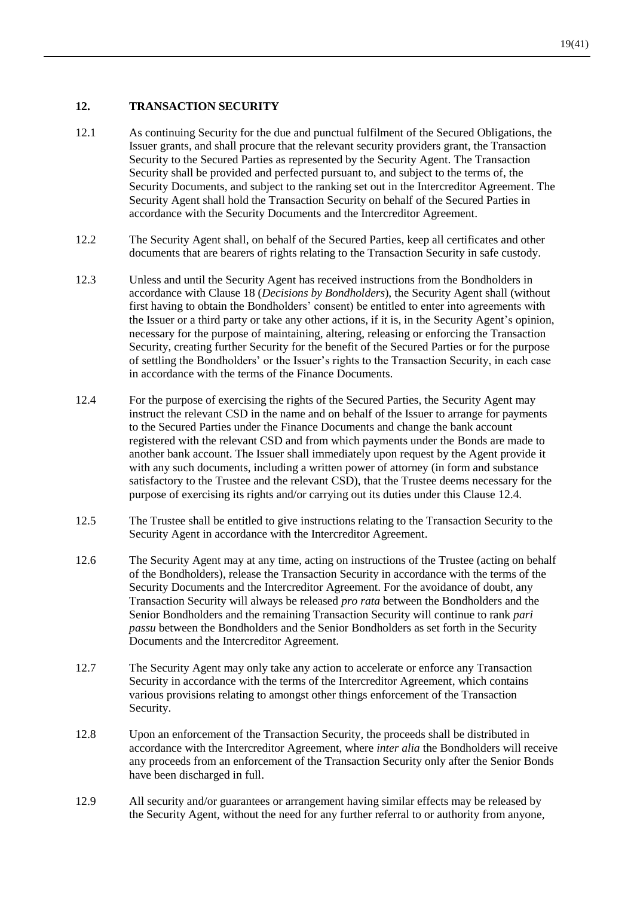## 12. TRANSACTION SECURITY

12.1 As continuing Security for the due and punctual fulfilment of the Secured Obligations, the Issuer grants, and shall procure that the relevant security providers grant, the Transaction Security to the Secured Parties as represented by the Security Agent. The Transaction Security shall be provided and perfected pursuant to, and subject to the terms of, the Security Documents, and subject to the ranking set out in the Intercreditor Agreement. The Security Agent shall hold the Transaction Security on behalf of the Secured Parties in accordance with the Security Documents and the Intercreditor Agreement.

12.2 The Security Agent shall, on behalf of the Secured Parties, keep all certificates and other documents that are bearers of rights relating to the Transaction Security in safe custody.

12.3 Unless and until the Security Agent has received instructions from the Bondholders in accordance with Clause 18 (*Decisions by Bondholders*), the Security Agent shall (without first having to obtain the Bondholders' consent) be entitled to enter into agreements with the Issuer or a third party or take any other actions, if it is, in the Security Agent's opinion, necessary for the purpose of maintaining, altering, releasing or enforcing the Transaction Security, creating further Security for the benefit of the Secured Parties or for the purpose of settling the Bondholders' or the Issuer's rights to the Transaction Security, in each case in accordance with the terms of the Finance Documents.

12.4 For the purpose of exercising the rights of the Secured Parties, the Security Agent may instruct the relevant CSD in the name and on behalf of the Issuer to arrange for payments to the Secured Parties under the Finance Documents and change the bank account registered with the relevant CSD and from which payments under the Bonds are made to another bank account. The Issuer shall immediately upon request by the Agent provide it with any such documents, including a written power of attorney (in form and substance satisfactory to the Trustee and the relevant CSD), that the Trustee deems necessary for the purpose of exercising its rights and/or carrying out its duties under this Clause 12.4.

12.5 The Trustee shall be entitled to give instructions relating to the Transaction Security to the Security Agent in accordance with the Intercreditor Agreement.

12.6 The Security Agent may at any time, acting on instructions of the Trustee (acting on behalf of the Bondholders), release the Transaction Security in accordance with the terms of the Security Documents and the Intercreditor Agreement. For the avoidance of doubt, any Transaction Security will always be released *pro rata* between the Bondholders and the Senior Bondholders and the remaining Transaction Security will continue to rank *pari passu* between the Bondholders and the Senior Bondholders as set forth in the Security Documents and the Intercreditor Agreement.

12.7 The Security Agent may only take any action to accelerate or enforce any Transaction Security in accordance with the terms of the Intercreditor Agreement, which contains various provisions relating to amongst other things enforcement of the Transaction Security.

12.8 Upon an enforcement of the Transaction Security, the proceeds shall be distributed in accordance with the Intercreditor Agreement, where *inter alia* the Bondholders will receive any proceeds from an enforcement of the Transaction Security only after the Senior Bonds have been discharged in full.

12.9 All security and/or guarantees or arrangement having similar effects may be released by the Security Agent, without the need for any further referral to or authority from anyone,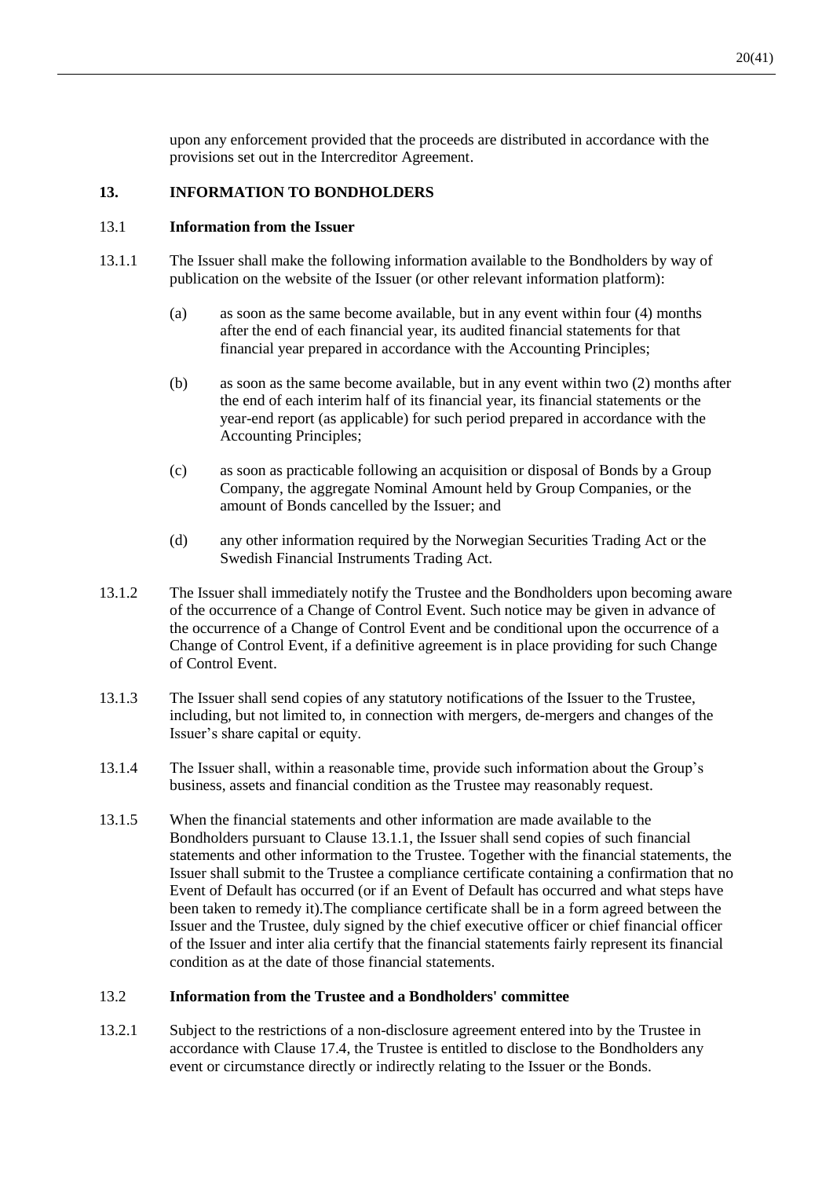upon any enforcement provided that the proceeds are distributed in accordance with the provisions set out in the Intercreditor Agreement.

## 13. INFORMATION TO BONDHOLDERS

### 13.1 Information from the Issuer

13.1.1 The Issuer shall make the following information available to the Bondholders by way of publication on the website of the Issuer (or other relevant information platform):

(a) as soon as the same become available, but in any event within four (4) months after the end of each financial year, its audited financial statements for that financial year prepared in accordance with the Accounting Principles;

(b) as soon as the same become available, but in any event within two (2) months after the end of each interim half of its financial year, its financial statements or the year-end report (as applicable) for such period prepared in accordance with the Accounting Principles;

(c) as soon as practicable following an acquisition or disposal of Bonds by a Group Company, the aggregate Nominal Amount held by Group Companies, or the amount of Bonds cancelled by the Issuer; and

(d) any other information required by the Norwegian Securities Trading Act or the Swedish Financial Instruments Trading Act.

13.1.2 The Issuer shall immediately notify the Trustee and the Bondholders upon becoming aware of the occurrence of a Change of Control Event. Such notice may be given in advance of the occurrence of a Change of Control Event and be conditional upon the occurrence of a Change of Control Event, if a definitive agreement is in place providing for such Change of Control Event.

13.1.3 The Issuer shall send copies of any statutory notifications of the Issuer to the Trustee, including, but not limited to, in connection with mergers, de-mergers and changes of the Issuer's share capital or equity.

13.1.4 The Issuer shall, within a reasonable time, provide such information about the Group's business, assets and financial condition as the Trustee may reasonably request.

13.1.5 When the financial statements and other information are made available to the Bondholders pursuant to Clause 13.1.1, the Issuer shall send copies of such financial statements and other information to the Trustee. Together with the financial statements, the Issuer shall submit to the Trustee a compliance certificate containing a confirmation that no Event of Default has occurred (or if an Event of Default has occurred and what steps have been taken to remedy it).The compliance certificate shall be in a form agreed between the Issuer and the Trustee, duly signed by the chief executive officer or chief financial officer of the Issuer and inter alia certify that the financial statements fairly represent its financial condition as at the date of those financial statements.

### 13.2 Information from the Trustee and a Bondholders' committee

13.2.1 Subject to the restrictions of a non-disclosure agreement entered into by the Trustee in accordance with Clause 17.4, the Trustee is entitled to disclose to the Bondholders any event or circumstance directly or indirectly relating to the Issuer or the Bonds.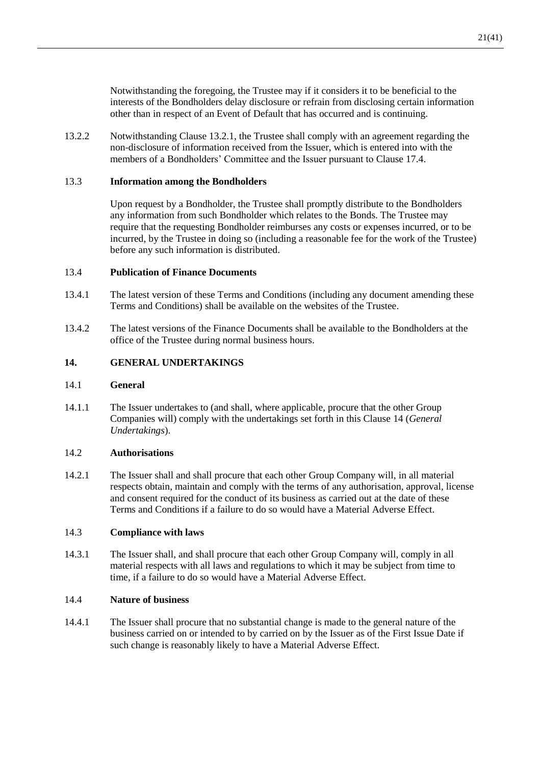Notwithstanding the foregoing, the Trustee may if it considers it to be beneficial to the interests of the Bondholders delay disclosure or refrain from disclosing certain information other than in respect of an Event of Default that has occurred and is continuing.

13.2.2 Notwithstanding Clause 13.2.1, the Trustee shall comply with an agreement regarding the non-disclosure of information received from the Issuer, which is entered into with the members of a Bondholders' Committee and the Issuer pursuant to Clause 17.4.

### 13.3 Information among the Bondholders

Upon request by a Bondholder, the Trustee shall promptly distribute to the Bondholders any information from such Bondholder which relates to the Bonds. The Trustee may require that the requesting Bondholder reimburses any costs or expenses incurred, or to be incurred, by the Trustee in doing so (including a reasonable fee for the work of the Trustee) before any such information is distributed.

### 13.4 Publication of Finance Documents

13.4.1 The latest version of these Terms and Conditions (including any document amending these Terms and Conditions) shall be available on the websites of the Trustee.

13.4.2 The latest versions of the Finance Documents shall be available to the Bondholders at the office of the Trustee during normal business hours.

## 14. GENERAL UNDERTAKINGS

### 14.1 General

14.1.1 The Issuer undertakes to (and shall, where applicable, procure that the other Group Companies will) comply with the undertakings set forth in this Clause 14 (*General Undertakings*).

### 14.2 Authorisations

14.2.1 The Issuer shall and shall procure that each other Group Company will, in all material respects obtain, maintain and comply with the terms of any authorisation, approval, license and consent required for the conduct of its business as carried out at the date of these Terms and Conditions if a failure to do so would have a Material Adverse Effect.

### 14.3 Compliance with laws

14.3.1 The Issuer shall, and shall procure that each other Group Company will, comply in all material respects with all laws and regulations to which it may be subject from time to time, if a failure to do so would have a Material Adverse Effect.

### 14.4 Nature of business

14.4.1 The Issuer shall procure that no substantial change is made to the general nature of the business carried on or intended to by carried on by the Issuer as of the First Issue Date if such change is reasonably likely to have a Material Adverse Effect.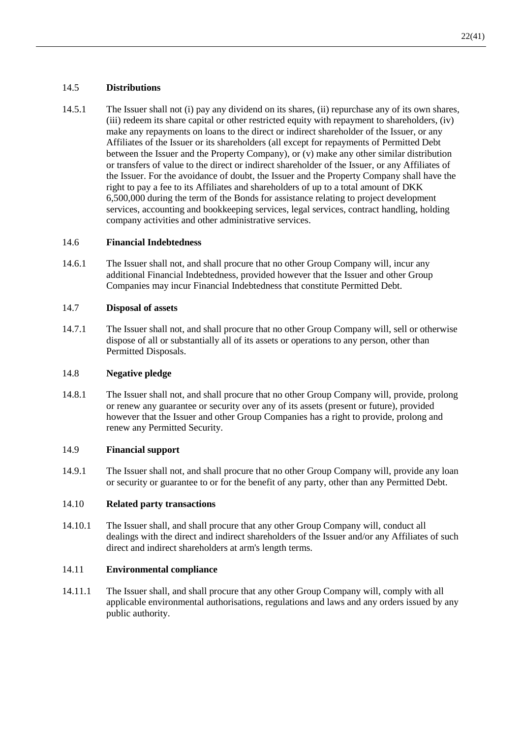### 14.5 **Distributions**

14.5.1 The Issuer shall not (i) pay any dividend on its shares, (ii) repurchase any of its own shares, (iii) redeem its share capital or other restricted equity with repayment to shareholders, (iv) make any repayments on loans to the direct or indirect shareholder of the Issuer, or any Affiliates of the Issuer or its shareholders (all except for repayments of Permitted Debt between the Issuer and the Property Company), or (v) make any other similar distribution or transfers of value to the direct or indirect shareholder of the Issuer, or any Affiliates of the Issuer. For the avoidance of doubt, the Issuer and the Property Company shall have the right to pay a fee to its Affiliates and shareholders of up to a total amount of DKK 6,500,000 during the term of the Bonds for assistance relating to project development services, accounting and bookkeeping services, legal services, contract handling, holding company activities and other administrative services.

### 14.6 **Financial Indebtedness**

14.6.1 The Issuer shall not, and shall procure that no other Group Company will, incur any additional Financial Indebtedness, provided however that the Issuer and other Group Companies may incur Financial Indebtedness that constitute Permitted Debt.

### 14.7 **Disposal of assets**

14.7.1 The Issuer shall not, and shall procure that no other Group Company will, sell or otherwise dispose of all or substantially all of its assets or operations to any person, other than Permitted Disposals.

### 14.8 **Negative pledge**

14.8.1 The Issuer shall not, and shall procure that no other Group Company will, provide, prolong or renew any guarantee or security over any of its assets (present or future), provided however that the Issuer and other Group Companies has a right to provide, prolong and renew any Permitted Security.

### 14.9 **Financial support**

14.9.1 The Issuer shall not, and shall procure that no other Group Company will, provide any loan or security or guarantee to or for the benefit of any party, other than any Permitted Debt.

### 14.10 **Related party transactions**

14.10.1 The Issuer shall, and shall procure that any other Group Company will, conduct all dealings with the direct and indirect shareholders of the Issuer and/or any Affiliates of such direct and indirect shareholders at arm's length terms.

### 14.11 **Environmental compliance**

14.11.1 The Issuer shall, and shall procure that any other Group Company will, comply with all applicable environmental authorisations, regulations and laws and any orders issued by any public authority.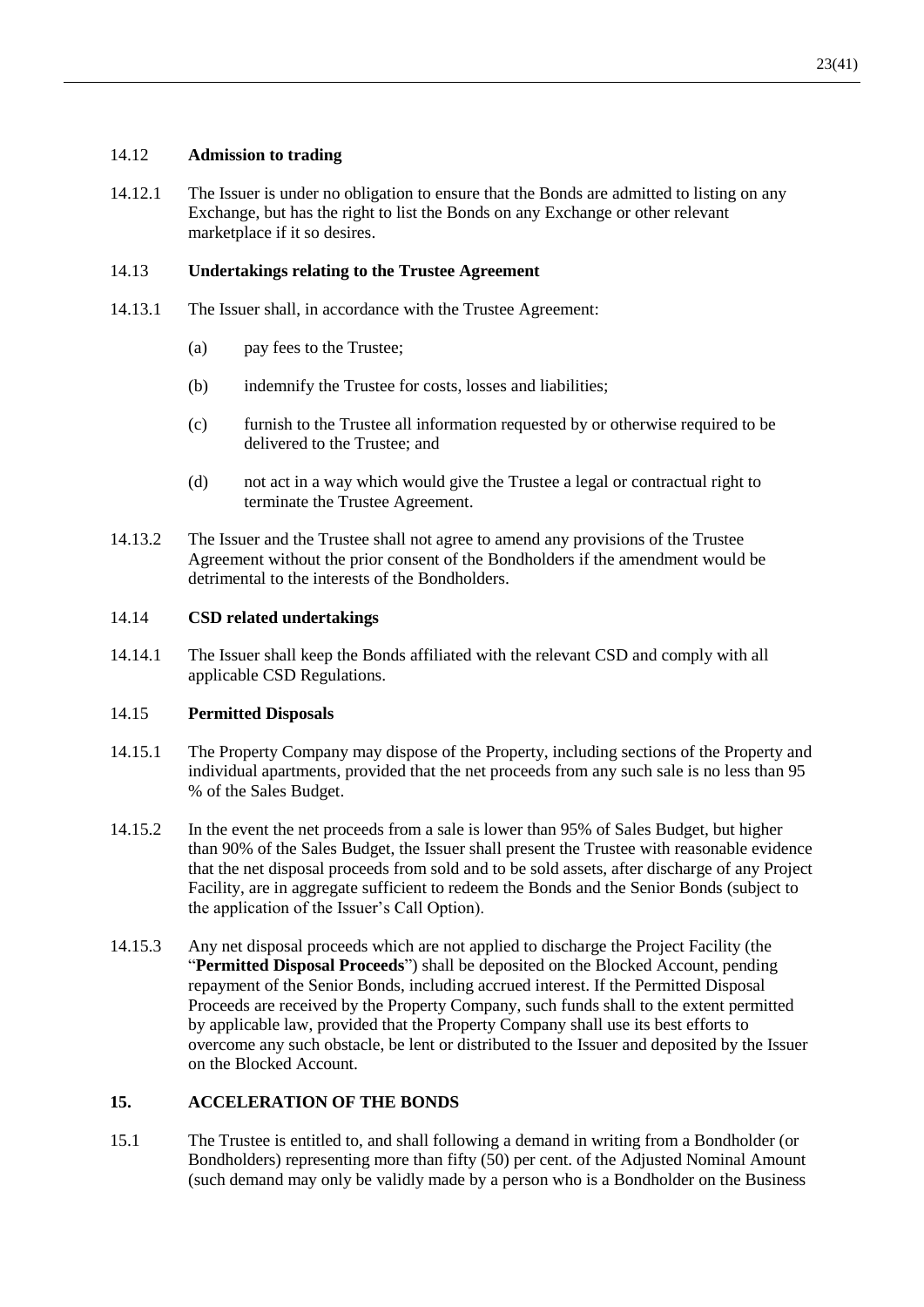### 14.12 Admission to trading

14.12.1 The Issuer is under no obligation to ensure that the Bonds are admitted to listing on any Exchange, but has the right to list the Bonds on any Exchange or other relevant marketplace if it so desires.

### 14.13 Undertakings relating to the Trustee Agreement

14.13.1 The Issuer shall, in accordance with the Trustee Agreement:

(a) pay fees to the Trustee;

(b) indemnify the Trustee for costs, losses and liabilities;

(c) furnish to the Trustee all information requested by or otherwise required to be delivered to the Trustee; and

(d) not act in a way which would give the Trustee a legal or contractual right to terminate the Trustee Agreement.

14.13.2 The Issuer and the Trustee shall not agree to amend any provisions of the Trustee Agreement without the prior consent of the Bondholders if the amendment would be detrimental to the interests of the Bondholders.

### 14.14 CSD related undertakings

14.14.1 The Issuer shall keep the Bonds affiliated with the relevant CSD and comply with all applicable CSD Regulations.

### 14.15 Permitted Disposals

14.15.1 The Property Company may dispose of the Property, including sections of the Property and individual apartments, provided that the net proceeds from any such sale is no less than 95 % of the Sales Budget.

14.15.2 In the event the net proceeds from a sale is lower than 95% of Sales Budget, but higher than 90% of the Sales Budget, the Issuer shall present the Trustee with reasonable evidence that the net disposal proceeds from sold and to be sold assets, after discharge of any Project Facility, are in aggregate sufficient to redeem the Bonds and the Senior Bonds (subject to the application of the Issuer's Call Option).

14.15.3 Any net disposal proceeds which are not applied to discharge the Project Facility (the "**Permitted Disposal Proceeds**") shall be deposited on the Blocked Account, pending repayment of the Senior Bonds, including accrued interest. If the Permitted Disposal Proceeds are received by the Property Company, such funds shall to the extent permitted by applicable law, provided that the Property Company shall use its best efforts to overcome any such obstacle, be lent or distributed to the Issuer and deposited by the Issuer on the Blocked Account.

## 15. ACCELERATION OF THE BONDS

15.1 The Trustee is entitled to, and shall following a demand in writing from a Bondholder (or Bondholders) representing more than fifty (50) per cent. of the Adjusted Nominal Amount (such demand may only be validly made by a person who is a Bondholder on the Business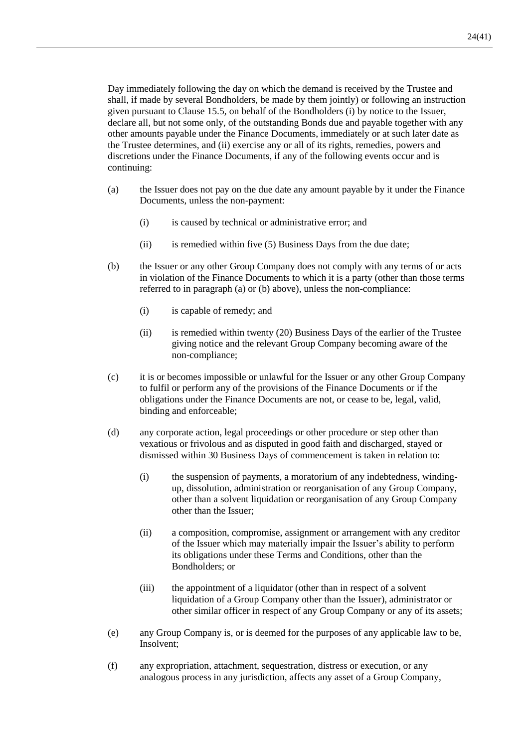Day immediately following the day on which the demand is received by the Trustee and shall, if made by several Bondholders, be made by them jointly) or following an instruction given pursuant to Clause 15.5, on behalf of the Bondholders (i) by notice to the Issuer, declare all, but not some only, of the outstanding Bonds due and payable together with any other amounts payable under the Finance Documents, immediately or at such later date as the Trustee determines, and (ii) exercise any or all of its rights, remedies, powers and discretions under the Finance Documents, if any of the following events occur and is continuing:

(a) the Issuer does not pay on the due date any amount payable by it under the Finance Documents, unless the non-payment:

  (i) is caused by technical or administrative error; and

  (ii) is remedied within five (5) Business Days from the due date;

(b) the Issuer or any other Group Company does not comply with any terms of or acts in violation of the Finance Documents to which it is a party (other than those terms referred to in paragraph (a) or (b) above), unless the non-compliance:

  (i) is capable of remedy; and

  (ii) is remedied within twenty (20) Business Days of the earlier of the Trustee giving notice and the relevant Group Company becoming aware of the non-compliance;

(c) it is or becomes impossible or unlawful for the Issuer or any other Group Company to fulfil or perform any of the provisions of the Finance Documents or if the obligations under the Finance Documents are not, or cease to be, legal, valid, binding and enforceable;

(d) any corporate action, legal proceedings or other procedure or step other than vexatious or frivolous and as disputed in good faith and discharged, stayed or dismissed within 30 Business Days of commencement is taken in relation to:

  (i) the suspension of payments, a moratorium of any indebtedness, winding-up, dissolution, administration or reorganisation of any Group Company, other than a solvent liquidation or reorganisation of any Group Company other than the Issuer;

  (ii) a composition, compromise, assignment or arrangement with any creditor of the Issuer which may materially impair the Issuer's ability to perform its obligations under these Terms and Conditions, other than the Bondholders; or

  (iii) the appointment of a liquidator (other than in respect of a solvent liquidation of a Group Company other than the Issuer), administrator or other similar officer in respect of any Group Company or any of its assets;

(e) any Group Company is, or is deemed for the purposes of any applicable law to be, Insolvent;

(f) any expropriation, attachment, sequestration, distress or execution, or any analogous process in any jurisdiction, affects any asset of a Group Company,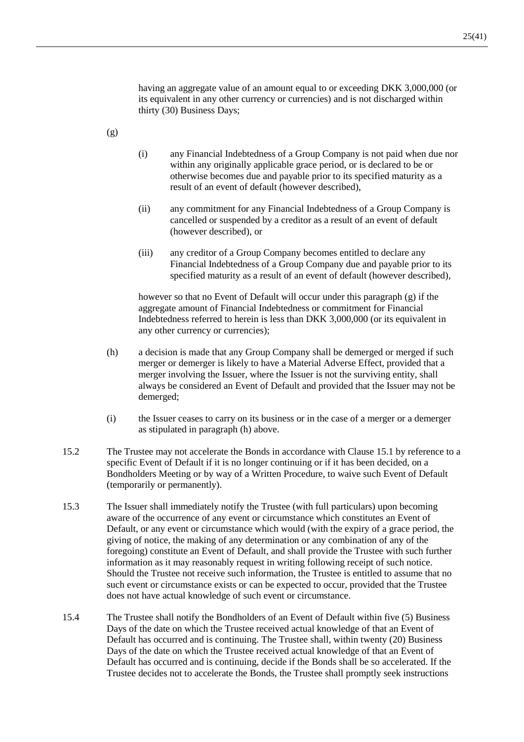having an aggregate value of an amount equal to or exceeding DKK 3,000,000 (or its equivalent in any other currency or currencies) and is not discharged within thirty (30) Business Days;

(g)

(i) any Financial Indebtedness of a Group Company is not paid when due nor within any originally applicable grace period, or is declared to be or otherwise becomes due and payable prior to its specified maturity as a result of an event of default (however described),

(ii) any commitment for any Financial Indebtedness of a Group Company is cancelled or suspended by a creditor as a result of an event of default (however described), or

(iii) any creditor of a Group Company becomes entitled to declare any Financial Indebtedness of a Group Company due and payable prior to its specified maturity as a result of an event of default (however described),

however so that no Event of Default will occur under this paragraph (g) if the aggregate amount of Financial Indebtedness or commitment for Financial Indebtedness referred to herein is less than DKK 3,000,000 (or its equivalent in any other currency or currencies);

(h) a decision is made that any Group Company shall be demerged or merged if such merger or demerger is likely to have a Material Adverse Effect, provided that a merger involving the Issuer, where the Issuer is not the surviving entity, shall always be considered an Event of Default and provided that the Issuer may not be demerged;

(i) the Issuer ceases to carry on its business or in the case of a merger or a demerger as stipulated in paragraph (h) above.

15.2 The Trustee may not accelerate the Bonds in accordance with Clause 15.1 by reference to a specific Event of Default if it is no longer continuing or if it has been decided, on a Bondholders Meeting or by way of a Written Procedure, to waive such Event of Default (temporarily or permanently).

15.3 The Issuer shall immediately notify the Trustee (with full particulars) upon becoming aware of the occurrence of any event or circumstance which constitutes an Event of Default, or any event or circumstance which would (with the expiry of a grace period, the giving of notice, the making of any determination or any combination of any of the foregoing) constitute an Event of Default, and shall provide the Trustee with such further information as it may reasonably request in writing following receipt of such notice. Should the Trustee not receive such information, the Trustee is entitled to assume that no such event or circumstance exists or can be expected to occur, provided that the Trustee does not have actual knowledge of such event or circumstance.

15.4 The Trustee shall notify the Bondholders of an Event of Default within five (5) Business Days of the date on which the Trustee received actual knowledge of that an Event of Default has occurred and is continuing. The Trustee shall, within twenty (20) Business Days of the date on which the Trustee received actual knowledge of that an Event of Default has occurred and is continuing, decide if the Bonds shall be so accelerated. If the Trustee decides not to accelerate the Bonds, the Trustee shall promptly seek instructions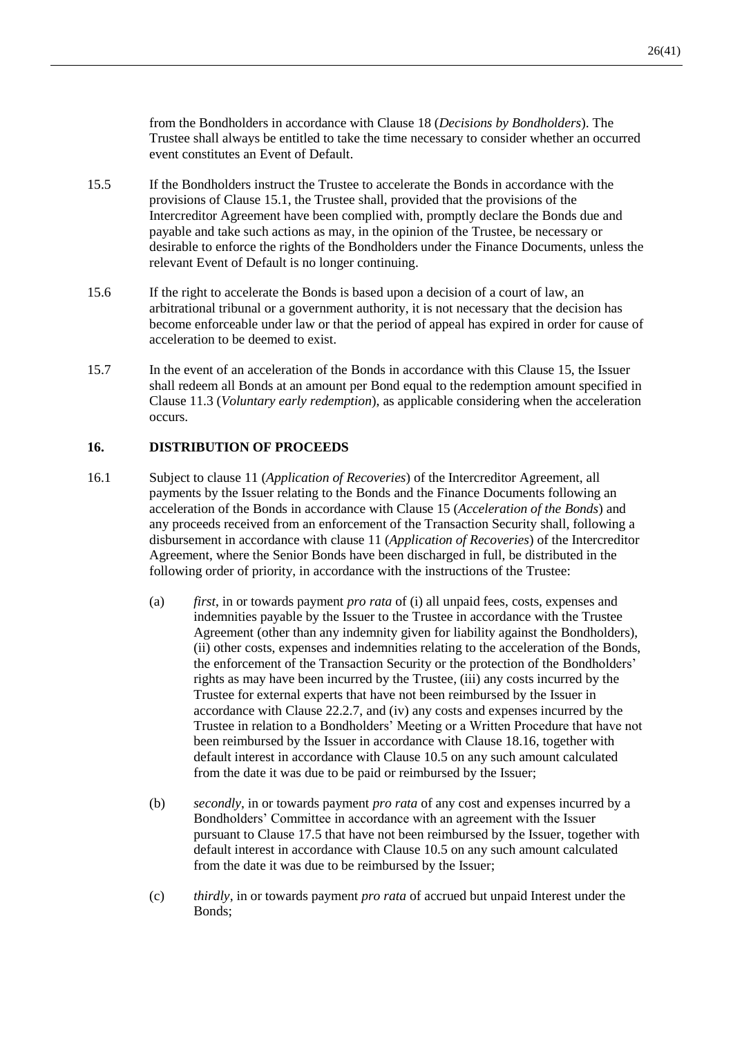from the Bondholders in accordance with Clause 18 (*Decisions by Bondholders*). The Trustee shall always be entitled to take the time necessary to consider whether an occurred event constitutes an Event of Default.

15.5 If the Bondholders instruct the Trustee to accelerate the Bonds in accordance with the provisions of Clause 15.1, the Trustee shall, provided that the provisions of the Intercreditor Agreement have been complied with, promptly declare the Bonds due and payable and take such actions as may, in the opinion of the Trustee, be necessary or desirable to enforce the rights of the Bondholders under the Finance Documents, unless the relevant Event of Default is no longer continuing.

15.6 If the right to accelerate the Bonds is based upon a decision of a court of law, an arbitrational tribunal or a government authority, it is not necessary that the decision has become enforceable under law or that the period of appeal has expired in order for cause of acceleration to be deemed to exist.

15.7 In the event of an acceleration of the Bonds in accordance with this Clause 15, the Issuer shall redeem all Bonds at an amount per Bond equal to the redemption amount specified in Clause 11.3 (*Voluntary early redemption*), as applicable considering when the acceleration occurs.

## 16. DISTRIBUTION OF PROCEEDS

16.1 Subject to clause 11 (*Application of Recoveries*) of the Intercreditor Agreement, all payments by the Issuer relating to the Bonds and the Finance Documents following an acceleration of the Bonds in accordance with Clause 15 (*Acceleration of the Bonds*) and any proceeds received from an enforcement of the Transaction Security shall, following a disbursement in accordance with clause 11 (*Application of Recoveries*) of the Intercreditor Agreement, where the Senior Bonds have been discharged in full, be distributed in the following order of priority, in accordance with the instructions of the Trustee:

(a) *first*, in or towards payment *pro rata* of (i) all unpaid fees, costs, expenses and indemnities payable by the Issuer to the Trustee in accordance with the Trustee Agreement (other than any indemnity given for liability against the Bondholders), (ii) other costs, expenses and indemnities relating to the acceleration of the Bonds, the enforcement of the Transaction Security or the protection of the Bondholders' rights as may have been incurred by the Trustee, (iii) any costs incurred by the Trustee for external experts that have not been reimbursed by the Issuer in accordance with Clause 22.2.7, and (iv) any costs and expenses incurred by the Trustee in relation to a Bondholders' Meeting or a Written Procedure that have not been reimbursed by the Issuer in accordance with Clause 18.16, together with default interest in accordance with Clause 10.5 on any such amount calculated from the date it was due to be paid or reimbursed by the Issuer;

(b) *secondly*, in or towards payment *pro rata* of any cost and expenses incurred by a Bondholders' Committee in accordance with an agreement with the Issuer pursuant to Clause 17.5 that have not been reimbursed by the Issuer, together with default interest in accordance with Clause 10.5 on any such amount calculated from the date it was due to be reimbursed by the Issuer;

(c) *thirdly*, in or towards payment *pro rata* of accrued but unpaid Interest under the Bonds;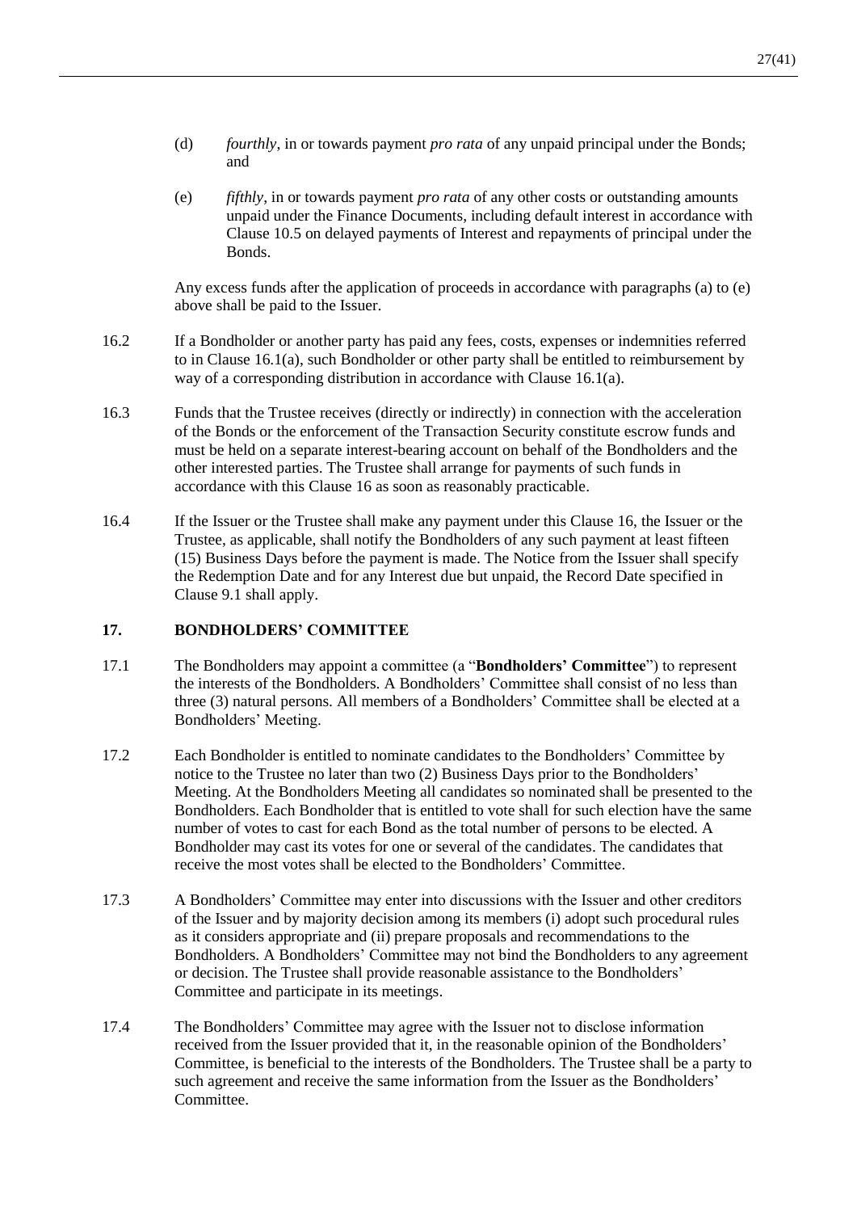(d) *fourthly*, in or towards payment *pro rata* of any unpaid principal under the Bonds; and

(e) *fifthly*, in or towards payment *pro rata* of any other costs or outstanding amounts unpaid under the Finance Documents, including default interest in accordance with Clause 10.5 on delayed payments of Interest and repayments of principal under the Bonds.

Any excess funds after the application of proceeds in accordance with paragraphs (a) to (e) above shall be paid to the Issuer.

16.2 If a Bondholder or another party has paid any fees, costs, expenses or indemnities referred to in Clause 16.1(a), such Bondholder or other party shall be entitled to reimbursement by way of a corresponding distribution in accordance with Clause 16.1(a).

16.3 Funds that the Trustee receives (directly or indirectly) in connection with the acceleration of the Bonds or the enforcement of the Transaction Security constitute escrow funds and must be held on a separate interest-bearing account on behalf of the Bondholders and the other interested parties. The Trustee shall arrange for payments of such funds in accordance with this Clause 16 as soon as reasonably practicable.

16.4 If the Issuer or the Trustee shall make any payment under this Clause 16, the Issuer or the Trustee, as applicable, shall notify the Bondholders of any such payment at least fifteen (15) Business Days before the payment is made. The Notice from the Issuer shall specify the Redemption Date and for any Interest due but unpaid, the Record Date specified in Clause 9.1 shall apply.

## 17. BONDHOLDERS' COMMITTEE

17.1 The Bondholders may appoint a committee (a "**Bondholders' Committee**") to represent the interests of the Bondholders. A Bondholders' Committee shall consist of no less than three (3) natural persons. All members of a Bondholders' Committee shall be elected at a Bondholders' Meeting.

17.2 Each Bondholder is entitled to nominate candidates to the Bondholders' Committee by notice to the Trustee no later than two (2) Business Days prior to the Bondholders' Meeting. At the Bondholders Meeting all candidates so nominated shall be presented to the Bondholders. Each Bondholder that is entitled to vote shall for such election have the same number of votes to cast for each Bond as the total number of persons to be elected. A Bondholder may cast its votes for one or several of the candidates. The candidates that receive the most votes shall be elected to the Bondholders' Committee.

17.3 A Bondholders' Committee may enter into discussions with the Issuer and other creditors of the Issuer and by majority decision among its members (i) adopt such procedural rules as it considers appropriate and (ii) prepare proposals and recommendations to the Bondholders. A Bondholders' Committee may not bind the Bondholders to any agreement or decision. The Trustee shall provide reasonable assistance to the Bondholders' Committee and participate in its meetings.

17.4 The Bondholders' Committee may agree with the Issuer not to disclose information received from the Issuer provided that it, in the reasonable opinion of the Bondholders' Committee, is beneficial to the interests of the Bondholders. The Trustee shall be a party to such agreement and receive the same information from the Issuer as the Bondholders' Committee.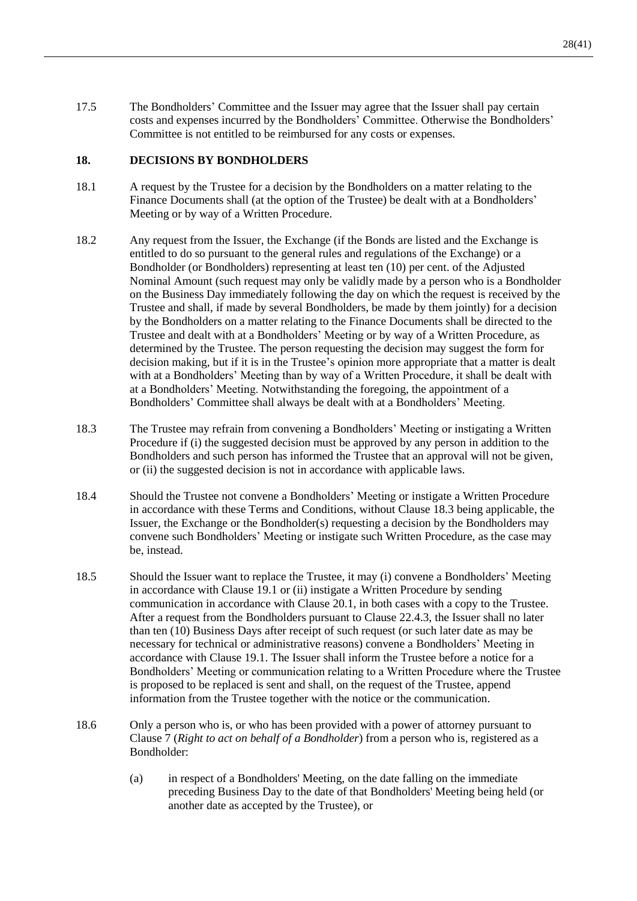17.5 The Bondholders' Committee and the Issuer may agree that the Issuer shall pay certain costs and expenses incurred by the Bondholders' Committee. Otherwise the Bondholders' Committee is not entitled to be reimbursed for any costs or expenses.

## 18. DECISIONS BY BONDHOLDERS

18.1 A request by the Trustee for a decision by the Bondholders on a matter relating to the Finance Documents shall (at the option of the Trustee) be dealt with at a Bondholders' Meeting or by way of a Written Procedure.

18.2 Any request from the Issuer, the Exchange (if the Bonds are listed and the Exchange is entitled to do so pursuant to the general rules and regulations of the Exchange) or a Bondholder (or Bondholders) representing at least ten (10) per cent. of the Adjusted Nominal Amount (such request may only be validly made by a person who is a Bondholder on the Business Day immediately following the day on which the request is received by the Trustee and shall, if made by several Bondholders, be made by them jointly) for a decision by the Bondholders on a matter relating to the Finance Documents shall be directed to the Trustee and dealt with at a Bondholders' Meeting or by way of a Written Procedure, as determined by the Trustee. The person requesting the decision may suggest the form for decision making, but if it is in the Trustee's opinion more appropriate that a matter is dealt with at a Bondholders' Meeting than by way of a Written Procedure, it shall be dealt with at a Bondholders' Meeting. Notwithstanding the foregoing, the appointment of a Bondholders' Committee shall always be dealt with at a Bondholders' Meeting.

18.3 The Trustee may refrain from convening a Bondholders' Meeting or instigating a Written Procedure if (i) the suggested decision must be approved by any person in addition to the Bondholders and such person has informed the Trustee that an approval will not be given, or (ii) the suggested decision is not in accordance with applicable laws.

18.4 Should the Trustee not convene a Bondholders' Meeting or instigate a Written Procedure in accordance with these Terms and Conditions, without Clause 18.3 being applicable, the Issuer, the Exchange or the Bondholder(s) requesting a decision by the Bondholders may convene such Bondholders' Meeting or instigate such Written Procedure, as the case may be, instead.

18.5 Should the Issuer want to replace the Trustee, it may (i) convene a Bondholders' Meeting in accordance with Clause 19.1 or (ii) instigate a Written Procedure by sending communication in accordance with Clause 20.1, in both cases with a copy to the Trustee. After a request from the Bondholders pursuant to Clause 22.4.3, the Issuer shall no later than ten (10) Business Days after receipt of such request (or such later date as may be necessary for technical or administrative reasons) convene a Bondholders' Meeting in accordance with Clause 19.1. The Issuer shall inform the Trustee before a notice for a Bondholders' Meeting or communication relating to a Written Procedure where the Trustee is proposed to be replaced is sent and shall, on the request of the Trustee, append information from the Trustee together with the notice or the communication.

18.6 Only a person who is, or who has been provided with a power of attorney pursuant to Clause 7 (*Right to act on behalf of a Bondholder*) from a person who is, registered as a Bondholder:

(a) in respect of a Bondholders' Meeting, on the date falling on the immediate preceding Business Day to the date of that Bondholders' Meeting being held (or another date as accepted by the Trustee), or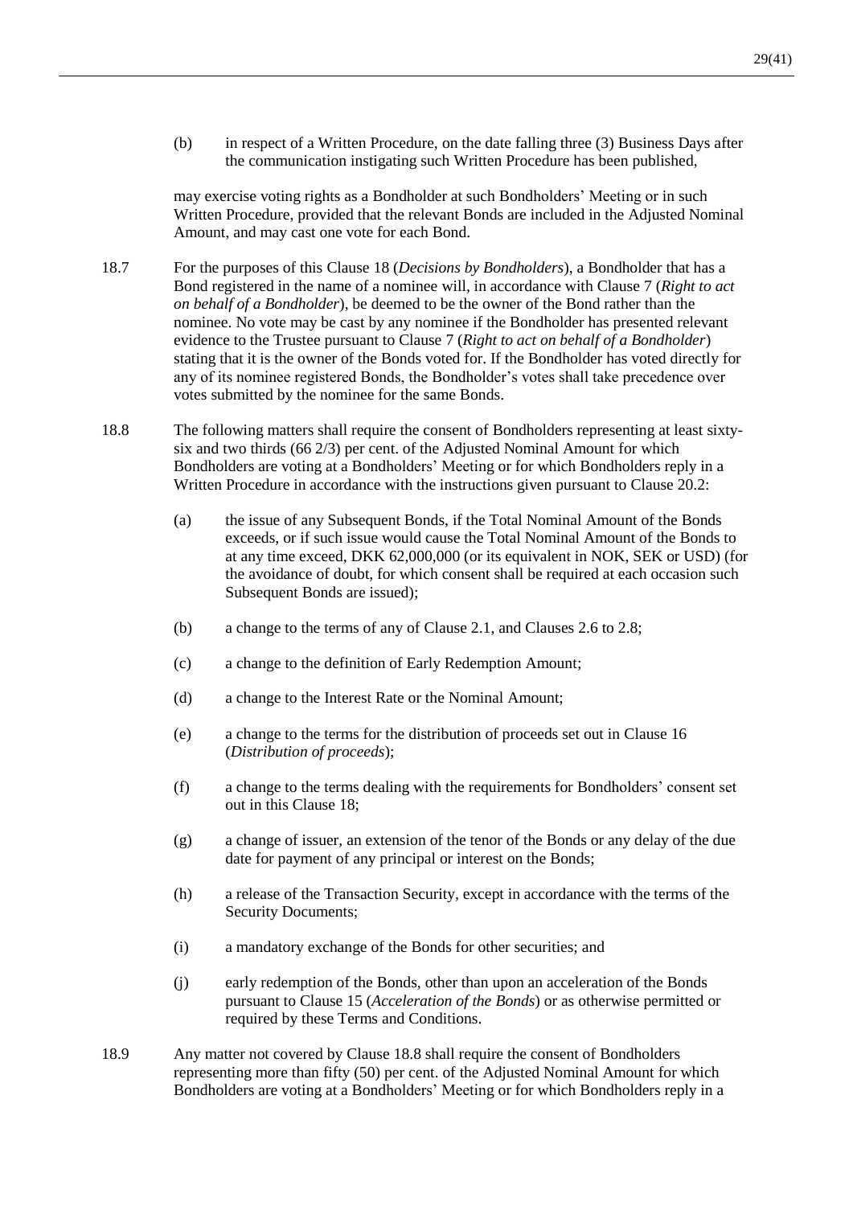(b) in respect of a Written Procedure, on the date falling three (3) Business Days after the communication instigating such Written Procedure has been published,

may exercise voting rights as a Bondholder at such Bondholders' Meeting or in such Written Procedure, provided that the relevant Bonds are included in the Adjusted Nominal Amount, and may cast one vote for each Bond.

18.7 For the purposes of this Clause 18 (*Decisions by Bondholders*), a Bondholder that has a Bond registered in the name of a nominee will, in accordance with Clause 7 (*Right to act on behalf of a Bondholder*), be deemed to be the owner of the Bond rather than the nominee. No vote may be cast by any nominee if the Bondholder has presented relevant evidence to the Trustee pursuant to Clause 7 (*Right to act on behalf of a Bondholder*) stating that it is the owner of the Bonds voted for. If the Bondholder has voted directly for any of its nominee registered Bonds, the Bondholder's votes shall take precedence over votes submitted by the nominee for the same Bonds.

18.8 The following matters shall require the consent of Bondholders representing at least sixty-six and two thirds (66 2/3) per cent. of the Adjusted Nominal Amount for which Bondholders are voting at a Bondholders' Meeting or for which Bondholders reply in a Written Procedure in accordance with the instructions given pursuant to Clause 20.2:

(a) the issue of any Subsequent Bonds, if the Total Nominal Amount of the Bonds exceeds, or if such issue would cause the Total Nominal Amount of the Bonds to at any time exceed, DKK 62,000,000 (or its equivalent in NOK, SEK or USD) (for the avoidance of doubt, for which consent shall be required at each occasion such Subsequent Bonds are issued);

(b) a change to the terms of any of Clause 2.1, and Clauses 2.6 to 2.8;

(c) a change to the definition of Early Redemption Amount;

(d) a change to the Interest Rate or the Nominal Amount;

(e) a change to the terms for the distribution of proceeds set out in Clause 16 (*Distribution of proceeds*);

(f) a change to the terms dealing with the requirements for Bondholders' consent set out in this Clause 18;

(g) a change of issuer, an extension of the tenor of the Bonds or any delay of the due date for payment of any principal or interest on the Bonds;

(h) a release of the Transaction Security, except in accordance with the terms of the Security Documents;

(i) a mandatory exchange of the Bonds for other securities; and

(j) early redemption of the Bonds, other than upon an acceleration of the Bonds pursuant to Clause 15 (*Acceleration of the Bonds*) or as otherwise permitted or required by these Terms and Conditions.

18.9 Any matter not covered by Clause 18.8 shall require the consent of Bondholders representing more than fifty (50) per cent. of the Adjusted Nominal Amount for which Bondholders are voting at a Bondholders' Meeting or for which Bondholders reply in a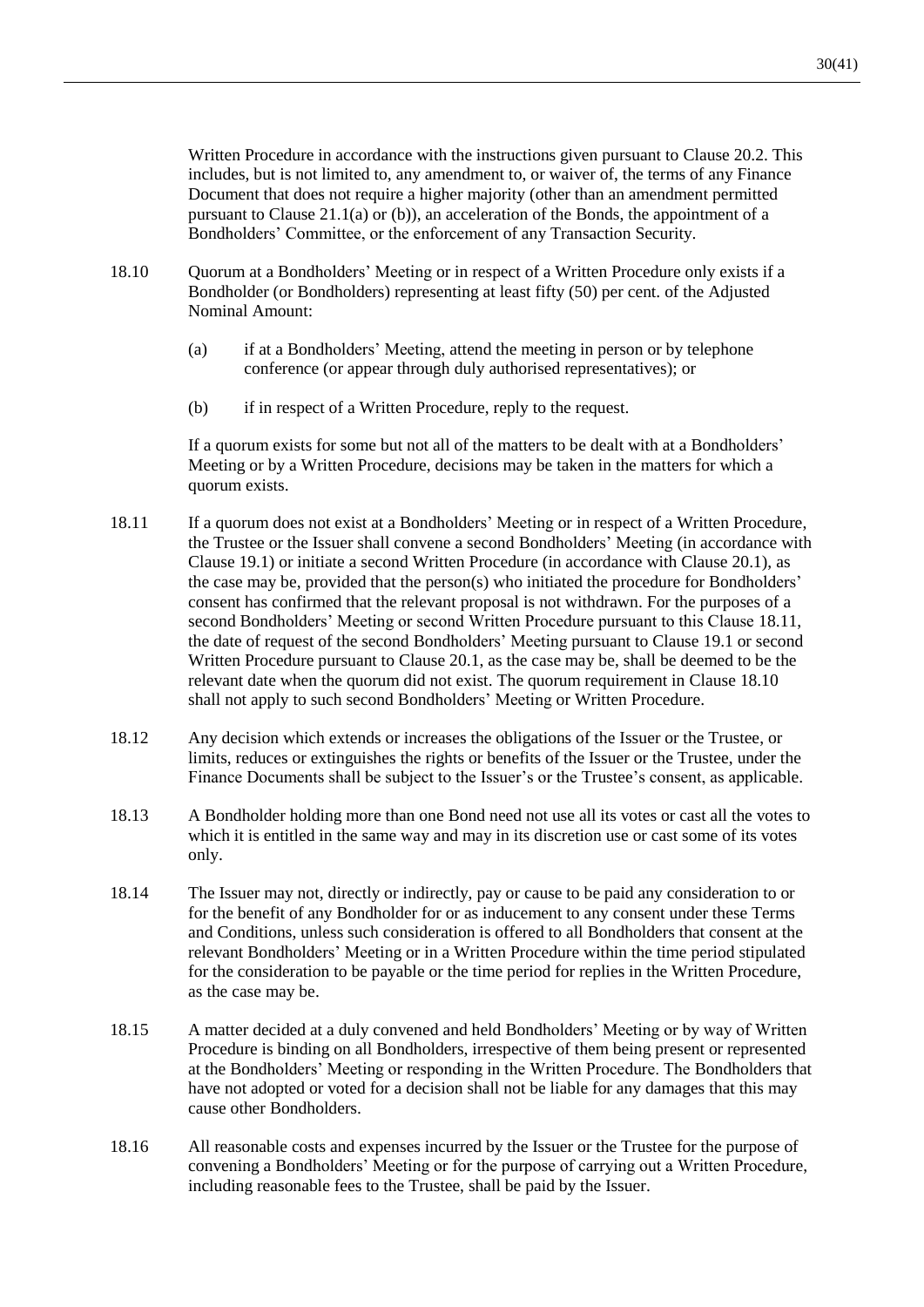Written Procedure in accordance with the instructions given pursuant to Clause 20.2. This includes, but is not limited to, any amendment to, or waiver of, the terms of any Finance Document that does not require a higher majority (other than an amendment permitted pursuant to Clause 21.1(a) or (b)), an acceleration of the Bonds, the appointment of a Bondholders' Committee, or the enforcement of any Transaction Security.

18.10 Quorum at a Bondholders' Meeting or in respect of a Written Procedure only exists if a Bondholder (or Bondholders) representing at least fifty (50) per cent. of the Adjusted Nominal Amount:

(a) if at a Bondholders' Meeting, attend the meeting in person or by telephone conference (or appear through duly authorised representatives); or

(b) if in respect of a Written Procedure, reply to the request.

If a quorum exists for some but not all of the matters to be dealt with at a Bondholders' Meeting or by a Written Procedure, decisions may be taken in the matters for which a quorum exists.

18.11 If a quorum does not exist at a Bondholders' Meeting or in respect of a Written Procedure, the Trustee or the Issuer shall convene a second Bondholders' Meeting (in accordance with Clause 19.1) or initiate a second Written Procedure (in accordance with Clause 20.1), as the case may be, provided that the person(s) who initiated the procedure for Bondholders' consent has confirmed that the relevant proposal is not withdrawn. For the purposes of a second Bondholders' Meeting or second Written Procedure pursuant to this Clause 18.11, the date of request of the second Bondholders' Meeting pursuant to Clause 19.1 or second Written Procedure pursuant to Clause 20.1, as the case may be, shall be deemed to be the relevant date when the quorum did not exist. The quorum requirement in Clause 18.10 shall not apply to such second Bondholders' Meeting or Written Procedure.

18.12 Any decision which extends or increases the obligations of the Issuer or the Trustee, or limits, reduces or extinguishes the rights or benefits of the Issuer or the Trustee, under the Finance Documents shall be subject to the Issuer's or the Trustee's consent, as applicable.

18.13 A Bondholder holding more than one Bond need not use all its votes or cast all the votes to which it is entitled in the same way and may in its discretion use or cast some of its votes only.

18.14 The Issuer may not, directly or indirectly, pay or cause to be paid any consideration to or for the benefit of any Bondholder for or as inducement to any consent under these Terms and Conditions, unless such consideration is offered to all Bondholders that consent at the relevant Bondholders' Meeting or in a Written Procedure within the time period stipulated for the consideration to be payable or the time period for replies in the Written Procedure, as the case may be.

18.15 A matter decided at a duly convened and held Bondholders' Meeting or by way of Written Procedure is binding on all Bondholders, irrespective of them being present or represented at the Bondholders' Meeting or responding in the Written Procedure. The Bondholders that have not adopted or voted for a decision shall not be liable for any damages that this may cause other Bondholders.

18.16 All reasonable costs and expenses incurred by the Issuer or the Trustee for the purpose of convening a Bondholders' Meeting or for the purpose of carrying out a Written Procedure, including reasonable fees to the Trustee, shall be paid by the Issuer.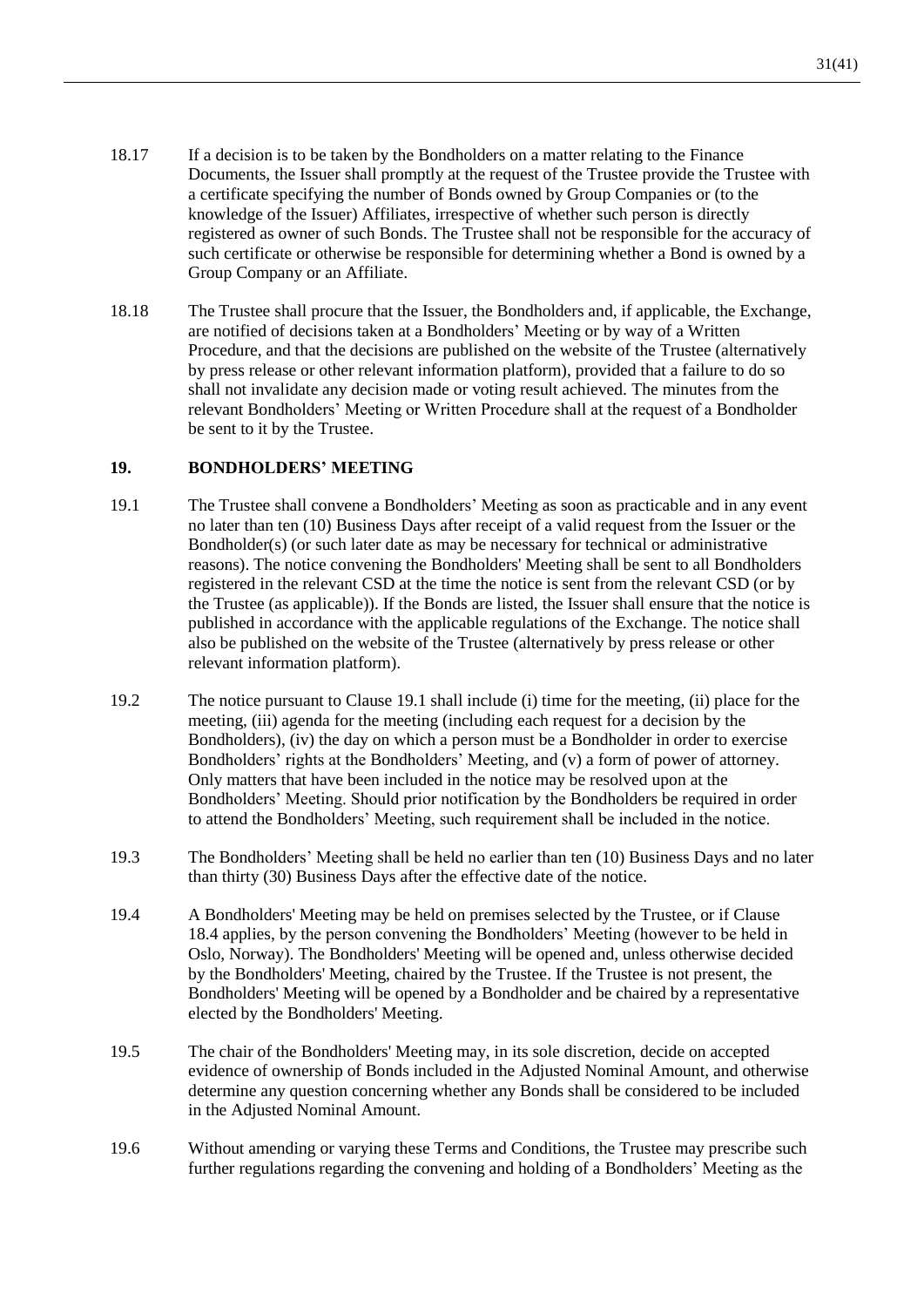18.17 If a decision is to be taken by the Bondholders on a matter relating to the Finance Documents, the Issuer shall promptly at the request of the Trustee provide the Trustee with a certificate specifying the number of Bonds owned by Group Companies or (to the knowledge of the Issuer) Affiliates, irrespective of whether such person is directly registered as owner of such Bonds. The Trustee shall not be responsible for the accuracy of such certificate or otherwise be responsible for determining whether a Bond is owned by a Group Company or an Affiliate.

18.18 The Trustee shall procure that the Issuer, the Bondholders and, if applicable, the Exchange, are notified of decisions taken at a Bondholders' Meeting or by way of a Written Procedure, and that the decisions are published on the website of the Trustee (alternatively by press release or other relevant information platform), provided that a failure to do so shall not invalidate any decision made or voting result achieved. The minutes from the relevant Bondholders' Meeting or Written Procedure shall at the request of a Bondholder be sent to it by the Trustee.

## 19. BONDHOLDERS' MEETING

19.1 The Trustee shall convene a Bondholders' Meeting as soon as practicable and in any event no later than ten (10) Business Days after receipt of a valid request from the Issuer or the Bondholder(s) (or such later date as may be necessary for technical or administrative reasons). The notice convening the Bondholders' Meeting shall be sent to all Bondholders registered in the relevant CSD at the time the notice is sent from the relevant CSD (or by the Trustee (as applicable)). If the Bonds are listed, the Issuer shall ensure that the notice is published in accordance with the applicable regulations of the Exchange. The notice shall also be published on the website of the Trustee (alternatively by press release or other relevant information platform).

19.2 The notice pursuant to Clause 19.1 shall include (i) time for the meeting, (ii) place for the meeting, (iii) agenda for the meeting (including each request for a decision by the Bondholders), (iv) the day on which a person must be a Bondholder in order to exercise Bondholders' rights at the Bondholders' Meeting, and (v) a form of power of attorney. Only matters that have been included in the notice may be resolved upon at the Bondholders' Meeting. Should prior notification by the Bondholders be required in order to attend the Bondholders' Meeting, such requirement shall be included in the notice.

19.3 The Bondholders' Meeting shall be held no earlier than ten (10) Business Days and no later than thirty (30) Business Days after the effective date of the notice.

19.4 A Bondholders' Meeting may be held on premises selected by the Trustee, or if Clause 18.4 applies, by the person convening the Bondholders' Meeting (however to be held in Oslo, Norway). The Bondholders' Meeting will be opened and, unless otherwise decided by the Bondholders' Meeting, chaired by the Trustee. If the Trustee is not present, the Bondholders' Meeting will be opened by a Bondholder and be chaired by a representative elected by the Bondholders' Meeting.

19.5 The chair of the Bondholders' Meeting may, in its sole discretion, decide on accepted evidence of ownership of Bonds included in the Adjusted Nominal Amount, and otherwise determine any question concerning whether any Bonds shall be considered to be included in the Adjusted Nominal Amount.

19.6 Without amending or varying these Terms and Conditions, the Trustee may prescribe such further regulations regarding the convening and holding of a Bondholders' Meeting as the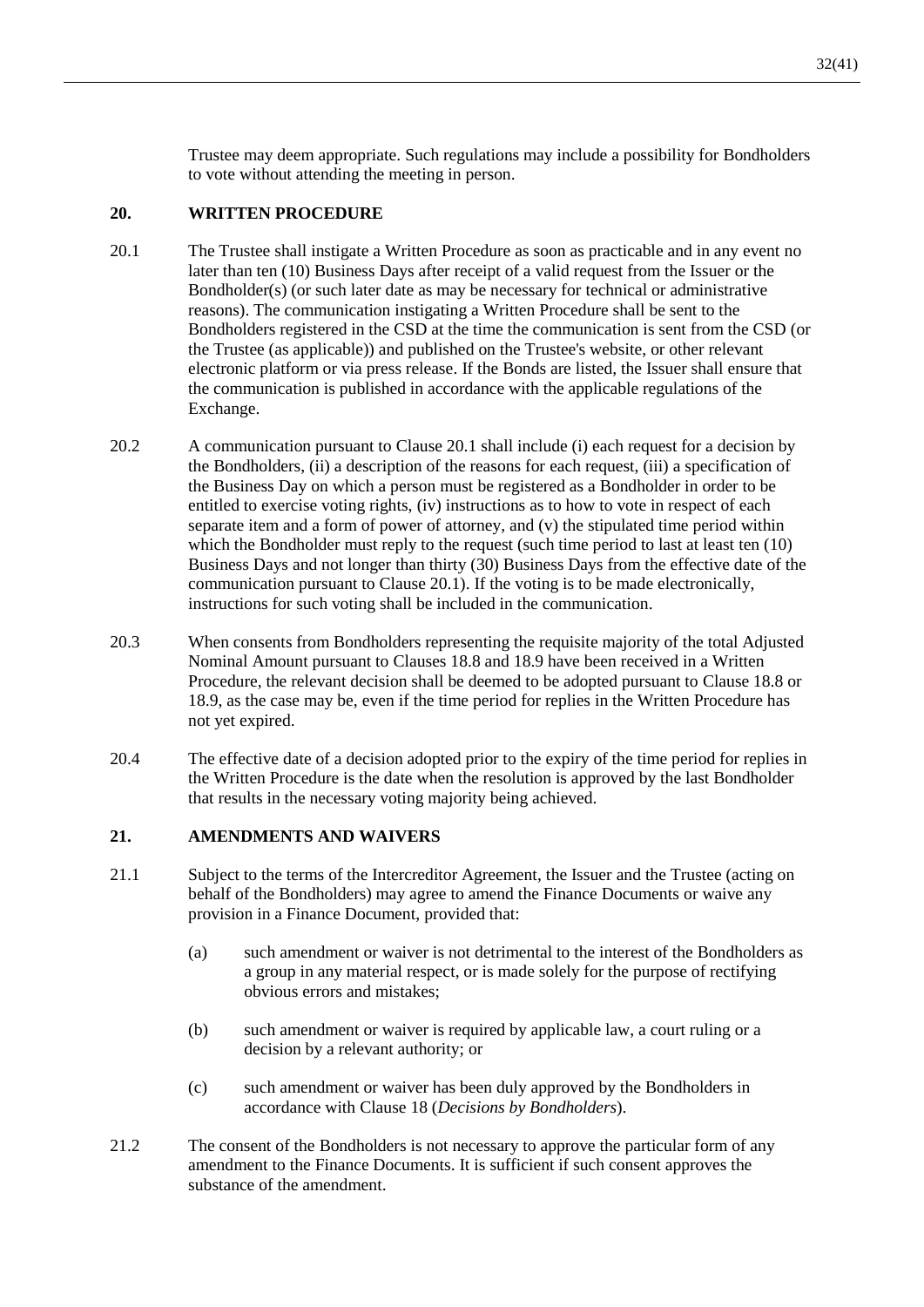Trustee may deem appropriate. Such regulations may include a possibility for Bondholders to vote without attending the meeting in person.

## 20. WRITTEN PROCEDURE

20.1 The Trustee shall instigate a Written Procedure as soon as practicable and in any event no later than ten (10) Business Days after receipt of a valid request from the Issuer or the Bondholder(s) (or such later date as may be necessary for technical or administrative reasons). The communication instigating a Written Procedure shall be sent to the Bondholders registered in the CSD at the time the communication is sent from the CSD (or the Trustee (as applicable)) and published on the Trustee's website, or other relevant electronic platform or via press release. If the Bonds are listed, the Issuer shall ensure that the communication is published in accordance with the applicable regulations of the Exchange.

20.2 A communication pursuant to Clause 20.1 shall include (i) each request for a decision by the Bondholders, (ii) a description of the reasons for each request, (iii) a specification of the Business Day on which a person must be registered as a Bondholder in order to be entitled to exercise voting rights, (iv) instructions as to how to vote in respect of each separate item and a form of power of attorney, and (v) the stipulated time period within which the Bondholder must reply to the request (such time period to last at least ten (10) Business Days and not longer than thirty (30) Business Days from the effective date of the communication pursuant to Clause 20.1). If the voting is to be made electronically, instructions for such voting shall be included in the communication.

20.3 When consents from Bondholders representing the requisite majority of the total Adjusted Nominal Amount pursuant to Clauses 18.8 and 18.9 have been received in a Written Procedure, the relevant decision shall be deemed to be adopted pursuant to Clause 18.8 or 18.9, as the case may be, even if the time period for replies in the Written Procedure has not yet expired.

20.4 The effective date of a decision adopted prior to the expiry of the time period for replies in the Written Procedure is the date when the resolution is approved by the last Bondholder that results in the necessary voting majority being achieved.

## 21. AMENDMENTS AND WAIVERS

21.1 Subject to the terms of the Intercreditor Agreement, the Issuer and the Trustee (acting on behalf of the Bondholders) may agree to amend the Finance Documents or waive any provision in a Finance Document, provided that:

(a) such amendment or waiver is not detrimental to the interest of the Bondholders as a group in any material respect, or is made solely for the purpose of rectifying obvious errors and mistakes;

(b) such amendment or waiver is required by applicable law, a court ruling or a decision by a relevant authority; or

(c) such amendment or waiver has been duly approved by the Bondholders in accordance with Clause 18 (*Decisions by Bondholders*).

21.2 The consent of the Bondholders is not necessary to approve the particular form of any amendment to the Finance Documents. It is sufficient if such consent approves the substance of the amendment.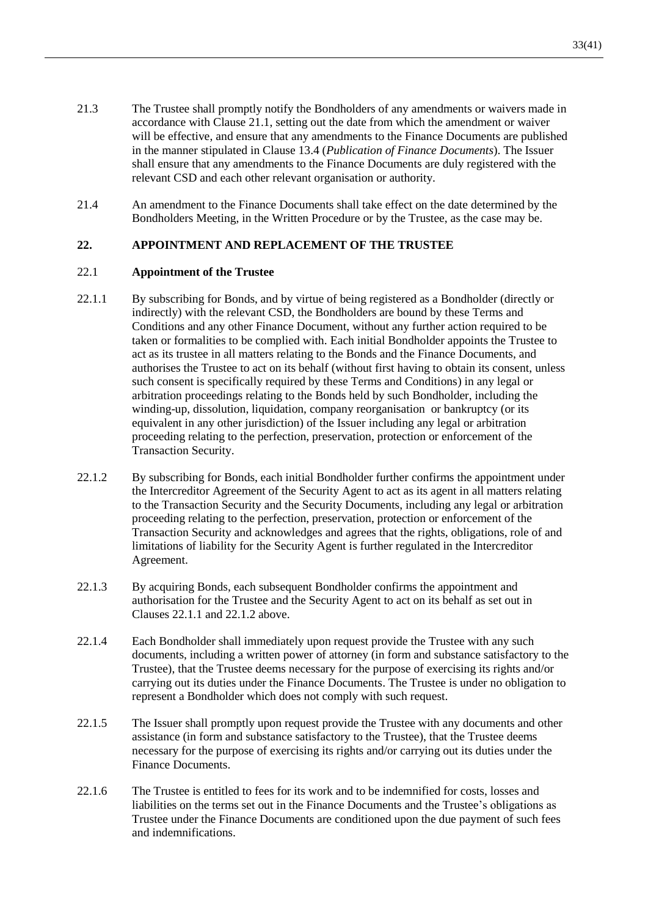21.3 The Trustee shall promptly notify the Bondholders of any amendments or waivers made in accordance with Clause 21.1, setting out the date from which the amendment or waiver will be effective, and ensure that any amendments to the Finance Documents are published in the manner stipulated in Clause 13.4 (*Publication of Finance Documents*). The Issuer shall ensure that any amendments to the Finance Documents are duly registered with the relevant CSD and each other relevant organisation or authority.

21.4 An amendment to the Finance Documents shall take effect on the date determined by the Bondholders Meeting, in the Written Procedure or by the Trustee, as the case may be.

## 22. APPOINTMENT AND REPLACEMENT OF THE TRUSTEE

### 22.1 Appointment of the Trustee

22.1.1 By subscribing for Bonds, and by virtue of being registered as a Bondholder (directly or indirectly) with the relevant CSD, the Bondholders are bound by these Terms and Conditions and any other Finance Document, without any further action required to be taken or formalities to be complied with. Each initial Bondholder appoints the Trustee to act as its trustee in all matters relating to the Bonds and the Finance Documents, and authorises the Trustee to act on its behalf (without first having to obtain its consent, unless such consent is specifically required by these Terms and Conditions) in any legal or arbitration proceedings relating to the Bonds held by such Bondholder, including the winding-up, dissolution, liquidation, company reorganisation or bankruptcy (or its equivalent in any other jurisdiction) of the Issuer including any legal or arbitration proceeding relating to the perfection, preservation, protection or enforcement of the Transaction Security.

22.1.2 By subscribing for Bonds, each initial Bondholder further confirms the appointment under the Intercreditor Agreement of the Security Agent to act as its agent in all matters relating to the Transaction Security and the Security Documents, including any legal or arbitration proceeding relating to the perfection, preservation, protection or enforcement of the Transaction Security and acknowledges and agrees that the rights, obligations, role of and limitations of liability for the Security Agent is further regulated in the Intercreditor Agreement.

22.1.3 By acquiring Bonds, each subsequent Bondholder confirms the appointment and authorisation for the Trustee and the Security Agent to act on its behalf as set out in Clauses 22.1.1 and 22.1.2 above.

22.1.4 Each Bondholder shall immediately upon request provide the Trustee with any such documents, including a written power of attorney (in form and substance satisfactory to the Trustee), that the Trustee deems necessary for the purpose of exercising its rights and/or carrying out its duties under the Finance Documents. The Trustee is under no obligation to represent a Bondholder which does not comply with such request.

22.1.5 The Issuer shall promptly upon request provide the Trustee with any documents and other assistance (in form and substance satisfactory to the Trustee), that the Trustee deems necessary for the purpose of exercising its rights and/or carrying out its duties under the Finance Documents.

22.1.6 The Trustee is entitled to fees for its work and to be indemnified for costs, losses and liabilities on the terms set out in the Finance Documents and the Trustee's obligations as Trustee under the Finance Documents are conditioned upon the due payment of such fees and indemnifications.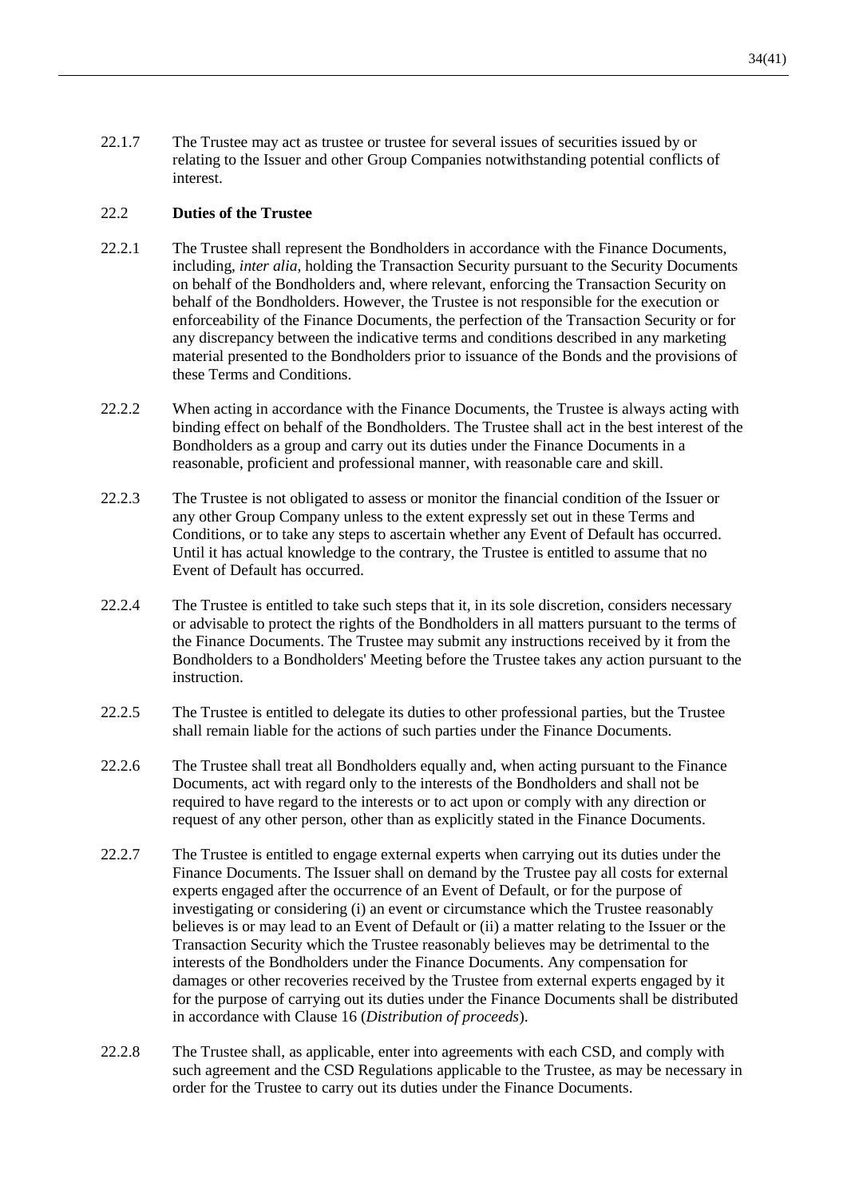22.1.7 The Trustee may act as trustee or trustee for several issues of securities issued by or relating to the Issuer and other Group Companies notwithstanding potential conflicts of interest.

### 22.2 **Duties of the Trustee**

22.2.1 The Trustee shall represent the Bondholders in accordance with the Finance Documents, including, *inter alia*, holding the Transaction Security pursuant to the Security Documents on behalf of the Bondholders and, where relevant, enforcing the Transaction Security on behalf of the Bondholders. However, the Trustee is not responsible for the execution or enforceability of the Finance Documents, the perfection of the Transaction Security or for any discrepancy between the indicative terms and conditions described in any marketing material presented to the Bondholders prior to issuance of the Bonds and the provisions of these Terms and Conditions.

22.2.2 When acting in accordance with the Finance Documents, the Trustee is always acting with binding effect on behalf of the Bondholders. The Trustee shall act in the best interest of the Bondholders as a group and carry out its duties under the Finance Documents in a reasonable, proficient and professional manner, with reasonable care and skill.

22.2.3 The Trustee is not obligated to assess or monitor the financial condition of the Issuer or any other Group Company unless to the extent expressly set out in these Terms and Conditions, or to take any steps to ascertain whether any Event of Default has occurred. Until it has actual knowledge to the contrary, the Trustee is entitled to assume that no Event of Default has occurred.

22.2.4 The Trustee is entitled to take such steps that it, in its sole discretion, considers necessary or advisable to protect the rights of the Bondholders in all matters pursuant to the terms of the Finance Documents. The Trustee may submit any instructions received by it from the Bondholders to a Bondholders' Meeting before the Trustee takes any action pursuant to the instruction.

22.2.5 The Trustee is entitled to delegate its duties to other professional parties, but the Trustee shall remain liable for the actions of such parties under the Finance Documents.

22.2.6 The Trustee shall treat all Bondholders equally and, when acting pursuant to the Finance Documents, act with regard only to the interests of the Bondholders and shall not be required to have regard to the interests or to act upon or comply with any direction or request of any other person, other than as explicitly stated in the Finance Documents.

22.2.7 The Trustee is entitled to engage external experts when carrying out its duties under the Finance Documents. The Issuer shall on demand by the Trustee pay all costs for external experts engaged after the occurrence of an Event of Default, or for the purpose of investigating or considering (i) an event or circumstance which the Trustee reasonably believes is or may lead to an Event of Default or (ii) a matter relating to the Issuer or the Transaction Security which the Trustee reasonably believes may be detrimental to the interests of the Bondholders under the Finance Documents. Any compensation for damages or other recoveries received by the Trustee from external experts engaged by it for the purpose of carrying out its duties under the Finance Documents shall be distributed in accordance with Clause 16 (*Distribution of proceeds*).

22.2.8 The Trustee shall, as applicable, enter into agreements with each CSD, and comply with such agreement and the CSD Regulations applicable to the Trustee, as may be necessary in order for the Trustee to carry out its duties under the Finance Documents.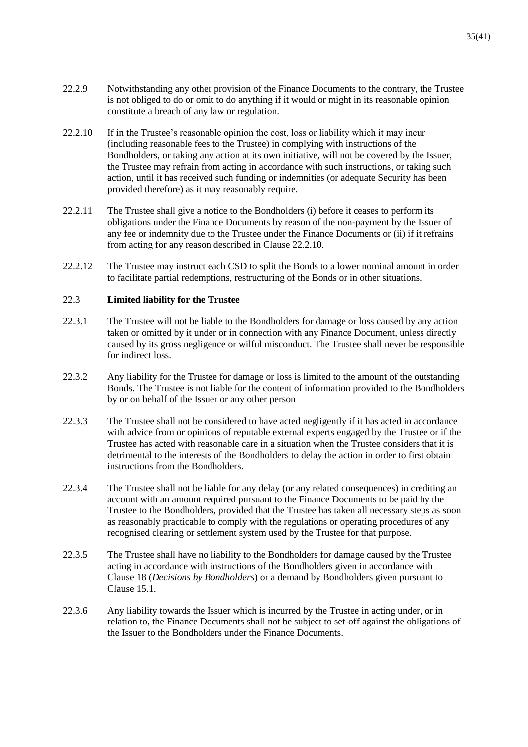22.2.9 Notwithstanding any other provision of the Finance Documents to the contrary, the Trustee is not obliged to do or omit to do anything if it would or might in its reasonable opinion constitute a breach of any law or regulation.

22.2.10 If in the Trustee's reasonable opinion the cost, loss or liability which it may incur (including reasonable fees to the Trustee) in complying with instructions of the Bondholders, or taking any action at its own initiative, will not be covered by the Issuer, the Trustee may refrain from acting in accordance with such instructions, or taking such action, until it has received such funding or indemnities (or adequate Security has been provided therefore) as it may reasonably require.

22.2.11 The Trustee shall give a notice to the Bondholders (i) before it ceases to perform its obligations under the Finance Documents by reason of the non-payment by the Issuer of any fee or indemnity due to the Trustee under the Finance Documents or (ii) if it refrains from acting for any reason described in Clause 22.2.10.

22.2.12 The Trustee may instruct each CSD to split the Bonds to a lower nominal amount in order to facilitate partial redemptions, restructuring of the Bonds or in other situations.

### 22.3 Limited liability for the Trustee

22.3.1 The Trustee will not be liable to the Bondholders for damage or loss caused by any action taken or omitted by it under or in connection with any Finance Document, unless directly caused by its gross negligence or wilful misconduct. The Trustee shall never be responsible for indirect loss.

22.3.2 Any liability for the Trustee for damage or loss is limited to the amount of the outstanding Bonds. The Trustee is not liable for the content of information provided to the Bondholders by or on behalf of the Issuer or any other person

22.3.3 The Trustee shall not be considered to have acted negligently if it has acted in accordance with advice from or opinions of reputable external experts engaged by the Trustee or if the Trustee has acted with reasonable care in a situation when the Trustee considers that it is detrimental to the interests of the Bondholders to delay the action in order to first obtain instructions from the Bondholders.

22.3.4 The Trustee shall not be liable for any delay (or any related consequences) in crediting an account with an amount required pursuant to the Finance Documents to be paid by the Trustee to the Bondholders, provided that the Trustee has taken all necessary steps as soon as reasonably practicable to comply with the regulations or operating procedures of any recognised clearing or settlement system used by the Trustee for that purpose.

22.3.5 The Trustee shall have no liability to the Bondholders for damage caused by the Trustee acting in accordance with instructions of the Bondholders given in accordance with Clause 18 (*Decisions by Bondholders*) or a demand by Bondholders given pursuant to Clause 15.1.

22.3.6 Any liability towards the Issuer which is incurred by the Trustee in acting under, or in relation to, the Finance Documents shall not be subject to set-off against the obligations of the Issuer to the Bondholders under the Finance Documents.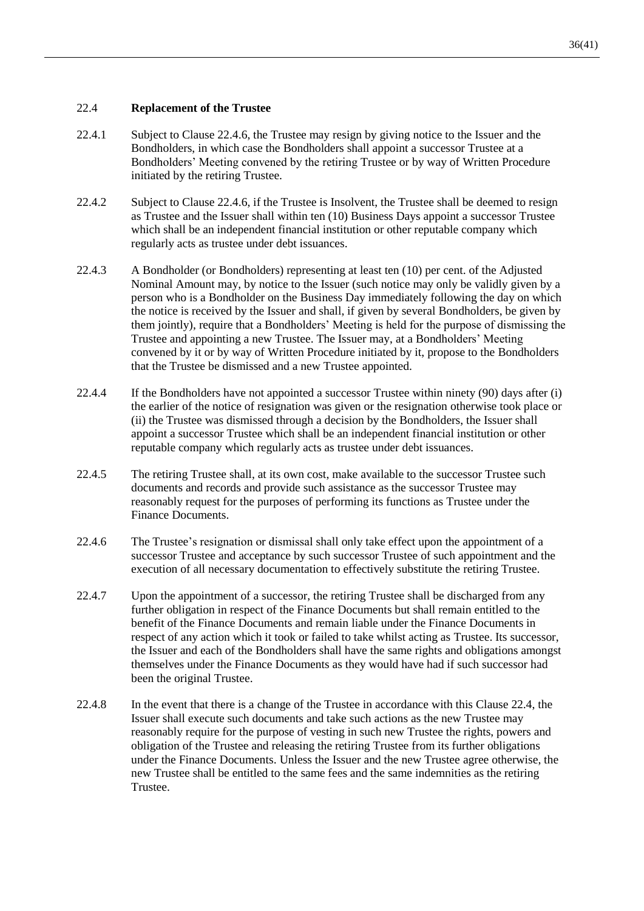### 22.4 **Replacement of the Trustee**

22.4.1 Subject to Clause 22.4.6, the Trustee may resign by giving notice to the Issuer and the Bondholders, in which case the Bondholders shall appoint a successor Trustee at a Bondholders' Meeting convened by the retiring Trustee or by way of Written Procedure initiated by the retiring Trustee.

22.4.2 Subject to Clause 22.4.6, if the Trustee is Insolvent, the Trustee shall be deemed to resign as Trustee and the Issuer shall within ten (10) Business Days appoint a successor Trustee which shall be an independent financial institution or other reputable company which regularly acts as trustee under debt issuances.

22.4.3 A Bondholder (or Bondholders) representing at least ten (10) per cent. of the Adjusted Nominal Amount may, by notice to the Issuer (such notice may only be validly given by a person who is a Bondholder on the Business Day immediately following the day on which the notice is received by the Issuer and shall, if given by several Bondholders, be given by them jointly), require that a Bondholders' Meeting is held for the purpose of dismissing the Trustee and appointing a new Trustee. The Issuer may, at a Bondholders' Meeting convened by it or by way of Written Procedure initiated by it, propose to the Bondholders that the Trustee be dismissed and a new Trustee appointed.

22.4.4 If the Bondholders have not appointed a successor Trustee within ninety (90) days after (i) the earlier of the notice of resignation was given or the resignation otherwise took place or (ii) the Trustee was dismissed through a decision by the Bondholders, the Issuer shall appoint a successor Trustee which shall be an independent financial institution or other reputable company which regularly acts as trustee under debt issuances.

22.4.5 The retiring Trustee shall, at its own cost, make available to the successor Trustee such documents and records and provide such assistance as the successor Trustee may reasonably request for the purposes of performing its functions as Trustee under the Finance Documents.

22.4.6 The Trustee's resignation or dismissal shall only take effect upon the appointment of a successor Trustee and acceptance by such successor Trustee of such appointment and the execution of all necessary documentation to effectively substitute the retiring Trustee.

22.4.7 Upon the appointment of a successor, the retiring Trustee shall be discharged from any further obligation in respect of the Finance Documents but shall remain entitled to the benefit of the Finance Documents and remain liable under the Finance Documents in respect of any action which it took or failed to take whilst acting as Trustee. Its successor, the Issuer and each of the Bondholders shall have the same rights and obligations amongst themselves under the Finance Documents as they would have had if such successor had been the original Trustee.

22.4.8 In the event that there is a change of the Trustee in accordance with this Clause 22.4, the Issuer shall execute such documents and take such actions as the new Trustee may reasonably require for the purpose of vesting in such new Trustee the rights, powers and obligation of the Trustee and releasing the retiring Trustee from its further obligations under the Finance Documents. Unless the Issuer and the new Trustee agree otherwise, the new Trustee shall be entitled to the same fees and the same indemnities as the retiring Trustee.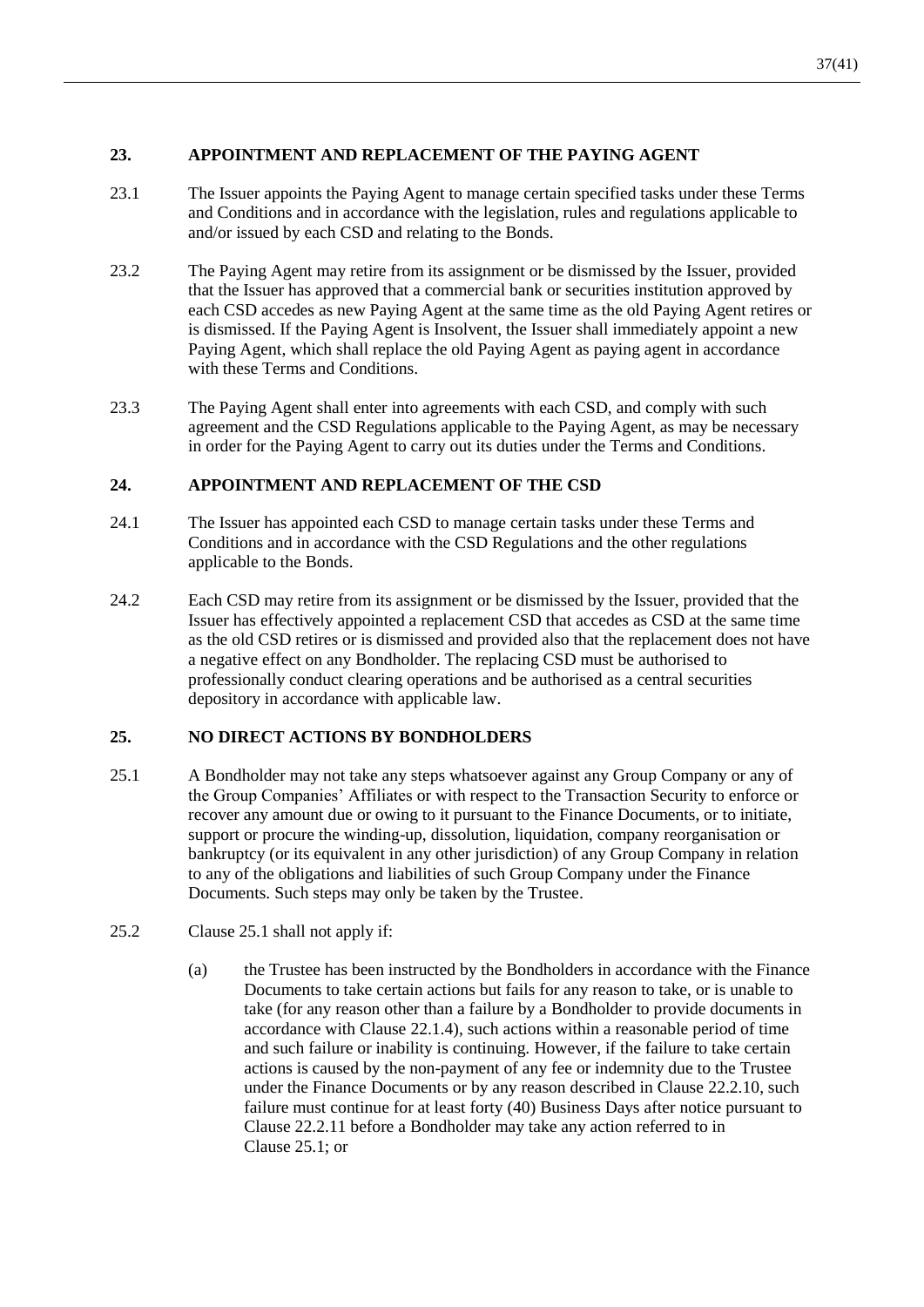## 23. APPOINTMENT AND REPLACEMENT OF THE PAYING AGENT

23.1 The Issuer appoints the Paying Agent to manage certain specified tasks under these Terms and Conditions and in accordance with the legislation, rules and regulations applicable to and/or issued by each CSD and relating to the Bonds.

23.2 The Paying Agent may retire from its assignment or be dismissed by the Issuer, provided that the Issuer has approved that a commercial bank or securities institution approved by each CSD accedes as new Paying Agent at the same time as the old Paying Agent retires or is dismissed. If the Paying Agent is Insolvent, the Issuer shall immediately appoint a new Paying Agent, which shall replace the old Paying Agent as paying agent in accordance with these Terms and Conditions.

23.3 The Paying Agent shall enter into agreements with each CSD, and comply with such agreement and the CSD Regulations applicable to the Paying Agent, as may be necessary in order for the Paying Agent to carry out its duties under the Terms and Conditions.

## 24. APPOINTMENT AND REPLACEMENT OF THE CSD

24.1 The Issuer has appointed each CSD to manage certain tasks under these Terms and Conditions and in accordance with the CSD Regulations and the other regulations applicable to the Bonds.

24.2 Each CSD may retire from its assignment or be dismissed by the Issuer, provided that the Issuer has effectively appointed a replacement CSD that accedes as CSD at the same time as the old CSD retires or is dismissed and provided also that the replacement does not have a negative effect on any Bondholder. The replacing CSD must be authorised to professionally conduct clearing operations and be authorised as a central securities depository in accordance with applicable law.

## 25. NO DIRECT ACTIONS BY BONDHOLDERS

25.1 A Bondholder may not take any steps whatsoever against any Group Company or any of the Group Companies' Affiliates or with respect to the Transaction Security to enforce or recover any amount due or owing to it pursuant to the Finance Documents, or to initiate, support or procure the winding-up, dissolution, liquidation, company reorganisation or bankruptcy (or its equivalent in any other jurisdiction) of any Group Company in relation to any of the obligations and liabilities of such Group Company under the Finance Documents. Such steps may only be taken by the Trustee.

25.2 Clause 25.1 shall not apply if:

(a) the Trustee has been instructed by the Bondholders in accordance with the Finance Documents to take certain actions but fails for any reason to take, or is unable to take (for any reason other than a failure by a Bondholder to provide documents in accordance with Clause 22.1.4), such actions within a reasonable period of time and such failure or inability is continuing. However, if the failure to take certain actions is caused by the non-payment of any fee or indemnity due to the Trustee under the Finance Documents or by any reason described in Clause 22.2.10, such failure must continue for at least forty (40) Business Days after notice pursuant to Clause 22.2.11 before a Bondholder may take any action referred to in Clause 25.1; or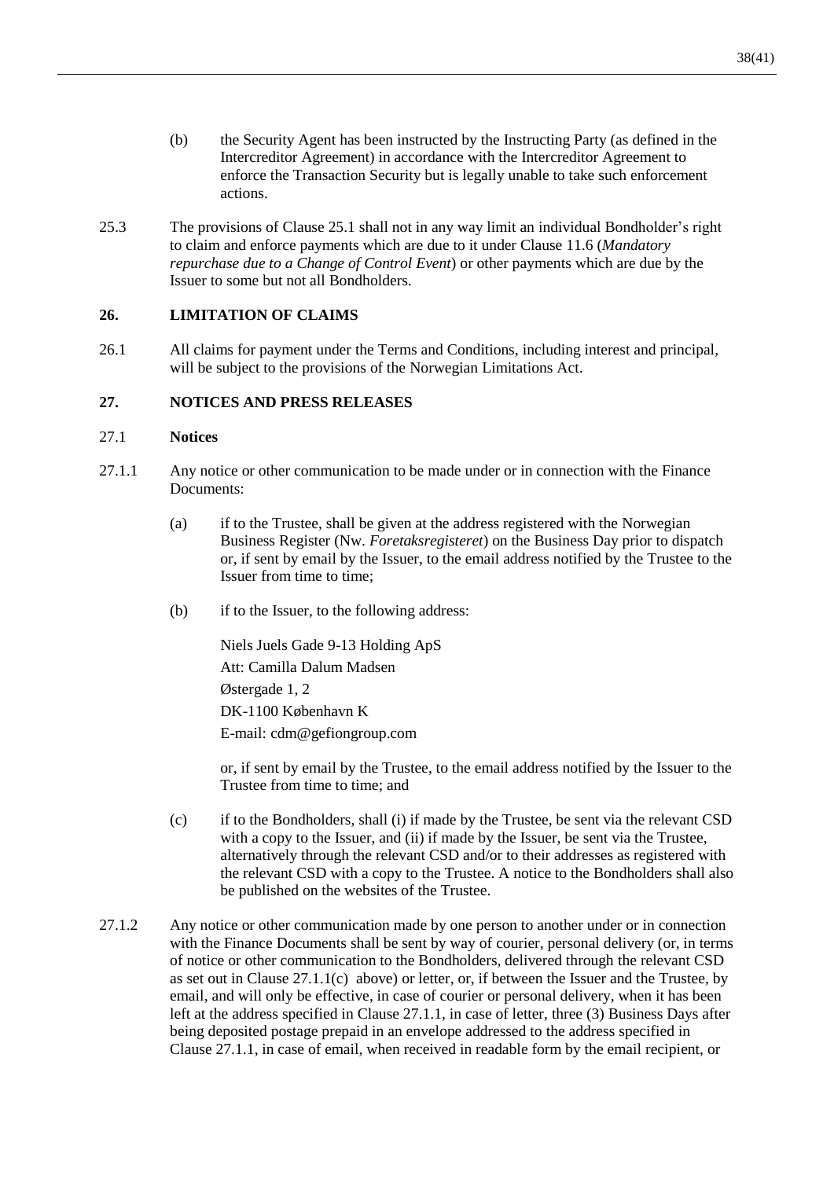(b) the Security Agent has been instructed by the Instructing Party (as defined in the Intercreditor Agreement) in accordance with the Intercreditor Agreement to enforce the Transaction Security but is legally unable to take such enforcement actions.

25.3 The provisions of Clause 25.1 shall not in any way limit an individual Bondholder's right to claim and enforce payments which are due to it under Clause 11.6 (*Mandatory repurchase due to a Change of Control Event*) or other payments which are due by the Issuer to some but not all Bondholders.

## 26. LIMITATION OF CLAIMS

26.1 All claims for payment under the Terms and Conditions, including interest and principal, will be subject to the provisions of the Norwegian Limitations Act.

## 27. NOTICES AND PRESS RELEASES

### 27.1 Notices

27.1.1 Any notice or other communication to be made under or in connection with the Finance Documents:

(a) if to the Trustee, shall be given at the address registered with the Norwegian Business Register (Nw. *Foretaksregisteret*) on the Business Day prior to dispatch or, if sent by email by the Issuer, to the email address notified by the Trustee to the Issuer from time to time;

(b) if to the Issuer, to the following address:

Niels Juels Gade 9-13 Holding ApS
Att: Camilla Dalum Madsen
Østergade 1, 2
DK-1100 København K
E-mail: cdm@gefiongroup.com

or, if sent by email by the Trustee, to the email address notified by the Issuer to the Trustee from time to time; and

(c) if to the Bondholders, shall (i) if made by the Trustee, be sent via the relevant CSD with a copy to the Issuer, and (ii) if made by the Issuer, be sent via the Trustee, alternatively through the relevant CSD and/or to their addresses as registered with the relevant CSD with a copy to the Trustee. A notice to the Bondholders shall also be published on the websites of the Trustee.

27.1.2 Any notice or other communication made by one person to another under or in connection with the Finance Documents shall be sent by way of courier, personal delivery (or, in terms of notice or other communication to the Bondholders, delivered through the relevant CSD as set out in Clause 27.1.1(c) above) or letter, or, if between the Issuer and the Trustee, by email, and will only be effective, in case of courier or personal delivery, when it has been left at the address specified in Clause 27.1.1, in case of letter, three (3) Business Days after being deposited postage prepaid in an envelope addressed to the address specified in Clause 27.1.1, in case of email, when received in readable form by the email recipient, or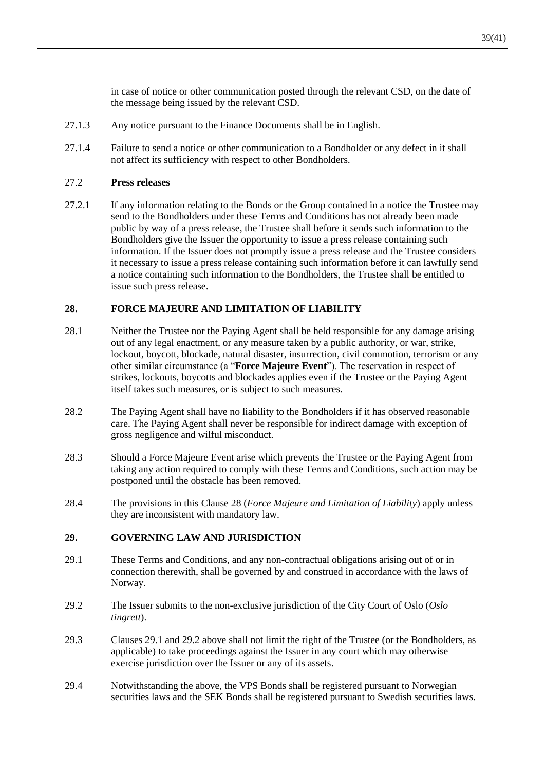in case of notice or other communication posted through the relevant CSD, on the date of the message being issued by the relevant CSD.

27.1.3 Any notice pursuant to the Finance Documents shall be in English.

27.1.4 Failure to send a notice or other communication to a Bondholder or any defect in it shall not affect its sufficiency with respect to other Bondholders.

27.2 **Press releases**

27.2.1 If any information relating to the Bonds or the Group contained in a notice the Trustee may send to the Bondholders under these Terms and Conditions has not already been made public by way of a press release, the Trustee shall before it sends such information to the Bondholders give the Issuer the opportunity to issue a press release containing such information. If the Issuer does not promptly issue a press release and the Trustee considers it necessary to issue a press release containing such information before it can lawfully send a notice containing such information to the Bondholders, the Trustee shall be entitled to issue such press release.

## 28. FORCE MAJEURE AND LIMITATION OF LIABILITY

28.1 Neither the Trustee nor the Paying Agent shall be held responsible for any damage arising out of any legal enactment, or any measure taken by a public authority, or war, strike, lockout, boycott, blockade, natural disaster, insurrection, civil commotion, terrorism or any other similar circumstance (a "**Force Majeure Event**"). The reservation in respect of strikes, lockouts, boycotts and blockades applies even if the Trustee or the Paying Agent itself takes such measures, or is subject to such measures.

28.2 The Paying Agent shall have no liability to the Bondholders if it has observed reasonable care. The Paying Agent shall never be responsible for indirect damage with exception of gross negligence and wilful misconduct.

28.3 Should a Force Majeure Event arise which prevents the Trustee or the Paying Agent from taking any action required to comply with these Terms and Conditions, such action may be postponed until the obstacle has been removed.

28.4 The provisions in this Clause 28 (*Force Majeure and Limitation of Liability*) apply unless they are inconsistent with mandatory law.

## 29. GOVERNING LAW AND JURISDICTION

29.1 These Terms and Conditions, and any non-contractual obligations arising out of or in connection therewith, shall be governed by and construed in accordance with the laws of Norway.

29.2 The Issuer submits to the non-exclusive jurisdiction of the City Court of Oslo (*Oslo tingrett*).

29.3 Clauses 29.1 and 29.2 above shall not limit the right of the Trustee (or the Bondholders, as applicable) to take proceedings against the Issuer in any court which may otherwise exercise jurisdiction over the Issuer or any of its assets.

29.4 Notwithstanding the above, the VPS Bonds shall be registered pursuant to Norwegian securities laws and the SEK Bonds shall be registered pursuant to Swedish securities laws.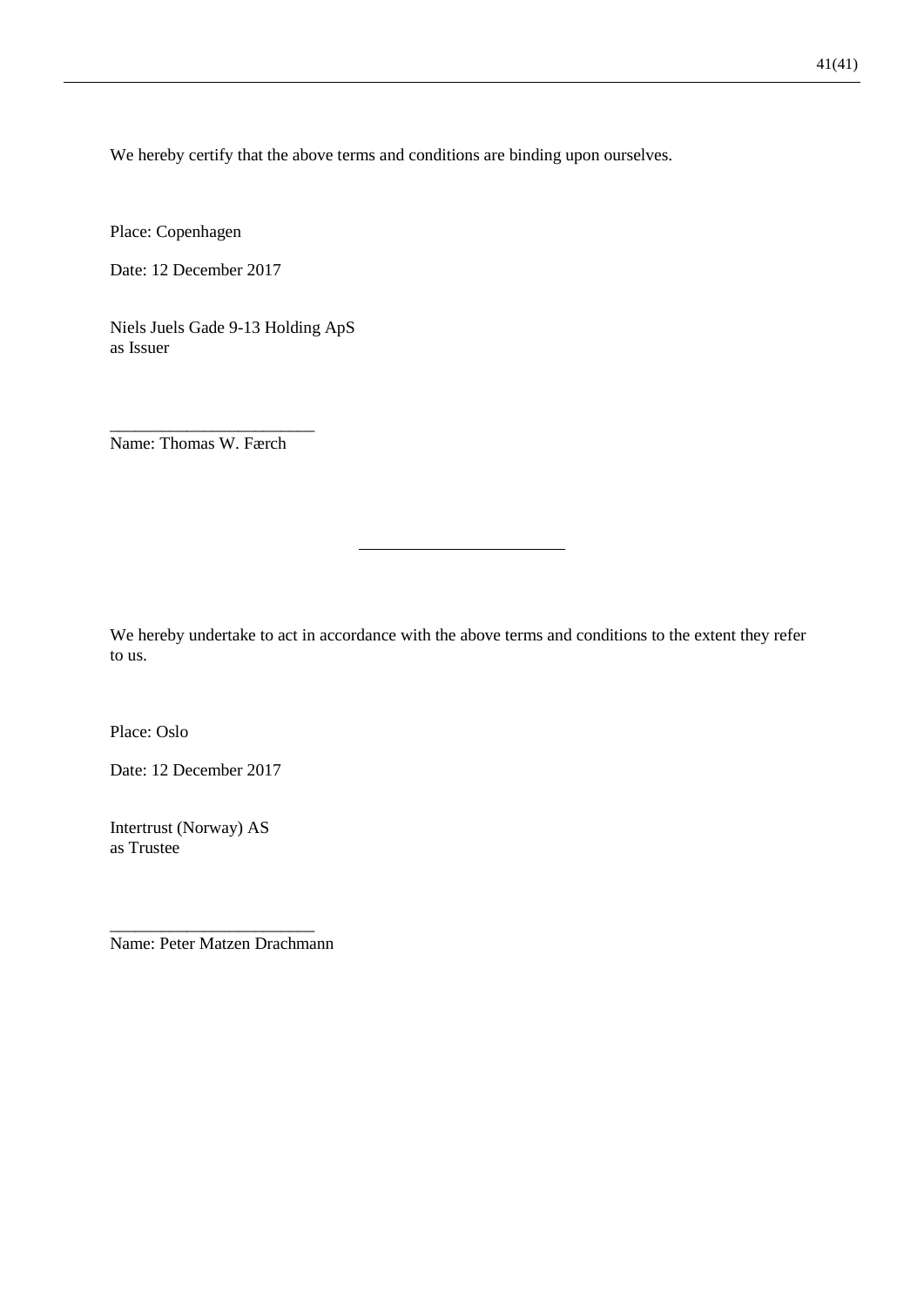We hereby certify that the above terms and conditions are binding upon ourselves.

Place: Copenhagen

Date: 12 December 2017

Niels Juels Gade 9-13 Holding ApS
as Issuer

________________________
Name: Thomas W. Færch

________________________

We hereby undertake to act in accordance with the above terms and conditions to the extent they refer to us.

Place: Oslo

Date: 12 December 2017

Intertrust (Norway) AS
as Trustee

________________________
Name: Peter Matzen Drachmann